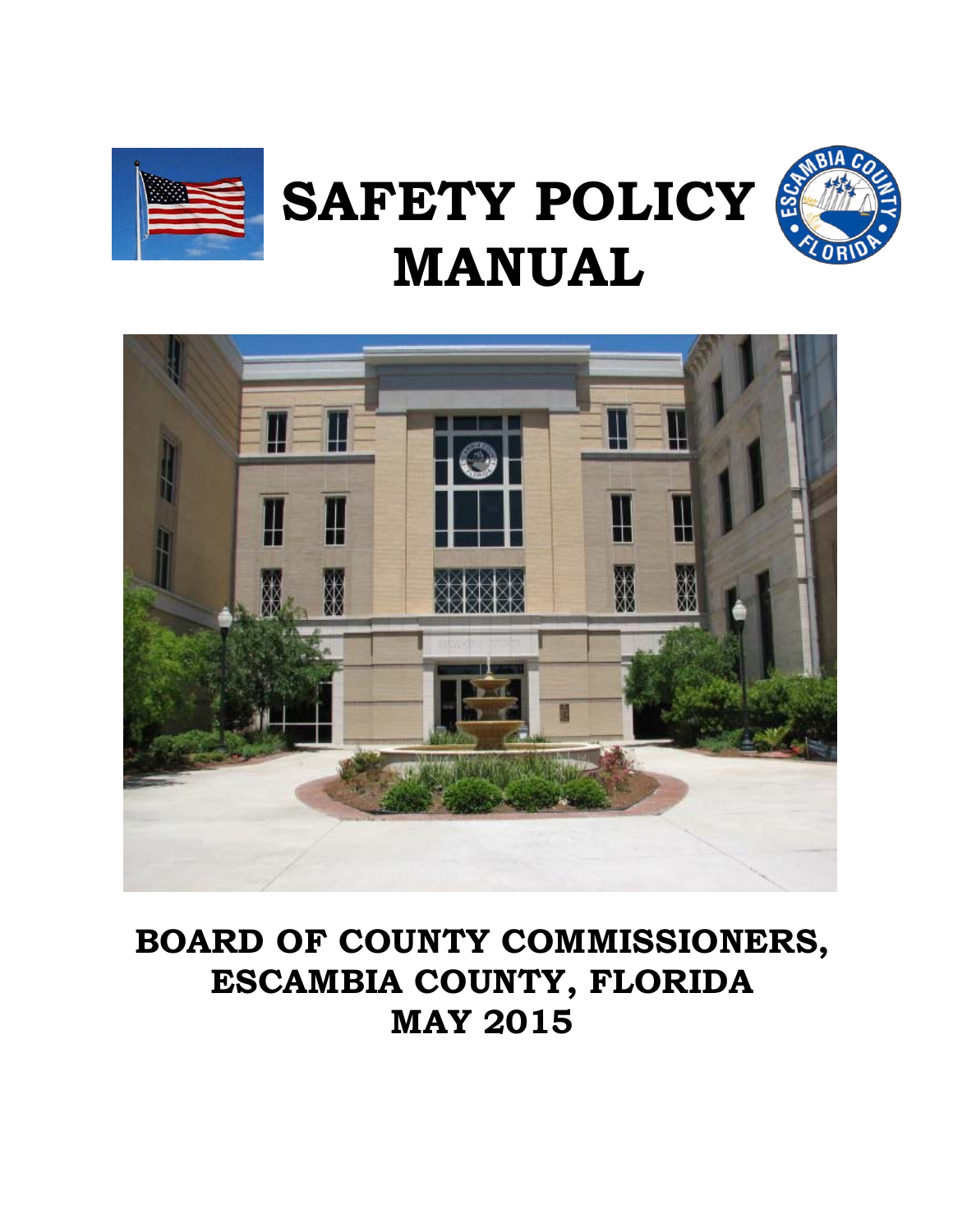# SAFETY POLICY MANUAL

## BOARD OF COUNTY COMMISSIONERS, ESCAMBIA COUNTY, FLORIDA
## MAY 2015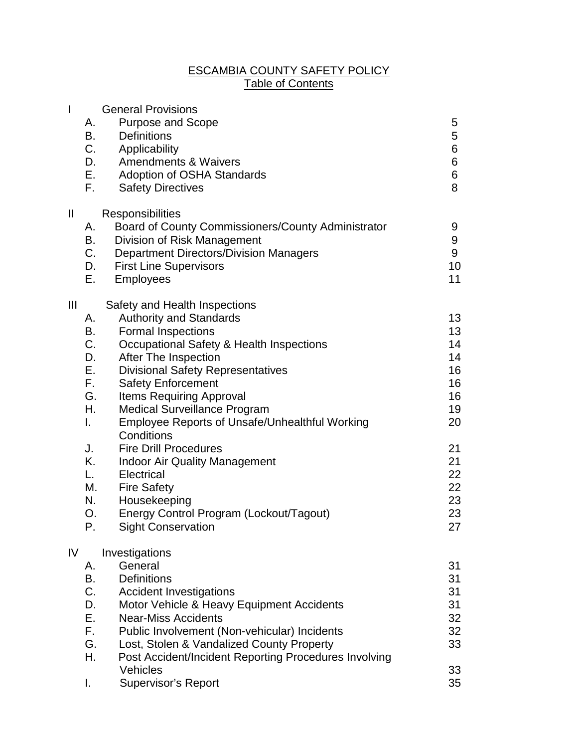# ESCAMBIA COUNTY SAFETY POLICY
## Table of Contents

| | | | |
|---|---|---|---|
| I | | General Provisions | |
| | A. | Purpose and Scope | 5 |
| | B. | Definitions | 5 |
| | C. | Applicability | 6 |
| | D. | Amendments & Waivers | 6 |
| | E. | Adoption of OSHA Standards | 6 |
| | F. | Safety Directives | 8 |
| II | | Responsibilities | |
| | A. | Board of County Commissioners/County Administrator | 9 |
| | B. | Division of Risk Management | 9 |
| | C. | Department Directors/Division Managers | 9 |
| | D. | First Line Supervisors | 10 |
| | E. | Employees | 11 |
| III | | Safety and Health Inspections | |
| | A. | Authority and Standards | 13 |
| | B. | Formal Inspections | 13 |
| | C. | Occupational Safety & Health Inspections | 14 |
| | D. | After The Inspection | 14 |
| | E. | Divisional Safety Representatives | 16 |
| | F. | Safety Enforcement | 16 |
| | G. | Items Requiring Approval | 16 |
| | H. | Medical Surveillance Program | 19 |
| | I. | Employee Reports of Unsafe/Unhealthful Working Conditions | 20 |
| | J. | Fire Drill Procedures | 21 |
| | K. | Indoor Air Quality Management | 21 |
| | L. | Electrical | 22 |
| | M. | Fire Safety | 22 |
| | N. | Housekeeping | 23 |
| | O. | Energy Control Program (Lockout/Tagout) | 23 |
| | P. | Sight Conservation | 27 |
| IV | | Investigations | |
| | A. | General | 31 |
| | B. | Definitions | 31 |
| | C. | Accident Investigations | 31 |
| | D. | Motor Vehicle & Heavy Equipment Accidents | 31 |
| | E. | Near-Miss Accidents | 32 |
| | F. | Public Involvement (Non-vehicular) Incidents | 32 |
| | G. | Lost, Stolen & Vandalized County Property | 33 |
| | H. | Post Accident/Incident Reporting Procedures Involving Vehicles | 33 |
| | I. | Supervisor's Report | 35 |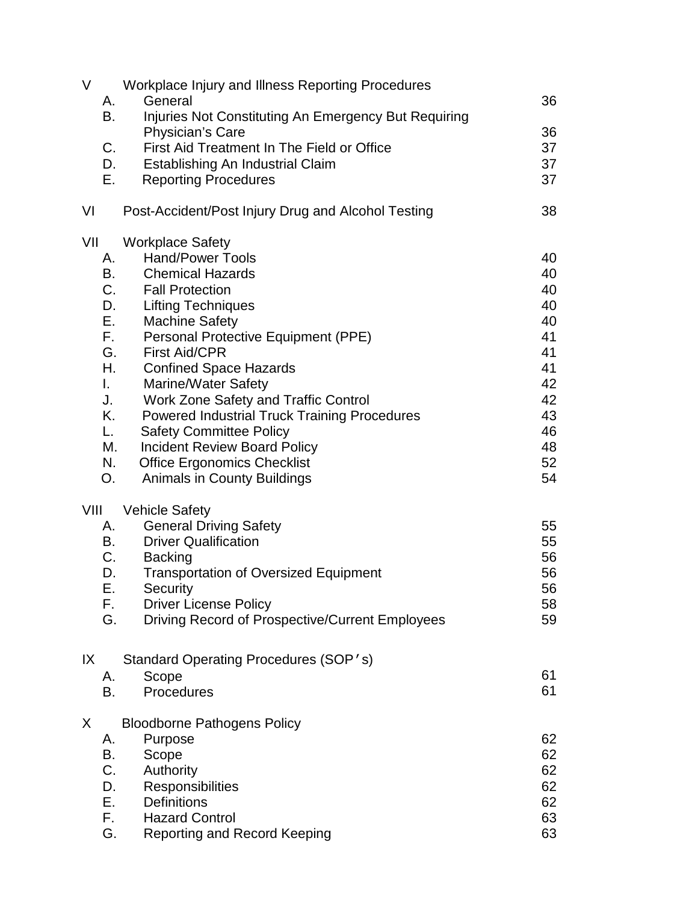| | | |
|---|---|---|
| V | Workplace Injury and Illness Reporting Procedures | |
| A. | General | 36 |
| B. | Injuries Not Constituting An Emergency But Requiring Physician's Care | 36 |
| C. | First Aid Treatment In The Field or Office | 37 |
| D. | Establishing An Industrial Claim | 37 |
| E. | Reporting Procedures | 37 |
| VI | Post-Accident/Post Injury Drug and Alcohol Testing | 38 |
| VII | Workplace Safety | |
| A. | Hand/Power Tools | 40 |
| B. | Chemical Hazards | 40 |
| C. | Fall Protection | 40 |
| D. | Lifting Techniques | 40 |
| E. | Machine Safety | 40 |
| F. | Personal Protective Equipment (PPE) | 41 |
| G. | First Aid/CPR | 41 |
| H. | Confined Space Hazards | 41 |
| I. | Marine/Water Safety | 42 |
| J. | Work Zone Safety and Traffic Control | 42 |
| K. | Powered Industrial Truck Training Procedures | 43 |
| L. | Safety Committee Policy | 46 |
| M. | Incident Review Board Policy | 48 |
| N. | Office Ergonomics Checklist | 52 |
| O. | Animals in County Buildings | 54 |
| VIII | Vehicle Safety | |
| A. | General Driving Safety | 55 |
| B. | Driver Qualification | 55 |
| C. | Backing | 56 |
| D. | Transportation of Oversized Equipment | 56 |
| E. | Security | 56 |
| F. | Driver License Policy | 58 |
| G. | Driving Record of Prospective/Current Employees | 59 |
| IX | Standard Operating Procedures (SOP's) | |
| A. | Scope | 61 |
| B. | Procedures | 61 |
| X | Bloodborne Pathogens Policy | |
| A. | Purpose | 62 |
| B. | Scope | 62 |
| C. | Authority | 62 |
| D. | Responsibilities | 62 |
| E. | Definitions | 62 |
| F. | Hazard Control | 63 |
| G. | Reporting and Record Keeping | 63 |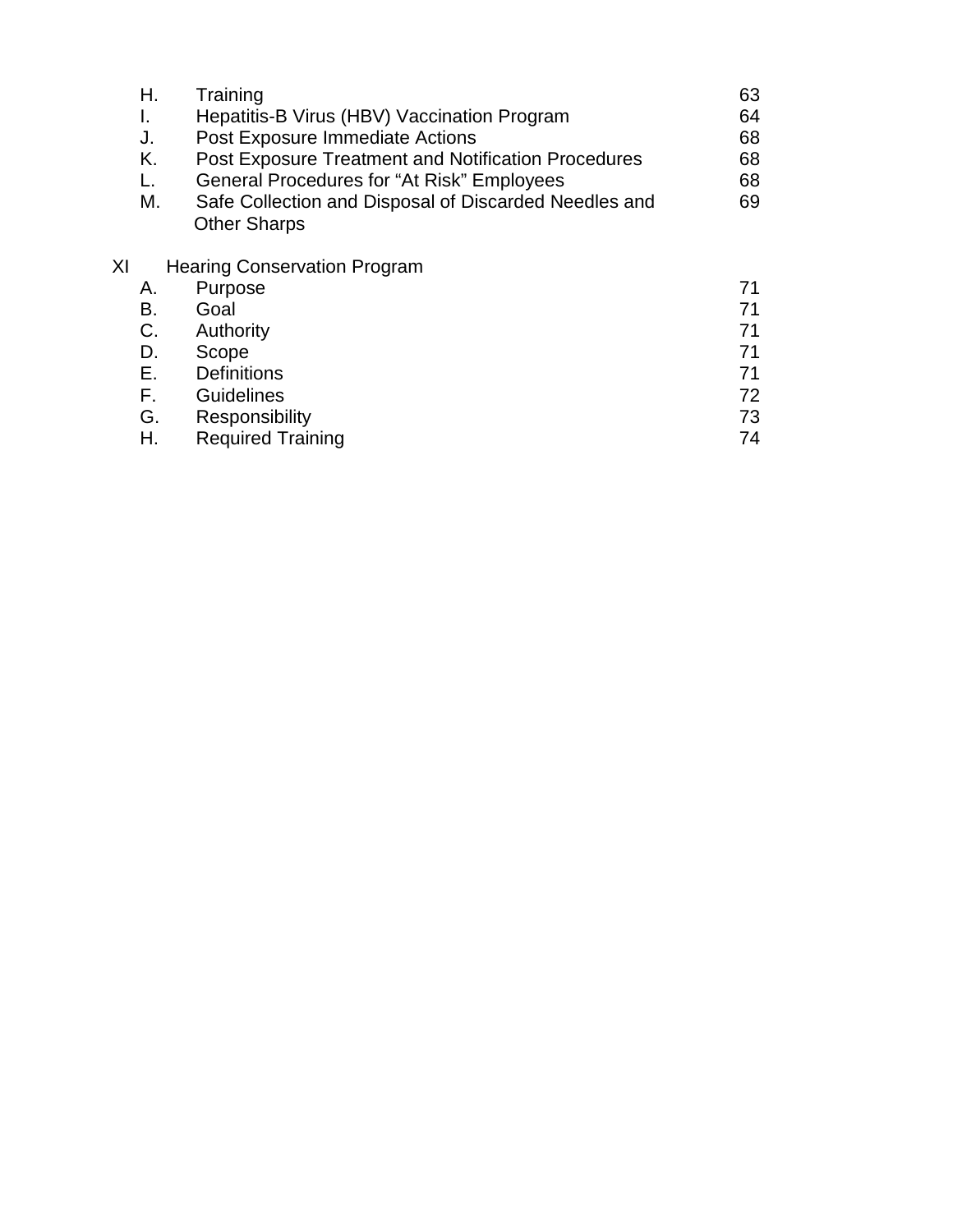| | | |
|---|---|---|
| H. | Training | 63 |
| I. | Hepatitis-B Virus (HBV) Vaccination Program | 64 |
| J. | Post Exposure Immediate Actions | 68 |
| K. | Post Exposure Treatment and Notification Procedures | 68 |
| L. | General Procedures for “At Risk” Employees | 68 |
| M. | Safe Collection and Disposal of Discarded Needles and Other Sharps | 69 |

XI Hearing Conservation Program

| | | |
|---|---|---|
| A. | Purpose | 71 |
| B. | Goal | 71 |
| C. | Authority | 71 |
| D. | Scope | 71 |
| E. | Definitions | 71 |
| F. | Guidelines | 72 |
| G. | Responsibility | 73 |
| H. | Required Training | 74 |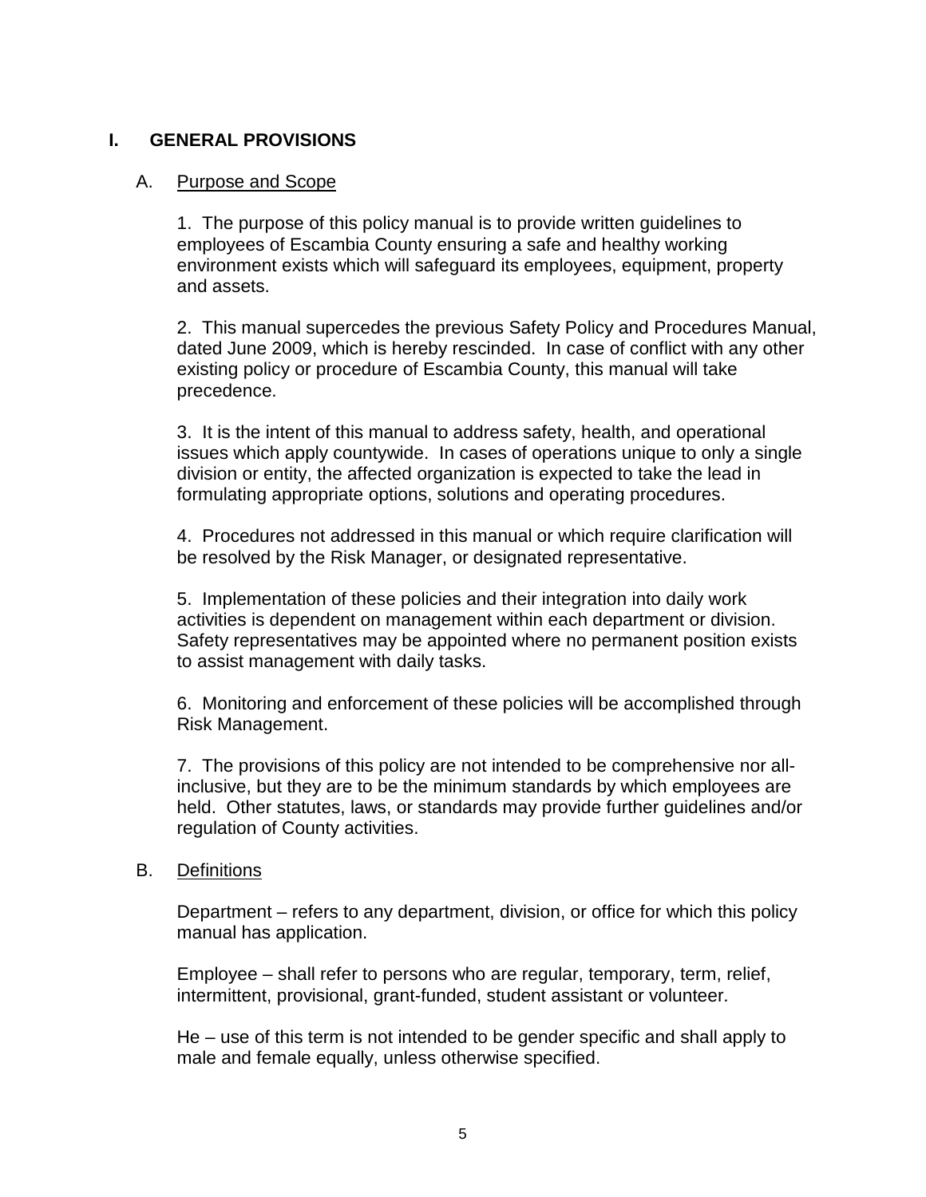# I. GENERAL PROVISIONS

## A. Purpose and Scope

1. The purpose of this policy manual is to provide written guidelines to employees of Escambia County ensuring a safe and healthy working environment exists which will safeguard its employees, equipment, property and assets.

2. This manual supercedes the previous Safety Policy and Procedures Manual, dated June 2009, which is hereby rescinded. In case of conflict with any other existing policy or procedure of Escambia County, this manual will take precedence.

3. It is the intent of this manual to address safety, health, and operational issues which apply countywide. In cases of operations unique to only a single division or entity, the affected organization is expected to take the lead in formulating appropriate options, solutions and operating procedures.

4. Procedures not addressed in this manual or which require clarification will be resolved by the Risk Manager, or designated representative.

5. Implementation of these policies and their integration into daily work activities is dependent on management within each department or division. Safety representatives may be appointed where no permanent position exists to assist management with daily tasks.

6. Monitoring and enforcement of these policies will be accomplished through Risk Management.

7. The provisions of this policy are not intended to be comprehensive nor all-inclusive, but they are to be the minimum standards by which employees are held. Other statutes, laws, or standards may provide further guidelines and/or regulation of County activities.

## B. Definitions

Department – refers to any department, division, or office for which this policy manual has application.

Employee – shall refer to persons who are regular, temporary, term, relief, intermittent, provisional, grant-funded, student assistant or volunteer.

He – use of this term is not intended to be gender specific and shall apply to male and female equally, unless otherwise specified.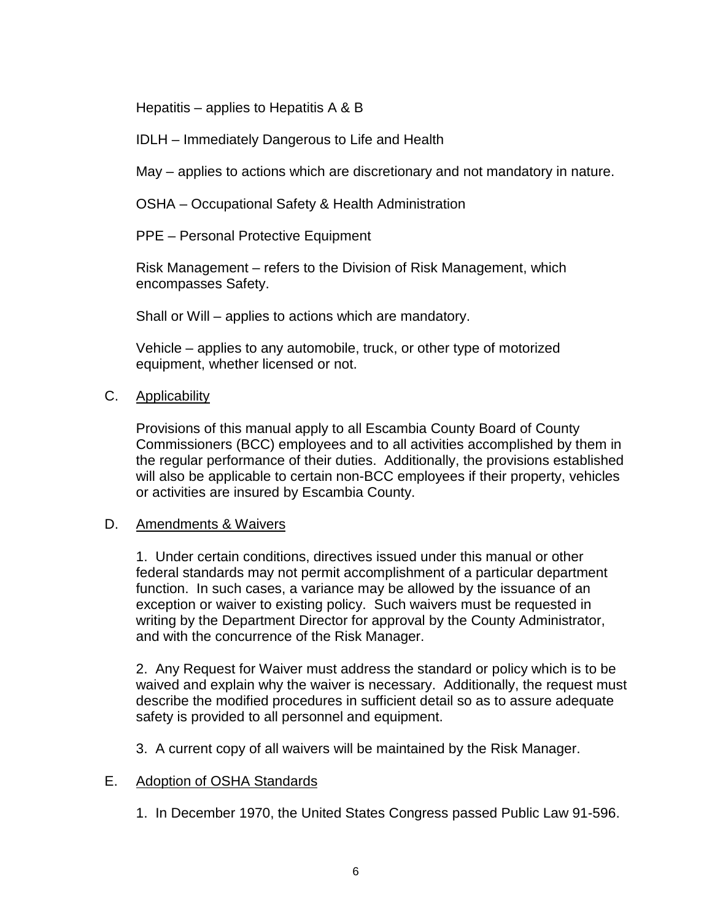Hepatitis – applies to Hepatitis A & B

IDLH – Immediately Dangerous to Life and Health

May – applies to actions which are discretionary and not mandatory in nature.

OSHA – Occupational Safety & Health Administration

PPE – Personal Protective Equipment

Risk Management – refers to the Division of Risk Management, which encompasses Safety.

Shall or Will – applies to actions which are mandatory.

Vehicle – applies to any automobile, truck, or other type of motorized equipment, whether licensed or not.

## C. Applicability

Provisions of this manual apply to all Escambia County Board of County Commissioners (BCC) employees and to all activities accomplished by them in the regular performance of their duties. Additionally, the provisions established will also be applicable to certain non-BCC employees if their property, vehicles or activities are insured by Escambia County.

## D. Amendments & Waivers

1. Under certain conditions, directives issued under this manual or other federal standards may not permit accomplishment of a particular department function. In such cases, a variance may be allowed by the issuance of an exception or waiver to existing policy. Such waivers must be requested in writing by the Department Director for approval by the County Administrator, and with the concurrence of the Risk Manager.

2. Any Request for Waiver must address the standard or policy which is to be waived and explain why the waiver is necessary. Additionally, the request must describe the modified procedures in sufficient detail so as to assure adequate safety is provided to all personnel and equipment.

3. A current copy of all waivers will be maintained by the Risk Manager.

## E. Adoption of OSHA Standards

1. In December 1970, the United States Congress passed Public Law 91-596.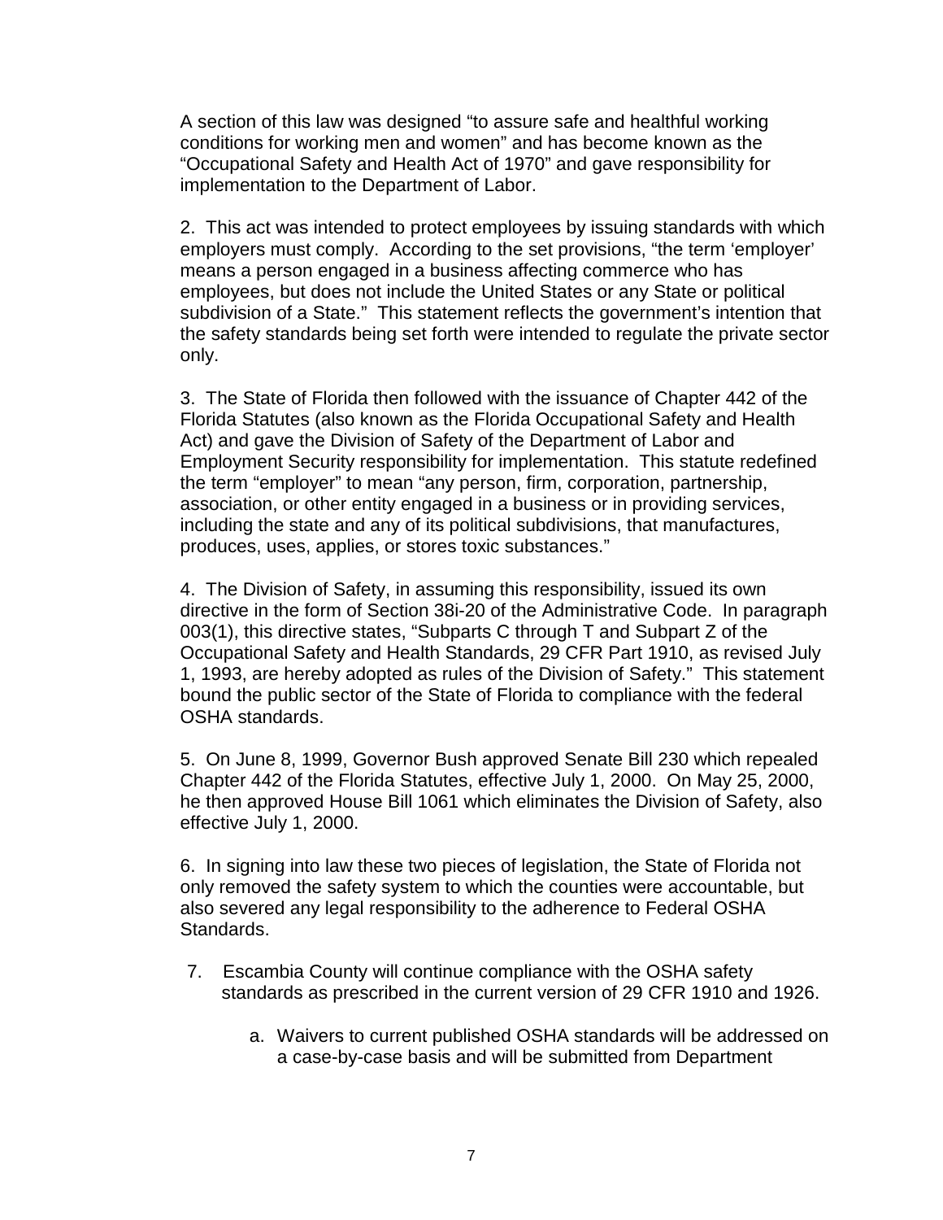A section of this law was designed "to assure safe and healthful working conditions for working men and women" and has become known as the "Occupational Safety and Health Act of 1970" and gave responsibility for implementation to the Department of Labor.

2. This act was intended to protect employees by issuing standards with which employers must comply. According to the set provisions, "the term 'employer' means a person engaged in a business affecting commerce who has employees, but does not include the United States or any State or political subdivision of a State." This statement reflects the government's intention that the safety standards being set forth were intended to regulate the private sector only.

3. The State of Florida then followed with the issuance of Chapter 442 of the Florida Statutes (also known as the Florida Occupational Safety and Health Act) and gave the Division of Safety of the Department of Labor and Employment Security responsibility for implementation. This statute redefined the term "employer" to mean "any person, firm, corporation, partnership, association, or other entity engaged in a business or in providing services, including the state and any of its political subdivisions, that manufactures, produces, uses, applies, or stores toxic substances."

4. The Division of Safety, in assuming this responsibility, issued its own directive in the form of Section 38i-20 of the Administrative Code. In paragraph 003(1), this directive states, "Subparts C through T and Subpart Z of the Occupational Safety and Health Standards, 29 CFR Part 1910, as revised July 1, 1993, are hereby adopted as rules of the Division of Safety." This statement bound the public sector of the State of Florida to compliance with the federal OSHA standards.

5. On June 8, 1999, Governor Bush approved Senate Bill 230 which repealed Chapter 442 of the Florida Statutes, effective July 1, 2000. On May 25, 2000, he then approved House Bill 1061 which eliminates the Division of Safety, also effective July 1, 2000.

6. In signing into law these two pieces of legislation, the State of Florida not only removed the safety system to which the counties were accountable, but also severed any legal responsibility to the adherence to Federal OSHA Standards.

7. Escambia County will continue compliance with the OSHA safety standards as prescribed in the current version of 29 CFR 1910 and 1926.

   a. Waivers to current published OSHA standards will be addressed on a case-by-case basis and will be submitted from Department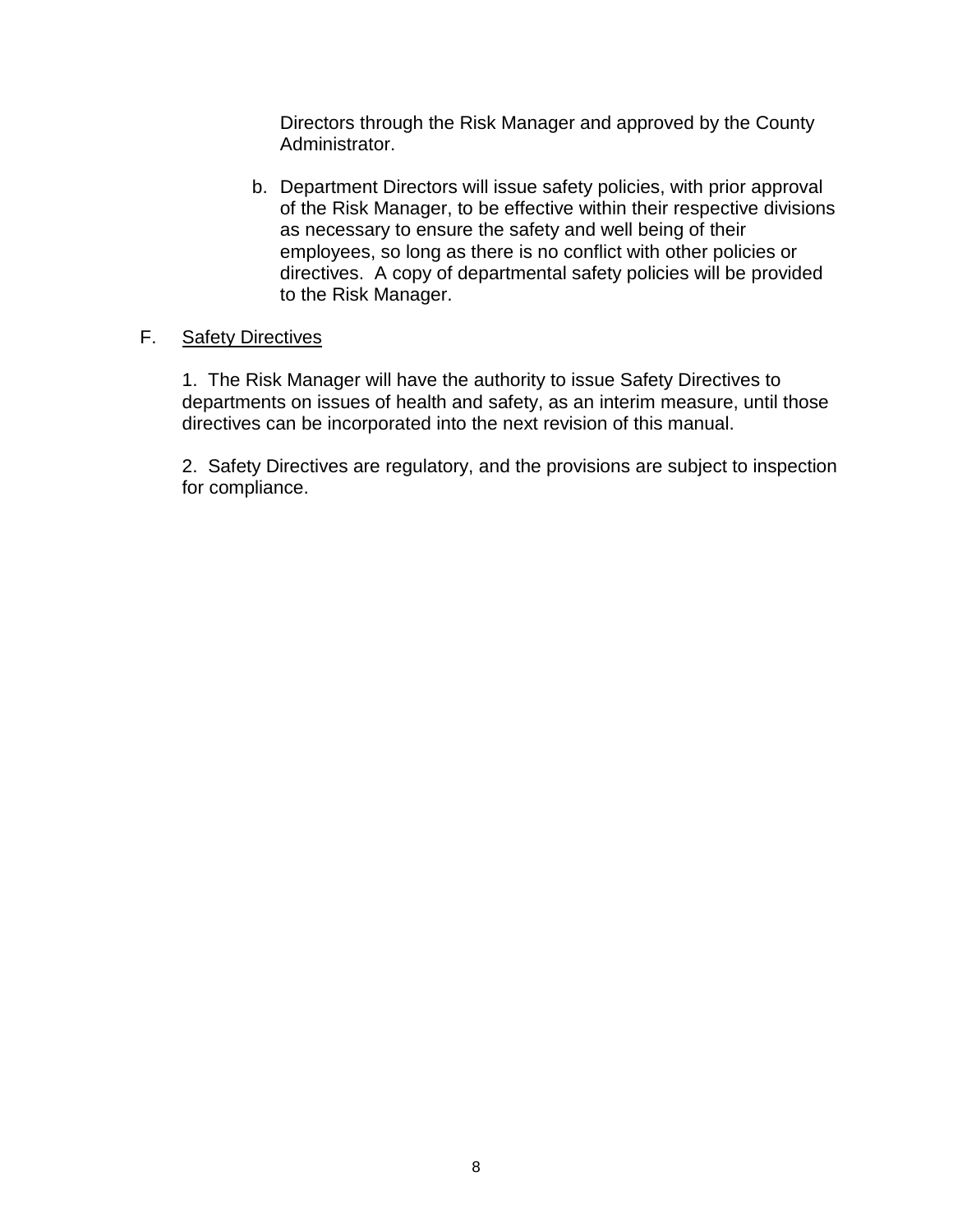Directors through the Risk Manager and approved by the County Administrator.

b. Department Directors will issue safety policies, with prior approval of the Risk Manager, to be effective within their respective divisions as necessary to ensure the safety and well being of their employees, so long as there is no conflict with other policies or directives. A copy of departmental safety policies will be provided to the Risk Manager.

F. <u>Safety Directives</u>

1. The Risk Manager will have the authority to issue Safety Directives to departments on issues of health and safety, as an interim measure, until those directives can be incorporated into the next revision of this manual.

2. Safety Directives are regulatory, and the provisions are subject to inspection for compliance.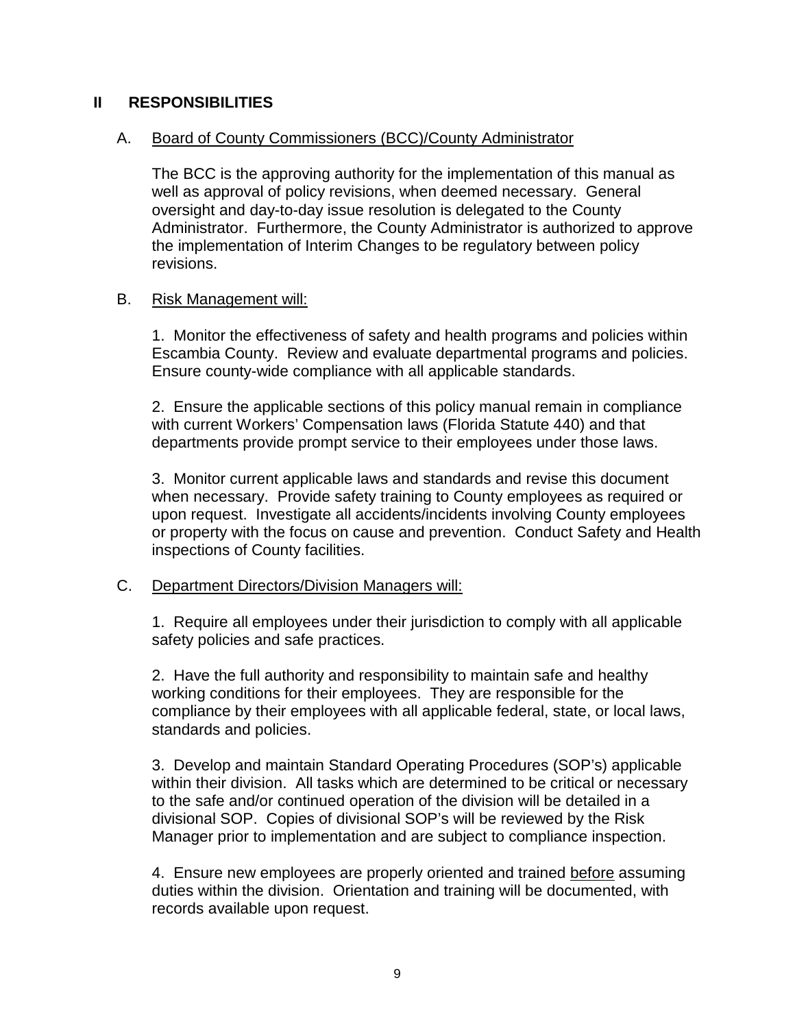## II RESPONSIBILITIES

### A. Board of County Commissioners (BCC)/County Administrator

The BCC is the approving authority for the implementation of this manual as well as approval of policy revisions, when deemed necessary. General oversight and day-to-day issue resolution is delegated to the County Administrator. Furthermore, the County Administrator is authorized to approve the implementation of Interim Changes to be regulatory between policy revisions.

### B. Risk Management will:

1. Monitor the effectiveness of safety and health programs and policies within Escambia County. Review and evaluate departmental programs and policies. Ensure county-wide compliance with all applicable standards.

2. Ensure the applicable sections of this policy manual remain in compliance with current Workers' Compensation laws (Florida Statute 440) and that departments provide prompt service to their employees under those laws.

3. Monitor current applicable laws and standards and revise this document when necessary. Provide safety training to County employees as required or upon request. Investigate all accidents/incidents involving County employees or property with the focus on cause and prevention. Conduct Safety and Health inspections of County facilities.

### C. Department Directors/Division Managers will:

1. Require all employees under their jurisdiction to comply with all applicable safety policies and safe practices.

2. Have the full authority and responsibility to maintain safe and healthy working conditions for their employees. They are responsible for the compliance by their employees with all applicable federal, state, or local laws, standards and policies.

3. Develop and maintain Standard Operating Procedures (SOP's) applicable within their division. All tasks which are determined to be critical or necessary to the safe and/or continued operation of the division will be detailed in a divisional SOP. Copies of divisional SOP's will be reviewed by the Risk Manager prior to implementation and are subject to compliance inspection.

4. Ensure new employees are properly oriented and trained before assuming duties within the division. Orientation and training will be documented, with records available upon request.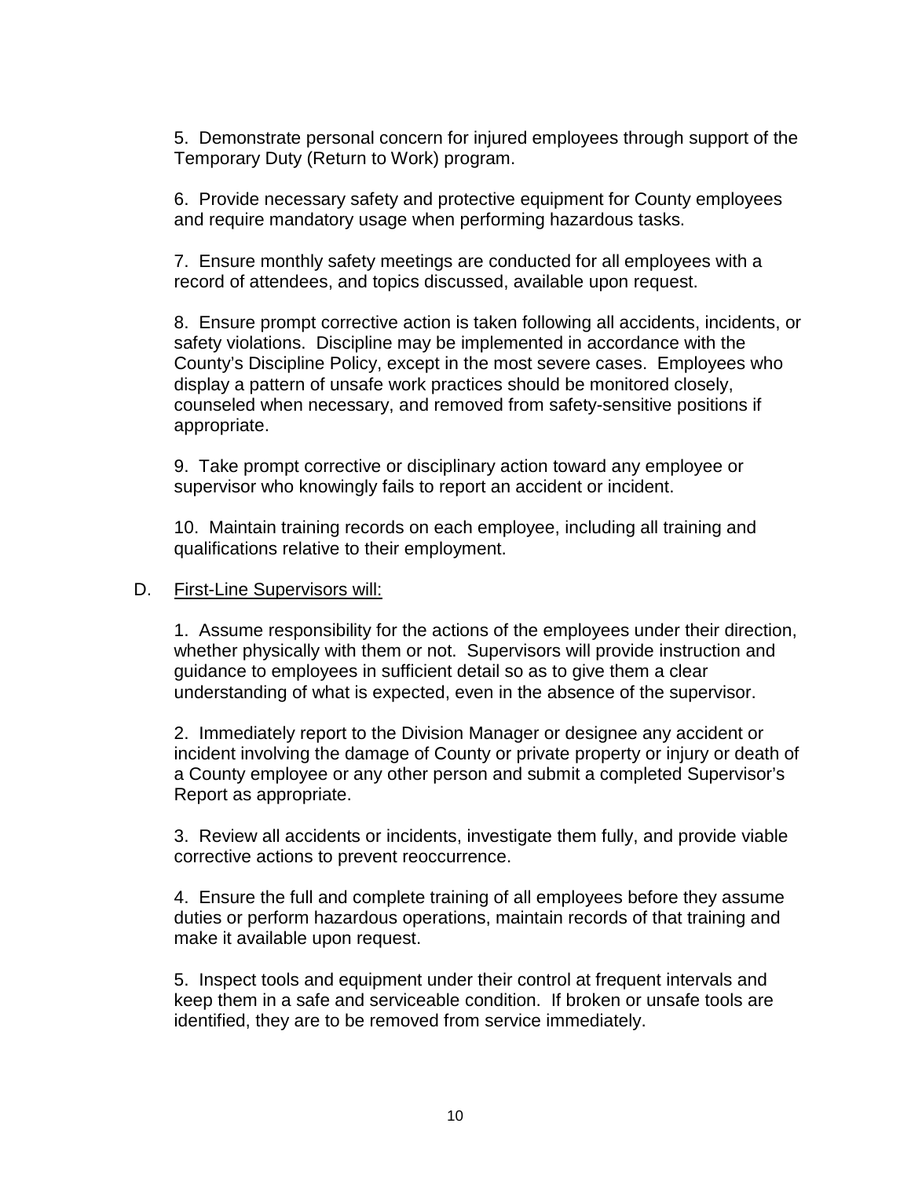5. Demonstrate personal concern for injured employees through support of the Temporary Duty (Return to Work) program.

6. Provide necessary safety and protective equipment for County employees and require mandatory usage when performing hazardous tasks.

7. Ensure monthly safety meetings are conducted for all employees with a record of attendees, and topics discussed, available upon request.

8. Ensure prompt corrective action is taken following all accidents, incidents, or safety violations. Discipline may be implemented in accordance with the County's Discipline Policy, except in the most severe cases. Employees who display a pattern of unsafe work practices should be monitored closely, counseled when necessary, and removed from safety-sensitive positions if appropriate.

9. Take prompt corrective or disciplinary action toward any employee or supervisor who knowingly fails to report an accident or incident.

10. Maintain training records on each employee, including all training and qualifications relative to their employment.

D. <u>First-Line Supervisors will:</u>

1. Assume responsibility for the actions of the employees under their direction, whether physically with them or not. Supervisors will provide instruction and guidance to employees in sufficient detail so as to give them a clear understanding of what is expected, even in the absence of the supervisor.

2. Immediately report to the Division Manager or designee any accident or incident involving the damage of County or private property or injury or death of a County employee or any other person and submit a completed Supervisor's Report as appropriate.

3. Review all accidents or incidents, investigate them fully, and provide viable corrective actions to prevent reoccurrence.

4. Ensure the full and complete training of all employees before they assume duties or perform hazardous operations, maintain records of that training and make it available upon request.

5. Inspect tools and equipment under their control at frequent intervals and keep them in a safe and serviceable condition. If broken or unsafe tools are identified, they are to be removed from service immediately.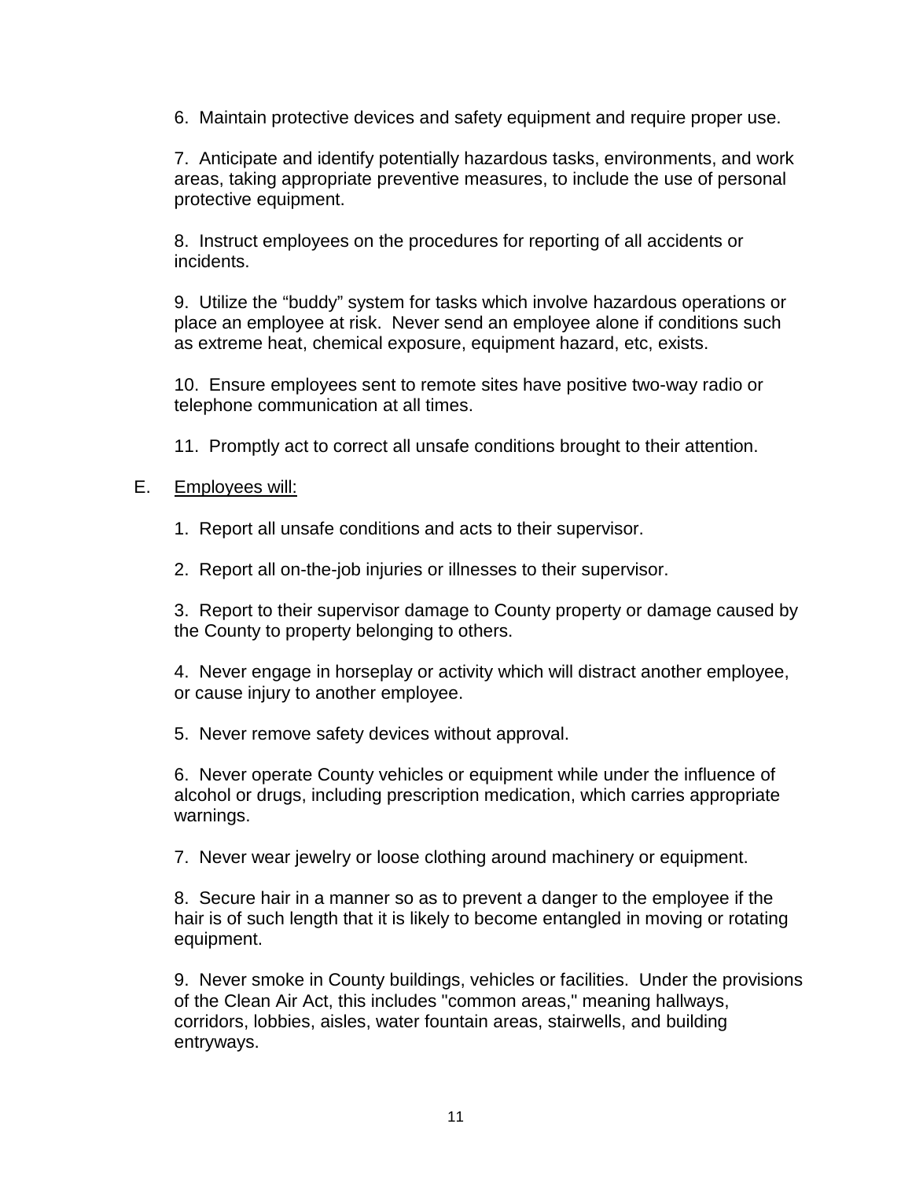6. Maintain protective devices and safety equipment and require proper use.

7. Anticipate and identify potentially hazardous tasks, environments, and work areas, taking appropriate preventive measures, to include the use of personal protective equipment.

8. Instruct employees on the procedures for reporting of all accidents or incidents.

9. Utilize the "buddy" system for tasks which involve hazardous operations or place an employee at risk. Never send an employee alone if conditions such as extreme heat, chemical exposure, equipment hazard, etc, exists.

10. Ensure employees sent to remote sites have positive two-way radio or telephone communication at all times.

11. Promptly act to correct all unsafe conditions brought to their attention.

E. <u>Employees will:</u>

1. Report all unsafe conditions and acts to their supervisor.

2. Report all on-the-job injuries or illnesses to their supervisor.

3. Report to their supervisor damage to County property or damage caused by the County to property belonging to others.

4. Never engage in horseplay or activity which will distract another employee, or cause injury to another employee.

5. Never remove safety devices without approval.

6. Never operate County vehicles or equipment while under the influence of alcohol or drugs, including prescription medication, which carries appropriate warnings.

7. Never wear jewelry or loose clothing around machinery or equipment.

8. Secure hair in a manner so as to prevent a danger to the employee if the hair is of such length that it is likely to become entangled in moving or rotating equipment.

9. Never smoke in County buildings, vehicles or facilities. Under the provisions of the Clean Air Act, this includes "common areas," meaning hallways, corridors, lobbies, aisles, water fountain areas, stairwells, and building entryways.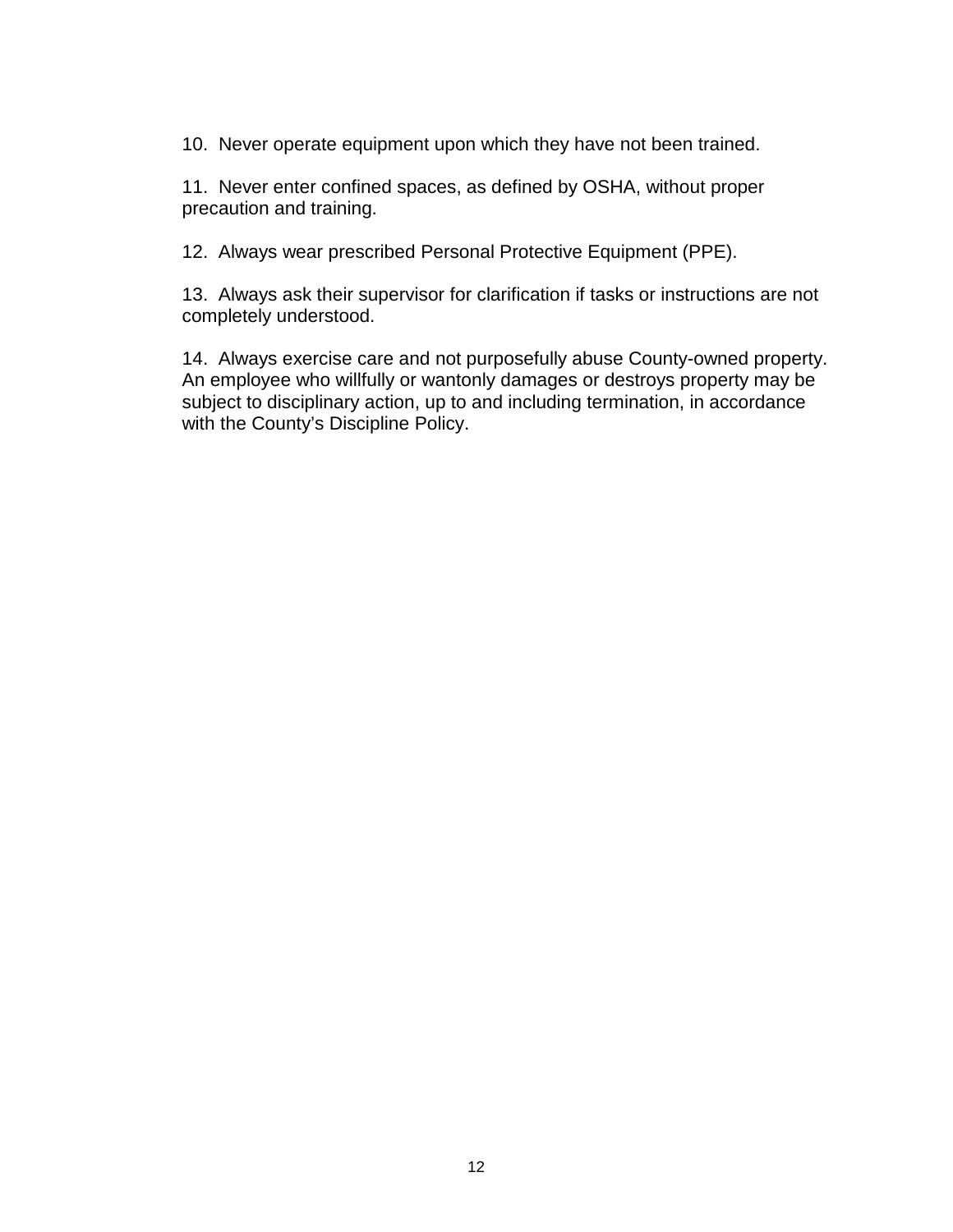10. Never operate equipment upon which they have not been trained.

11. Never enter confined spaces, as defined by OSHA, without proper precaution and training.

12. Always wear prescribed Personal Protective Equipment (PPE).

13. Always ask their supervisor for clarification if tasks or instructions are not completely understood.

14. Always exercise care and not purposefully abuse County-owned property. An employee who willfully or wantonly damages or destroys property may be subject to disciplinary action, up to and including termination, in accordance with the County's Discipline Policy.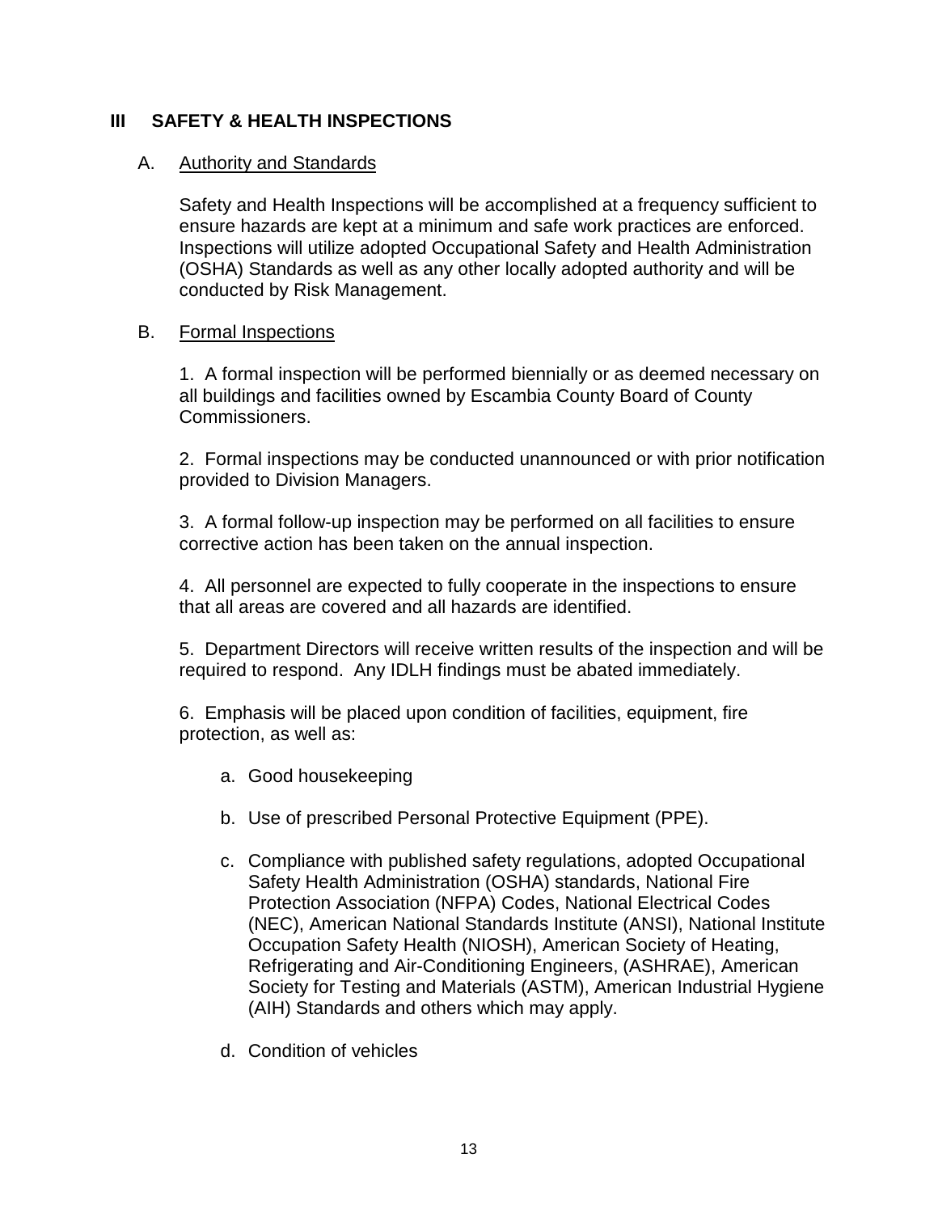## III SAFETY & HEALTH INSPECTIONS

### A. Authority and Standards

Safety and Health Inspections will be accomplished at a frequency sufficient to ensure hazards are kept at a minimum and safe work practices are enforced. Inspections will utilize adopted Occupational Safety and Health Administration (OSHA) Standards as well as any other locally adopted authority and will be conducted by Risk Management.

### B. Formal Inspections

1. A formal inspection will be performed biennially or as deemed necessary on all buildings and facilities owned by Escambia County Board of County Commissioners.

2. Formal inspections may be conducted unannounced or with prior notification provided to Division Managers.

3. A formal follow-up inspection may be performed on all facilities to ensure corrective action has been taken on the annual inspection.

4. All personnel are expected to fully cooperate in the inspections to ensure that all areas are covered and all hazards are identified.

5. Department Directors will receive written results of the inspection and will be required to respond. Any IDLH findings must be abated immediately.

6. Emphasis will be placed upon condition of facilities, equipment, fire protection, as well as:

   a. Good housekeeping

   b. Use of prescribed Personal Protective Equipment (PPE).

   c. Compliance with published safety regulations, adopted Occupational Safety Health Administration (OSHA) standards, National Fire Protection Association (NFPA) Codes, National Electrical Codes (NEC), American National Standards Institute (ANSI), National Institute Occupation Safety Health (NIOSH), American Society of Heating, Refrigerating and Air-Conditioning Engineers, (ASHRAE), American Society for Testing and Materials (ASTM), American Industrial Hygiene (AIH) Standards and others which may apply.

   d. Condition of vehicles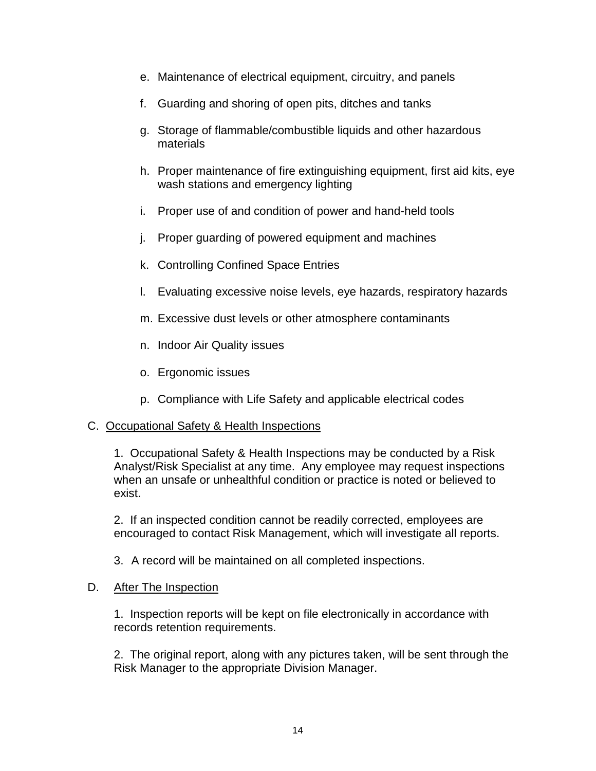e. Maintenance of electrical equipment, circuitry, and panels

f. Guarding and shoring of open pits, ditches and tanks

g. Storage of flammable/combustible liquids and other hazardous materials

h. Proper maintenance of fire extinguishing equipment, first aid kits, eye wash stations and emergency lighting

i. Proper use of and condition of power and hand-held tools

j. Proper guarding of powered equipment and machines

k. Controlling Confined Space Entries

l. Evaluating excessive noise levels, eye hazards, respiratory hazards

m. Excessive dust levels or other atmosphere contaminants

n. Indoor Air Quality issues

o. Ergonomic issues

p. Compliance with Life Safety and applicable electrical codes

C. <u>Occupational Safety & Health Inspections</u>

1. Occupational Safety & Health Inspections may be conducted by a Risk Analyst/Risk Specialist at any time. Any employee may request inspections when an unsafe or unhealthful condition or practice is noted or believed to exist.

2. If an inspected condition cannot be readily corrected, employees are encouraged to contact Risk Management, which will investigate all reports.

3. A record will be maintained on all completed inspections.

D. <u>After The Inspection</u>

1. Inspection reports will be kept on file electronically in accordance with records retention requirements.

2. The original report, along with any pictures taken, will be sent through the Risk Manager to the appropriate Division Manager.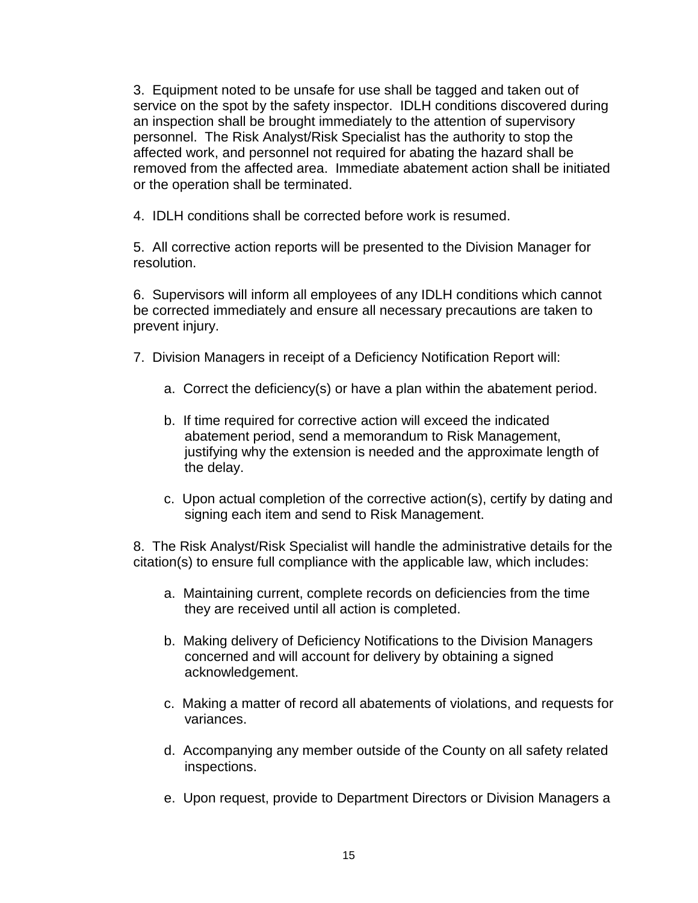3. Equipment noted to be unsafe for use shall be tagged and taken out of service on the spot by the safety inspector. IDLH conditions discovered during an inspection shall be brought immediately to the attention of supervisory personnel. The Risk Analyst/Risk Specialist has the authority to stop the affected work, and personnel not required for abating the hazard shall be removed from the affected area. Immediate abatement action shall be initiated or the operation shall be terminated.

4. IDLH conditions shall be corrected before work is resumed.

5. All corrective action reports will be presented to the Division Manager for resolution.

6. Supervisors will inform all employees of any IDLH conditions which cannot be corrected immediately and ensure all necessary precautions are taken to prevent injury.

7. Division Managers in receipt of a Deficiency Notification Report will:

   a. Correct the deficiency(s) or have a plan within the abatement period.

   b. If time required for corrective action will exceed the indicated abatement period, send a memorandum to Risk Management, justifying why the extension is needed and the approximate length of the delay.

   c. Upon actual completion of the corrective action(s), certify by dating and signing each item and send to Risk Management.

8. The Risk Analyst/Risk Specialist will handle the administrative details for the citation(s) to ensure full compliance with the applicable law, which includes:

   a. Maintaining current, complete records on deficiencies from the time they are received until all action is completed.

   b. Making delivery of Deficiency Notifications to the Division Managers concerned and will account for delivery by obtaining a signed acknowledgement.

   c. Making a matter of record all abatements of violations, and requests for variances.

   d. Accompanying any member outside of the County on all safety related inspections.

   e. Upon request, provide to Department Directors or Division Managers a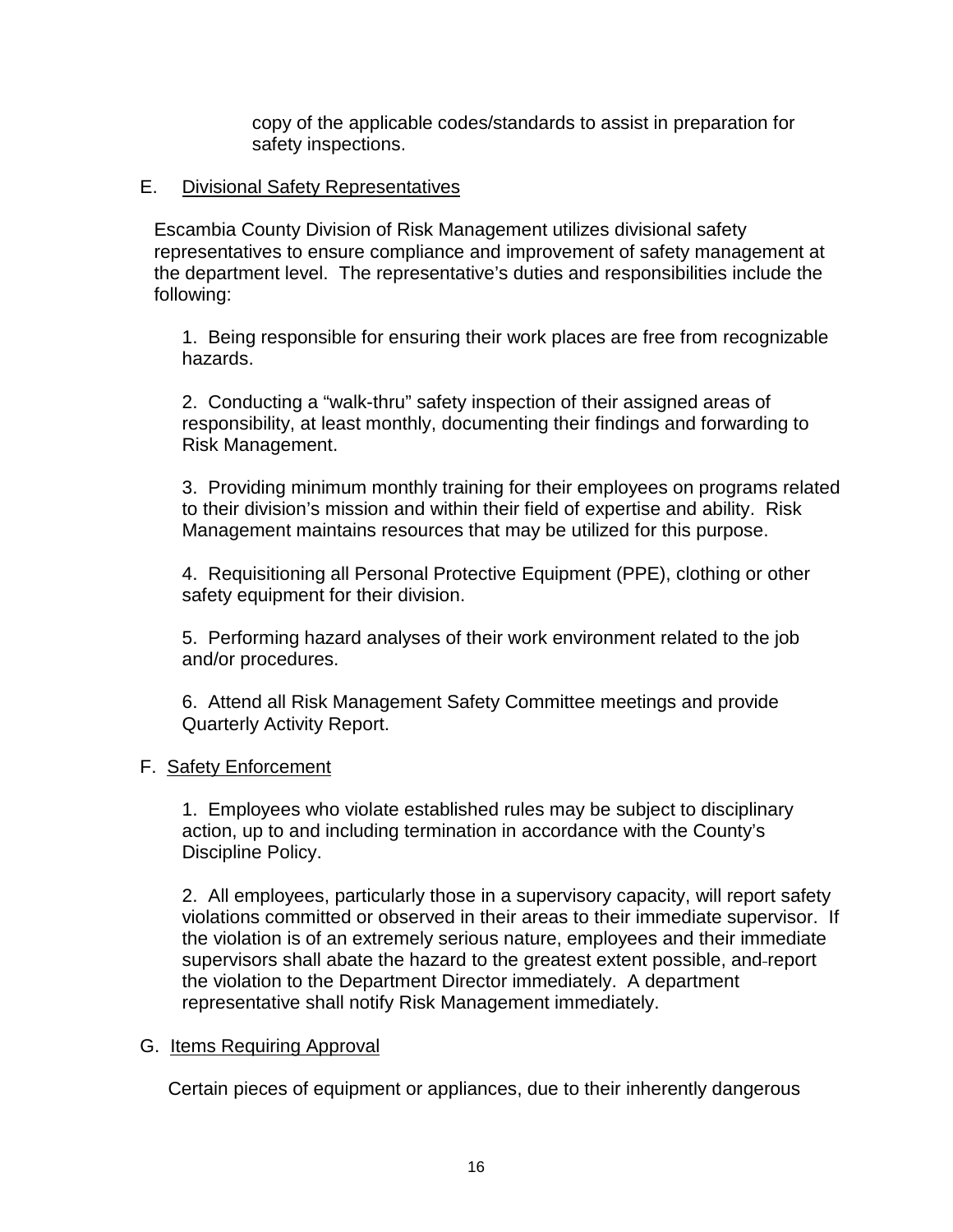copy of the applicable codes/standards to assist in preparation for safety inspections.

E. Divisional Safety Representatives

Escambia County Division of Risk Management utilizes divisional safety representatives to ensure compliance and improvement of safety management at the department level. The representative's duties and responsibilities include the following:

1. Being responsible for ensuring their work places are free from recognizable hazards.

2. Conducting a "walk-thru" safety inspection of their assigned areas of responsibility, at least monthly, documenting their findings and forwarding to Risk Management.

3. Providing minimum monthly training for their employees on programs related to their division's mission and within their field of expertise and ability. Risk Management maintains resources that may be utilized for this purpose.

4. Requisitioning all Personal Protective Equipment (PPE), clothing or other safety equipment for their division.

5. Performing hazard analyses of their work environment related to the job and/or procedures.

6. Attend all Risk Management Safety Committee meetings and provide Quarterly Activity Report.

F. Safety Enforcement

1. Employees who violate established rules may be subject to disciplinary action, up to and including termination in accordance with the County's Discipline Policy.

2. All employees, particularly those in a supervisory capacity, will report safety violations committed or observed in their areas to their immediate supervisor. If the violation is of an extremely serious nature, employees and their immediate supervisors shall abate the hazard to the greatest extent possible, and report the violation to the Department Director immediately. A department representative shall notify Risk Management immediately.

G. Items Requiring Approval

Certain pieces of equipment or appliances, due to their inherently dangerous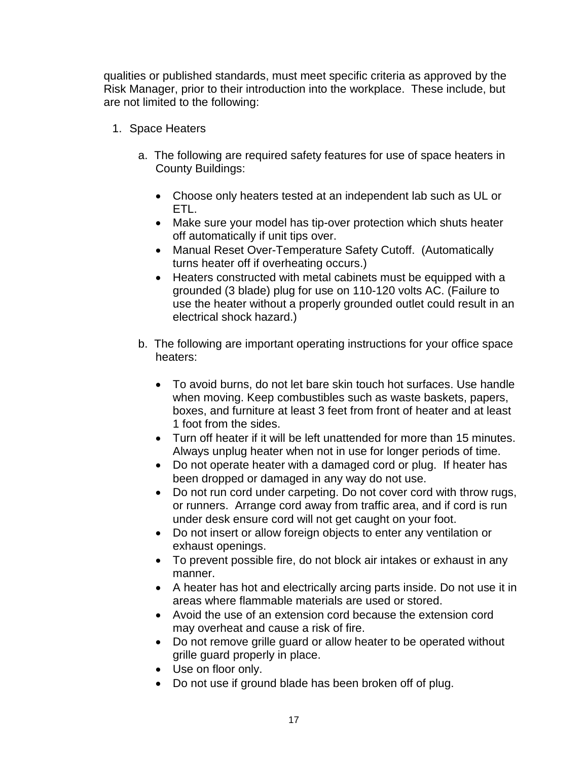qualities or published standards, must meet specific criteria as approved by the Risk Manager, prior to their introduction into the workplace.  These include, but are not limited to the following:

1. Space Heaters

   a. The following are required safety features for use of space heaters in County Buildings:

      - Choose only heaters tested at an independent lab such as UL or ETL.
      - Make sure your model has tip-over protection which shuts heater off automatically if unit tips over.
      - Manual Reset Over-Temperature Safety Cutoff.  (Automatically turns heater off if overheating occurs.)
      - Heaters constructed with metal cabinets must be equipped with a grounded (3 blade) plug for use on 110-120 volts AC. (Failure to use the heater without a properly grounded outlet could result in an electrical shock hazard.)

   b. The following are important operating instructions for your office space heaters:

      - To avoid burns, do not let bare skin touch hot surfaces. Use handle when moving. Keep combustibles such as waste baskets, papers, boxes, and furniture at least 3 feet from front of heater and at least 1 foot from the sides.
      - Turn off heater if it will be left unattended for more than 15 minutes. Always unplug heater when not in use for longer periods of time.
      - Do not operate heater with a damaged cord or plug.  If heater has been dropped or damaged in any way do not use.
      - Do not run cord under carpeting. Do not cover cord with throw rugs, or runners.  Arrange cord away from traffic area, and if cord is run under desk ensure cord will not get caught on your foot.
      - Do not insert or allow foreign objects to enter any ventilation or exhaust openings.
      - To prevent possible fire, do not block air intakes or exhaust in any manner.
      - A heater has hot and electrically arcing parts inside. Do not use it in areas where flammable materials are used or stored.
      - Avoid the use of an extension cord because the extension cord may overheat and cause a risk of fire.
      - Do not remove grille guard or allow heater to be operated without grille guard properly in place.
      - Use on floor only.
      - Do not use if ground blade has been broken off of plug.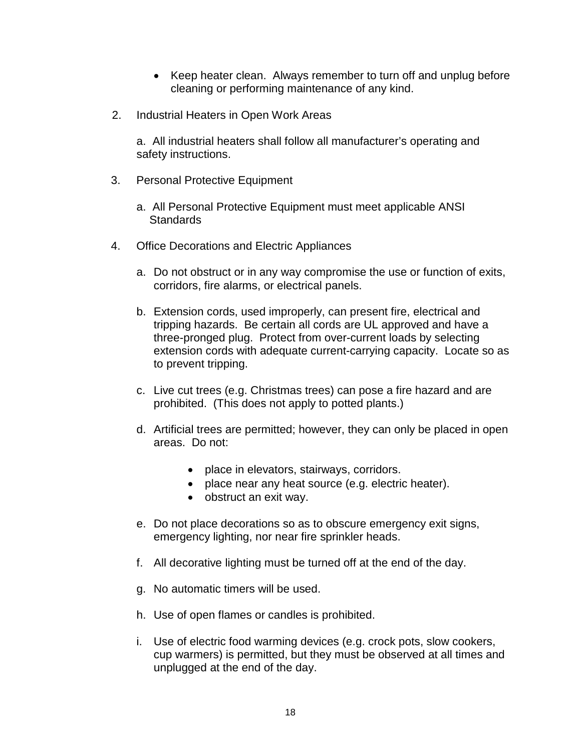- Keep heater clean. Always remember to turn off and unplug before cleaning or performing maintenance of any kind.

2. Industrial Heaters in Open Work Areas

   a. All industrial heaters shall follow all manufacturer's operating and safety instructions.

3. Personal Protective Equipment

   a. All Personal Protective Equipment must meet applicable ANSI Standards

4. Office Decorations and Electric Appliances

   a. Do not obstruct or in any way compromise the use or function of exits, corridors, fire alarms, or electrical panels.

   b. Extension cords, used improperly, can present fire, electrical and tripping hazards. Be certain all cords are UL approved and have a three-pronged plug. Protect from over-current loads by selecting extension cords with adequate current-carrying capacity. Locate so as to prevent tripping.

   c. Live cut trees (e.g. Christmas trees) can pose a fire hazard and are prohibited. (This does not apply to potted plants.)

   d. Artificial trees are permitted; however, they can only be placed in open areas. Do not:

      - place in elevators, stairways, corridors.
      - place near any heat source (e.g. electric heater).
      - obstruct an exit way.

   e. Do not place decorations so as to obscure emergency exit signs, emergency lighting, nor near fire sprinkler heads.

   f. All decorative lighting must be turned off at the end of the day.

   g. No automatic timers will be used.

   h. Use of open flames or candles is prohibited.

   i. Use of electric food warming devices (e.g. crock pots, slow cookers, cup warmers) is permitted, but they must be observed at all times and unplugged at the end of the day.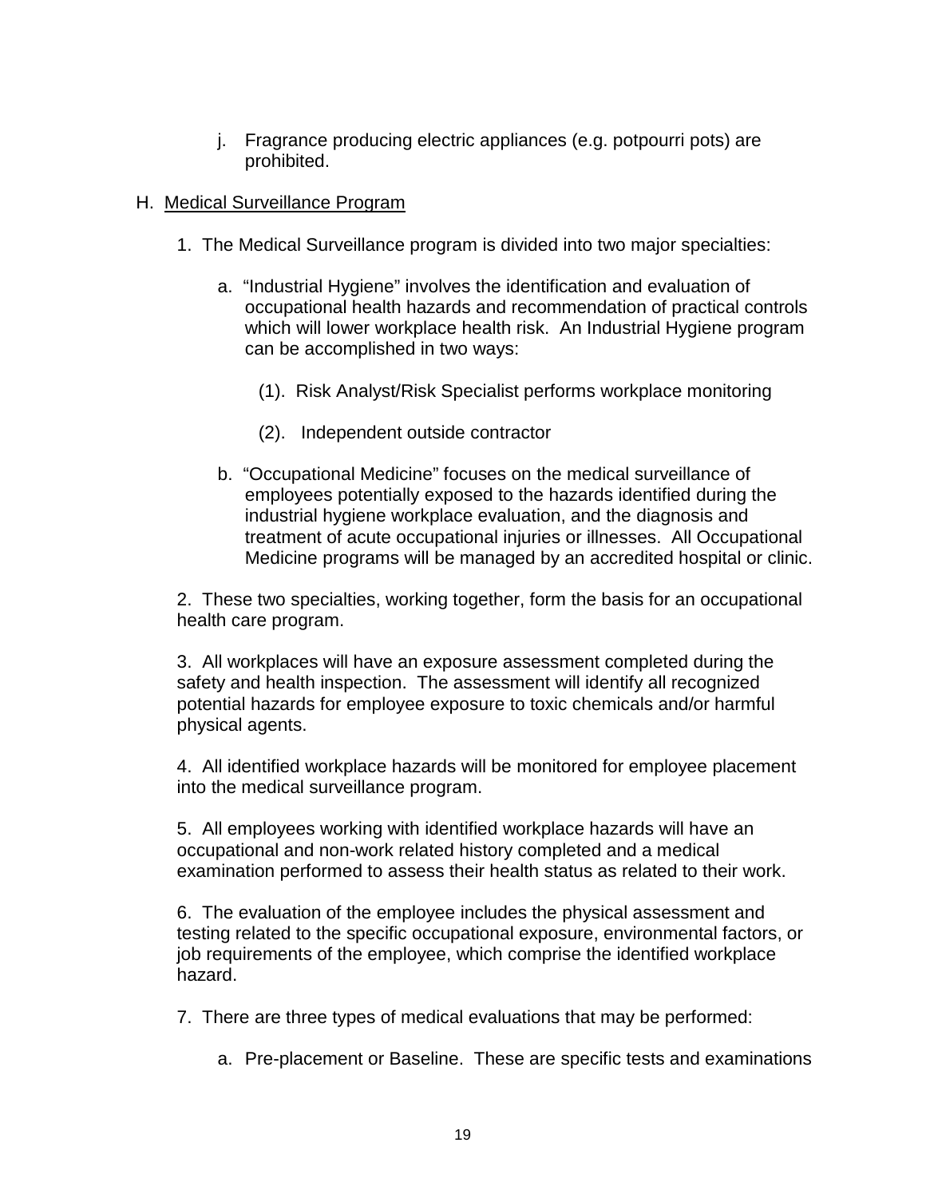j. Fragrance producing electric appliances (e.g. potpourri pots) are prohibited.

H. <u>Medical Surveillance Program</u>

1. The Medical Surveillance program is divided into two major specialties:

   a. "Industrial Hygiene" involves the identification and evaluation of occupational health hazards and recommendation of practical controls which will lower workplace health risk. An Industrial Hygiene program can be accomplished in two ways:

      (1). Risk Analyst/Risk Specialist performs workplace monitoring

      (2). Independent outside contractor

   b. "Occupational Medicine" focuses on the medical surveillance of employees potentially exposed to the hazards identified during the industrial hygiene workplace evaluation, and the diagnosis and treatment of acute occupational injuries or illnesses. All Occupational Medicine programs will be managed by an accredited hospital or clinic.

2. These two specialties, working together, form the basis for an occupational health care program.

3. All workplaces will have an exposure assessment completed during the safety and health inspection. The assessment will identify all recognized potential hazards for employee exposure to toxic chemicals and/or harmful physical agents.

4. All identified workplace hazards will be monitored for employee placement into the medical surveillance program.

5. All employees working with identified workplace hazards will have an occupational and non-work related history completed and a medical examination performed to assess their health status as related to their work.

6. The evaluation of the employee includes the physical assessment and testing related to the specific occupational exposure, environmental factors, or job requirements of the employee, which comprise the identified workplace hazard.

7. There are three types of medical evaluations that may be performed:

   a. Pre-placement or Baseline. These are specific tests and examinations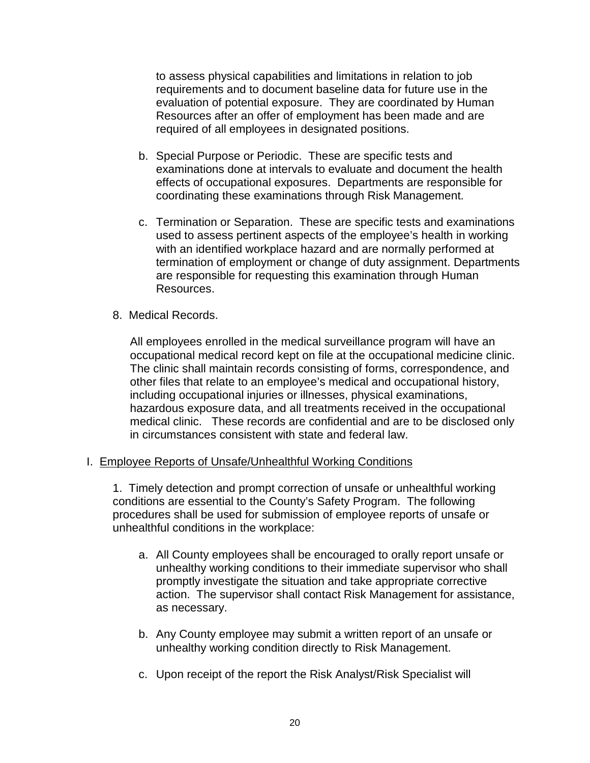to assess physical capabilities and limitations in relation to job requirements and to document baseline data for future use in the evaluation of potential exposure. They are coordinated by Human Resources after an offer of employment has been made and are required of all employees in designated positions.

b. Special Purpose or Periodic. These are specific tests and examinations done at intervals to evaluate and document the health effects of occupational exposures. Departments are responsible for coordinating these examinations through Risk Management.

c. Termination or Separation. These are specific tests and examinations used to assess pertinent aspects of the employee's health in working with an identified workplace hazard and are normally performed at termination of employment or change of duty assignment. Departments are responsible for requesting this examination through Human Resources.

8. Medical Records.

All employees enrolled in the medical surveillance program will have an occupational medical record kept on file at the occupational medicine clinic. The clinic shall maintain records consisting of forms, correspondence, and other files that relate to an employee's medical and occupational history, including occupational injuries or illnesses, physical examinations, hazardous exposure data, and all treatments received in the occupational medical clinic. These records are confidential and are to be disclosed only in circumstances consistent with state and federal law.

I. <u>Employee Reports of Unsafe/Unhealthful Working Conditions</u>

1. Timely detection and prompt correction of unsafe or unhealthful working conditions are essential to the County's Safety Program. The following procedures shall be used for submission of employee reports of unsafe or unhealthful conditions in the workplace:

a. All County employees shall be encouraged to orally report unsafe or unhealthy working conditions to their immediate supervisor who shall promptly investigate the situation and take appropriate corrective action. The supervisor shall contact Risk Management for assistance, as necessary.

b. Any County employee may submit a written report of an unsafe or unhealthy working condition directly to Risk Management.

c. Upon receipt of the report the Risk Analyst/Risk Specialist will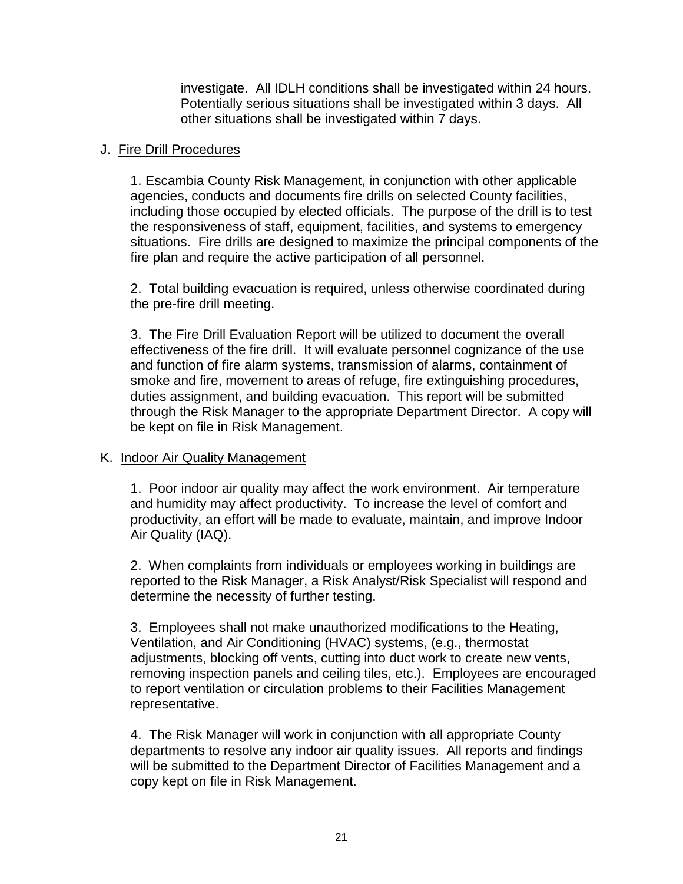investigate. All IDLH conditions shall be investigated within 24 hours. Potentially serious situations shall be investigated within 3 days. All other situations shall be investigated within 7 days.

J. Fire Drill Procedures

1. Escambia County Risk Management, in conjunction with other applicable agencies, conducts and documents fire drills on selected County facilities, including those occupied by elected officials. The purpose of the drill is to test the responsiveness of staff, equipment, facilities, and systems to emergency situations. Fire drills are designed to maximize the principal components of the fire plan and require the active participation of all personnel.

2. Total building evacuation is required, unless otherwise coordinated during the pre-fire drill meeting.

3. The Fire Drill Evaluation Report will be utilized to document the overall effectiveness of the fire drill. It will evaluate personnel cognizance of the use and function of fire alarm systems, transmission of alarms, containment of smoke and fire, movement to areas of refuge, fire extinguishing procedures, duties assignment, and building evacuation. This report will be submitted through the Risk Manager to the appropriate Department Director. A copy will be kept on file in Risk Management.

K. Indoor Air Quality Management

1. Poor indoor air quality may affect the work environment. Air temperature and humidity may affect productivity. To increase the level of comfort and productivity, an effort will be made to evaluate, maintain, and improve Indoor Air Quality (IAQ).

2. When complaints from individuals or employees working in buildings are reported to the Risk Manager, a Risk Analyst/Risk Specialist will respond and determine the necessity of further testing.

3. Employees shall not make unauthorized modifications to the Heating, Ventilation, and Air Conditioning (HVAC) systems, (e.g., thermostat adjustments, blocking off vents, cutting into duct work to create new vents, removing inspection panels and ceiling tiles, etc.). Employees are encouraged to report ventilation or circulation problems to their Facilities Management representative.

4. The Risk Manager will work in conjunction with all appropriate County departments to resolve any indoor air quality issues. All reports and findings will be submitted to the Department Director of Facilities Management and a copy kept on file in Risk Management.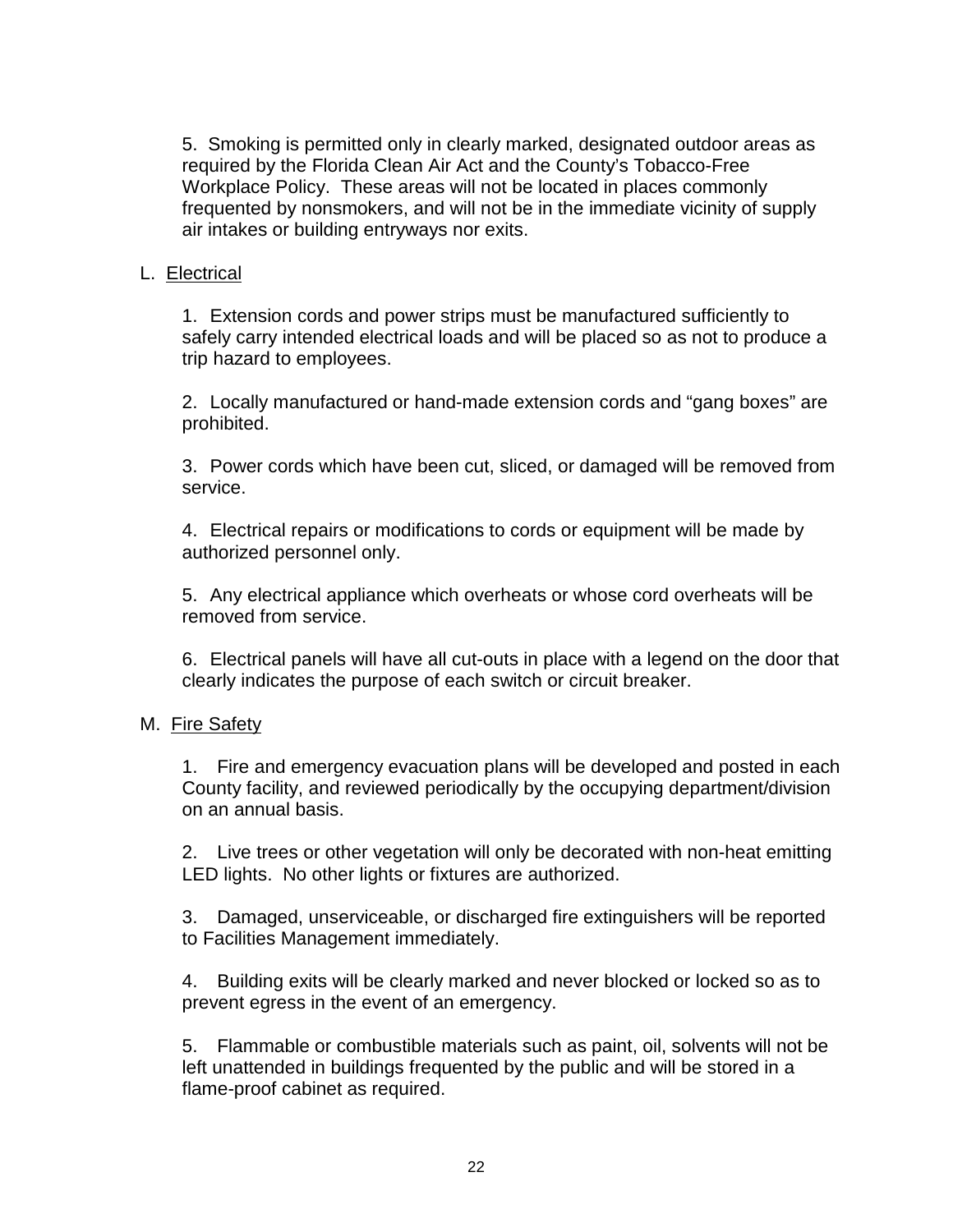5. Smoking is permitted only in clearly marked, designated outdoor areas as required by the Florida Clean Air Act and the County's Tobacco-Free Workplace Policy. These areas will not be located in places commonly frequented by nonsmokers, and will not be in the immediate vicinity of supply air intakes or building entryways nor exits.

L. <u>Electrical</u>

1. Extension cords and power strips must be manufactured sufficiently to safely carry intended electrical loads and will be placed so as not to produce a trip hazard to employees.

2. Locally manufactured or hand-made extension cords and "gang boxes" are prohibited.

3. Power cords which have been cut, sliced, or damaged will be removed from service.

4. Electrical repairs or modifications to cords or equipment will be made by authorized personnel only.

5. Any electrical appliance which overheats or whose cord overheats will be removed from service.

6. Electrical panels will have all cut-outs in place with a legend on the door that clearly indicates the purpose of each switch or circuit breaker.

M. <u>Fire Safety</u>

1. Fire and emergency evacuation plans will be developed and posted in each County facility, and reviewed periodically by the occupying department/division on an annual basis.

2. Live trees or other vegetation will only be decorated with non-heat emitting LED lights. No other lights or fixtures are authorized.

3. Damaged, unserviceable, or discharged fire extinguishers will be reported to Facilities Management immediately.

4. Building exits will be clearly marked and never blocked or locked so as to prevent egress in the event of an emergency.

5. Flammable or combustible materials such as paint, oil, solvents will not be left unattended in buildings frequented by the public and will be stored in a flame-proof cabinet as required.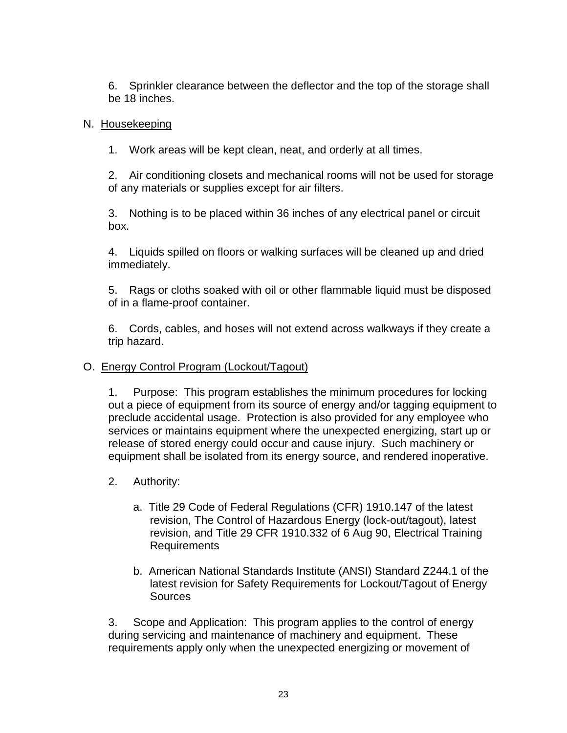6. Sprinkler clearance between the deflector and the top of the storage shall be 18 inches.

N. Housekeeping

1. Work areas will be kept clean, neat, and orderly at all times.

2. Air conditioning closets and mechanical rooms will not be used for storage of any materials or supplies except for air filters.

3. Nothing is to be placed within 36 inches of any electrical panel or circuit box.

4. Liquids spilled on floors or walking surfaces will be cleaned up and dried immediately.

5. Rags or cloths soaked with oil or other flammable liquid must be disposed of in a flame-proof container.

6. Cords, cables, and hoses will not extend across walkways if they create a trip hazard.

O. Energy Control Program (Lockout/Tagout)

1. Purpose: This program establishes the minimum procedures for locking out a piece of equipment from its source of energy and/or tagging equipment to preclude accidental usage. Protection is also provided for any employee who services or maintains equipment where the unexpected energizing, start up or release of stored energy could occur and cause injury. Such machinery or equipment shall be isolated from its energy source, and rendered inoperative.

2. Authority:

   a. Title 29 Code of Federal Regulations (CFR) 1910.147 of the latest revision, The Control of Hazardous Energy (lock-out/tagout), latest revision, and Title 29 CFR 1910.332 of 6 Aug 90, Electrical Training Requirements

   b. American National Standards Institute (ANSI) Standard Z244.1 of the latest revision for Safety Requirements for Lockout/Tagout of Energy Sources

3. Scope and Application: This program applies to the control of energy during servicing and maintenance of machinery and equipment. These requirements apply only when the unexpected energizing or movement of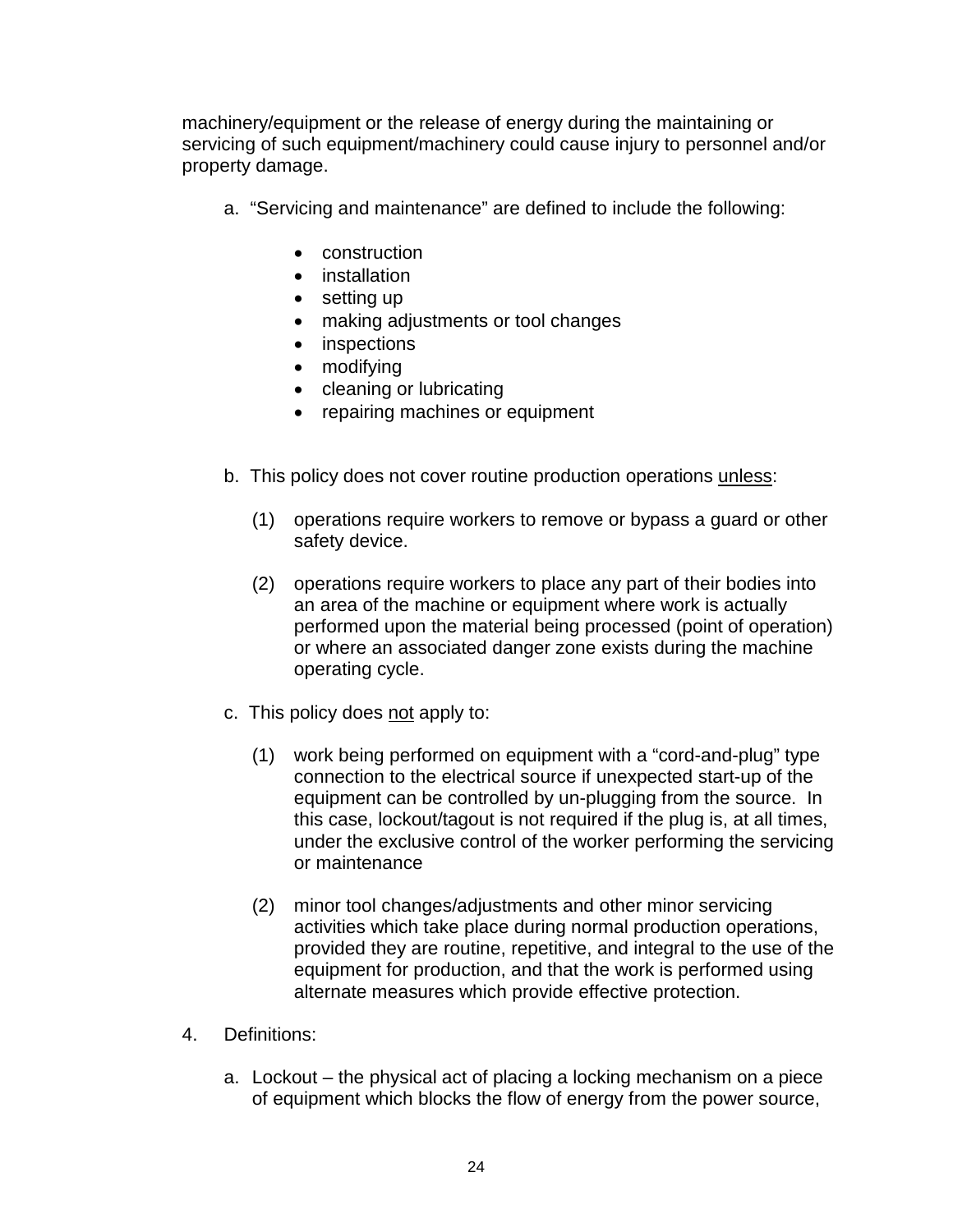machinery/equipment or the release of energy during the maintaining or servicing of such equipment/machinery could cause injury to personnel and/or property damage.

a. "Servicing and maintenance" are defined to include the following:

- construction
- installation
- setting up
- making adjustments or tool changes
- inspections
- modifying
- cleaning or lubricating
- repairing machines or equipment

b. This policy does not cover routine production operations <u>unless</u>:

(1) operations require workers to remove or bypass a guard or other safety device.

(2) operations require workers to place any part of their bodies into an area of the machine or equipment where work is actually performed upon the material being processed (point of operation) or where an associated danger zone exists during the machine operating cycle.

c. This policy does <u>not</u> apply to:

(1) work being performed on equipment with a "cord-and-plug" type connection to the electrical source if unexpected start-up of the equipment can be controlled by un-plugging from the source. In this case, lockout/tagout is not required if the plug is, at all times, under the exclusive control of the worker performing the servicing or maintenance

(2) minor tool changes/adjustments and other minor servicing activities which take place during normal production operations, provided they are routine, repetitive, and integral to the use of the equipment for production, and that the work is performed using alternate measures which provide effective protection.

4. Definitions:

a. Lockout – the physical act of placing a locking mechanism on a piece of equipment which blocks the flow of energy from the power source,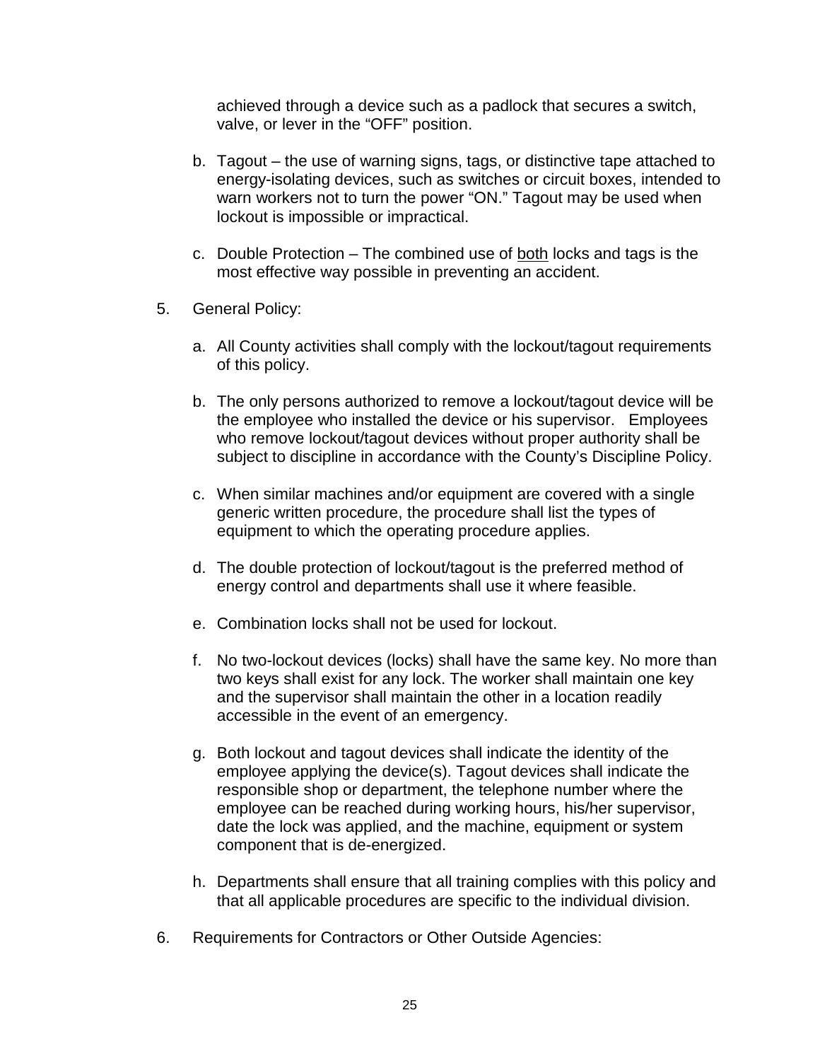achieved through a device such as a padlock that secures a switch, valve, or lever in the "OFF" position.

b. Tagout – the use of warning signs, tags, or distinctive tape attached to energy-isolating devices, such as switches or circuit boxes, intended to warn workers not to turn the power "ON." Tagout may be used when lockout is impossible or impractical.

c. Double Protection – The combined use of both locks and tags is the most effective way possible in preventing an accident.

5. General Policy:

   a. All County activities shall comply with the lockout/tagout requirements of this policy.

   b. The only persons authorized to remove a lockout/tagout device will be the employee who installed the device or his supervisor. Employees who remove lockout/tagout devices without proper authority shall be subject to discipline in accordance with the County's Discipline Policy.

   c. When similar machines and/or equipment are covered with a single generic written procedure, the procedure shall list the types of equipment to which the operating procedure applies.

   d. The double protection of lockout/tagout is the preferred method of energy control and departments shall use it where feasible.

   e. Combination locks shall not be used for lockout.

   f. No two-lockout devices (locks) shall have the same key. No more than two keys shall exist for any lock. The worker shall maintain one key and the supervisor shall maintain the other in a location readily accessible in the event of an emergency.

   g. Both lockout and tagout devices shall indicate the identity of the employee applying the device(s). Tagout devices shall indicate the responsible shop or department, the telephone number where the employee can be reached during working hours, his/her supervisor, date the lock was applied, and the machine, equipment or system component that is de-energized.

   h. Departments shall ensure that all training complies with this policy and that all applicable procedures are specific to the individual division.

6. Requirements for Contractors or Other Outside Agencies: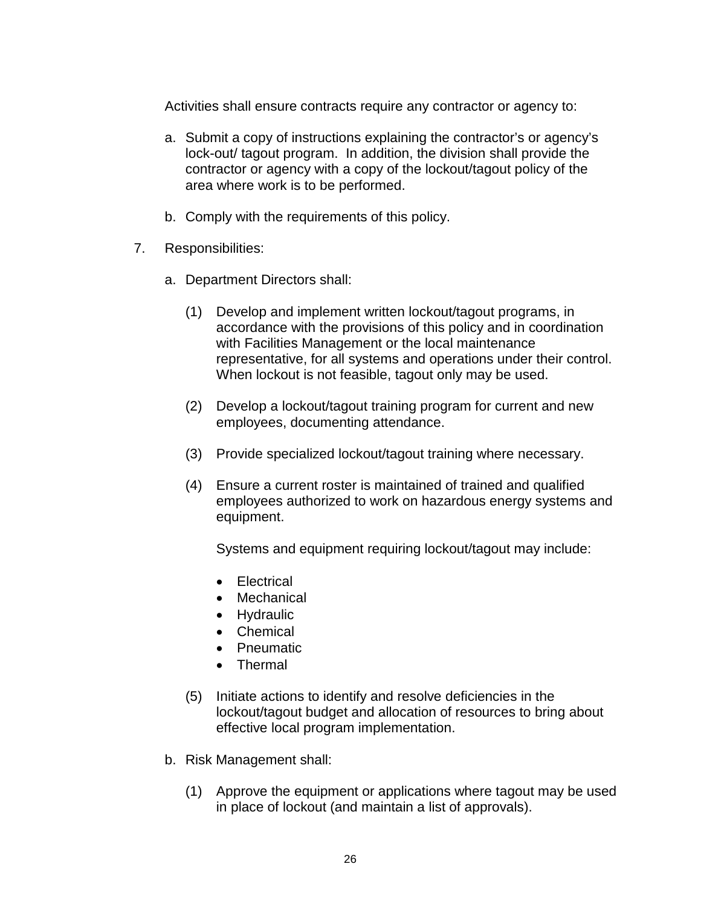Activities shall ensure contracts require any contractor or agency to:

a. Submit a copy of instructions explaining the contractor's or agency's lock-out/ tagout program.  In addition, the division shall provide the contractor or agency with a copy of the lockout/tagout policy of the area where work is to be performed.

b. Comply with the requirements of this policy.

7. Responsibilities:

   a. Department Directors shall:

      (1) Develop and implement written lockout/tagout programs, in accordance with the provisions of this policy and in coordination with Facilities Management or the local maintenance representative, for all systems and operations under their control. When lockout is not feasible, tagout only may be used.

      (2) Develop a lockout/tagout training program for current and new employees, documenting attendance.

      (3) Provide specialized lockout/tagout training where necessary.

      (4) Ensure a current roster is maintained of trained and qualified employees authorized to work on hazardous energy systems and equipment.

      Systems and equipment requiring lockout/tagout may include:

      - Electrical
      - Mechanical
      - Hydraulic
      - Chemical
      - Pneumatic
      - Thermal

      (5) Initiate actions to identify and resolve deficiencies in the lockout/tagout budget and allocation of resources to bring about effective local program implementation.

   b. Risk Management shall:

      (1) Approve the equipment or applications where tagout may be used in place of lockout (and maintain a list of approvals).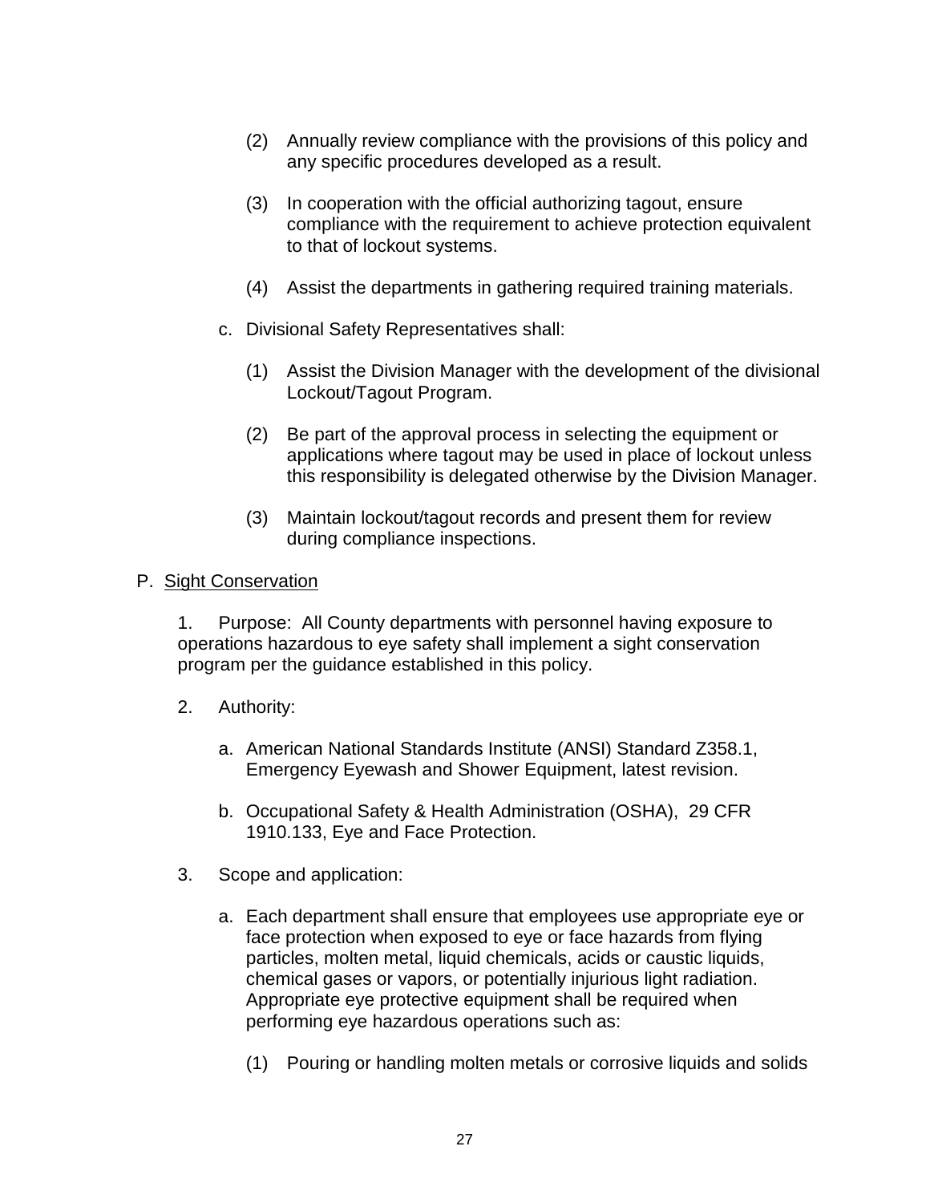(2) Annually review compliance with the provisions of this policy and any specific procedures developed as a result.

(3) In cooperation with the official authorizing tagout, ensure compliance with the requirement to achieve protection equivalent to that of lockout systems.

(4) Assist the departments in gathering required training materials.

c. Divisional Safety Representatives shall:

(1) Assist the Division Manager with the development of the divisional Lockout/Tagout Program.

(2) Be part of the approval process in selecting the equipment or applications where tagout may be used in place of lockout unless this responsibility is delegated otherwise by the Division Manager.

(3) Maintain lockout/tagout records and present them for review during compliance inspections.

P. <u>Sight Conservation</u>

1. Purpose: All County departments with personnel having exposure to operations hazardous to eye safety shall implement a sight conservation program per the guidance established in this policy.

2. Authority:

a. American National Standards Institute (ANSI) Standard Z358.1, Emergency Eyewash and Shower Equipment, latest revision.

b. Occupational Safety & Health Administration (OSHA), 29 CFR 1910.133, Eye and Face Protection.

3. Scope and application:

a. Each department shall ensure that employees use appropriate eye or face protection when exposed to eye or face hazards from flying particles, molten metal, liquid chemicals, acids or caustic liquids, chemical gases or vapors, or potentially injurious light radiation. Appropriate eye protective equipment shall be required when performing eye hazardous operations such as:

(1) Pouring or handling molten metals or corrosive liquids and solids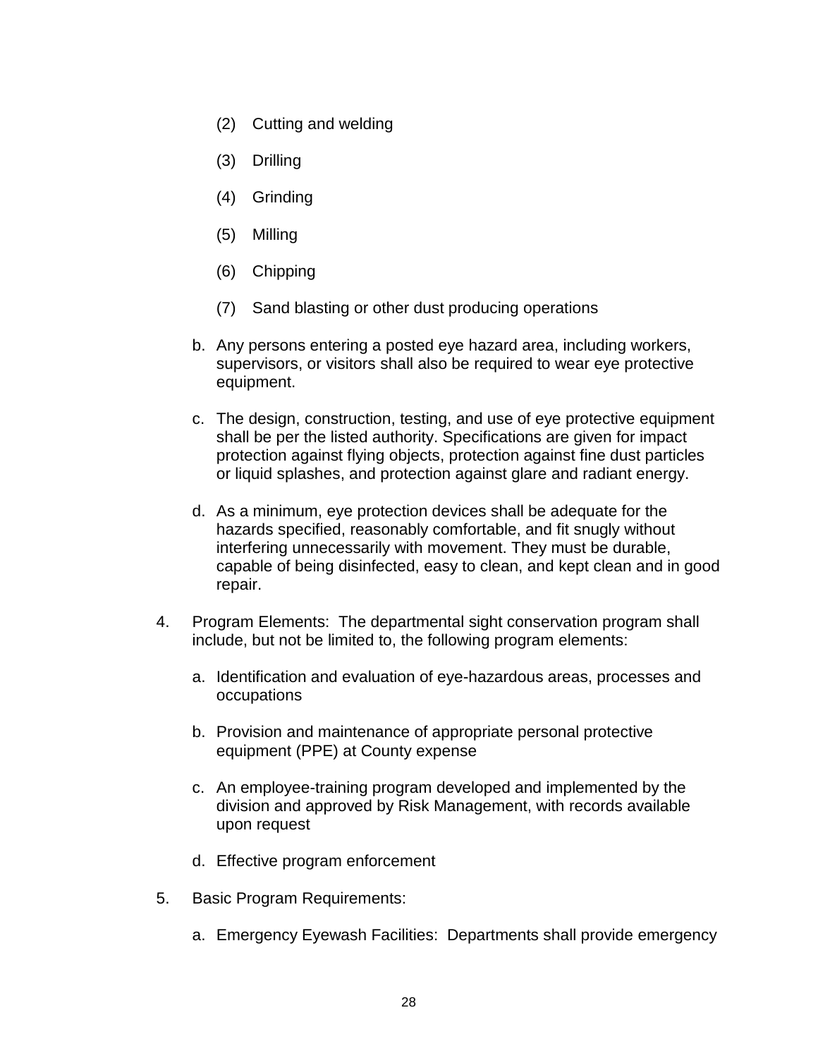(2) Cutting and welding

(3) Drilling

(4) Grinding

(5) Milling

(6) Chipping

(7) Sand blasting or other dust producing operations

b. Any persons entering a posted eye hazard area, including workers, supervisors, or visitors shall also be required to wear eye protective equipment.

c. The design, construction, testing, and use of eye protective equipment shall be per the listed authority. Specifications are given for impact protection against flying objects, protection against fine dust particles or liquid splashes, and protection against glare and radiant energy.

d. As a minimum, eye protection devices shall be adequate for the hazards specified, reasonably comfortable, and fit snugly without interfering unnecessarily with movement. They must be durable, capable of being disinfected, easy to clean, and kept clean and in good repair.

4. Program Elements: The departmental sight conservation program shall include, but not be limited to, the following program elements:

   a. Identification and evaluation of eye-hazardous areas, processes and occupations

   b. Provision and maintenance of appropriate personal protective equipment (PPE) at County expense

   c. An employee-training program developed and implemented by the division and approved by Risk Management, with records available upon request

   d. Effective program enforcement

5. Basic Program Requirements:

   a. Emergency Eyewash Facilities: Departments shall provide emergency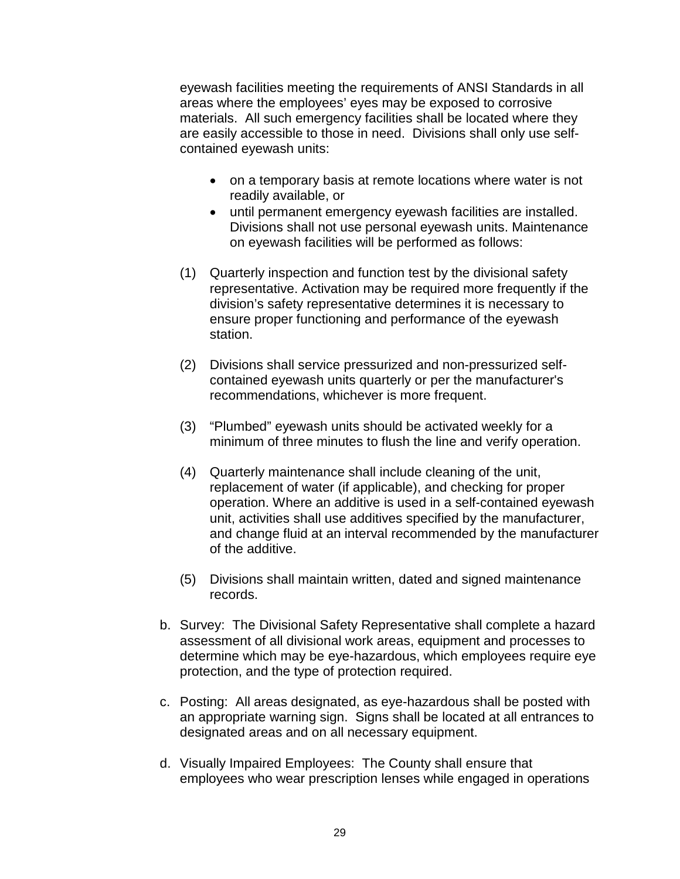eyewash facilities meeting the requirements of ANSI Standards in all areas where the employees' eyes may be exposed to corrosive materials. All such emergency facilities shall be located where they are easily accessible to those in need. Divisions shall only use self-contained eyewash units:

- on a temporary basis at remote locations where water is not readily available, or
- until permanent emergency eyewash facilities are installed. Divisions shall not use personal eyewash units. Maintenance on eyewash facilities will be performed as follows:

(1) Quarterly inspection and function test by the divisional safety representative. Activation may be required more frequently if the division's safety representative determines it is necessary to ensure proper functioning and performance of the eyewash station.

(2) Divisions shall service pressurized and non-pressurized self-contained eyewash units quarterly or per the manufacturer's recommendations, whichever is more frequent.

(3) "Plumbed" eyewash units should be activated weekly for a minimum of three minutes to flush the line and verify operation.

(4) Quarterly maintenance shall include cleaning of the unit, replacement of water (if applicable), and checking for proper operation. Where an additive is used in a self-contained eyewash unit, activities shall use additives specified by the manufacturer, and change fluid at an interval recommended by the manufacturer of the additive.

(5) Divisions shall maintain written, dated and signed maintenance records.

b. Survey: The Divisional Safety Representative shall complete a hazard assessment of all divisional work areas, equipment and processes to determine which may be eye-hazardous, which employees require eye protection, and the type of protection required.

c. Posting: All areas designated, as eye-hazardous shall be posted with an appropriate warning sign. Signs shall be located at all entrances to designated areas and on all necessary equipment.

d. Visually Impaired Employees: The County shall ensure that employees who wear prescription lenses while engaged in operations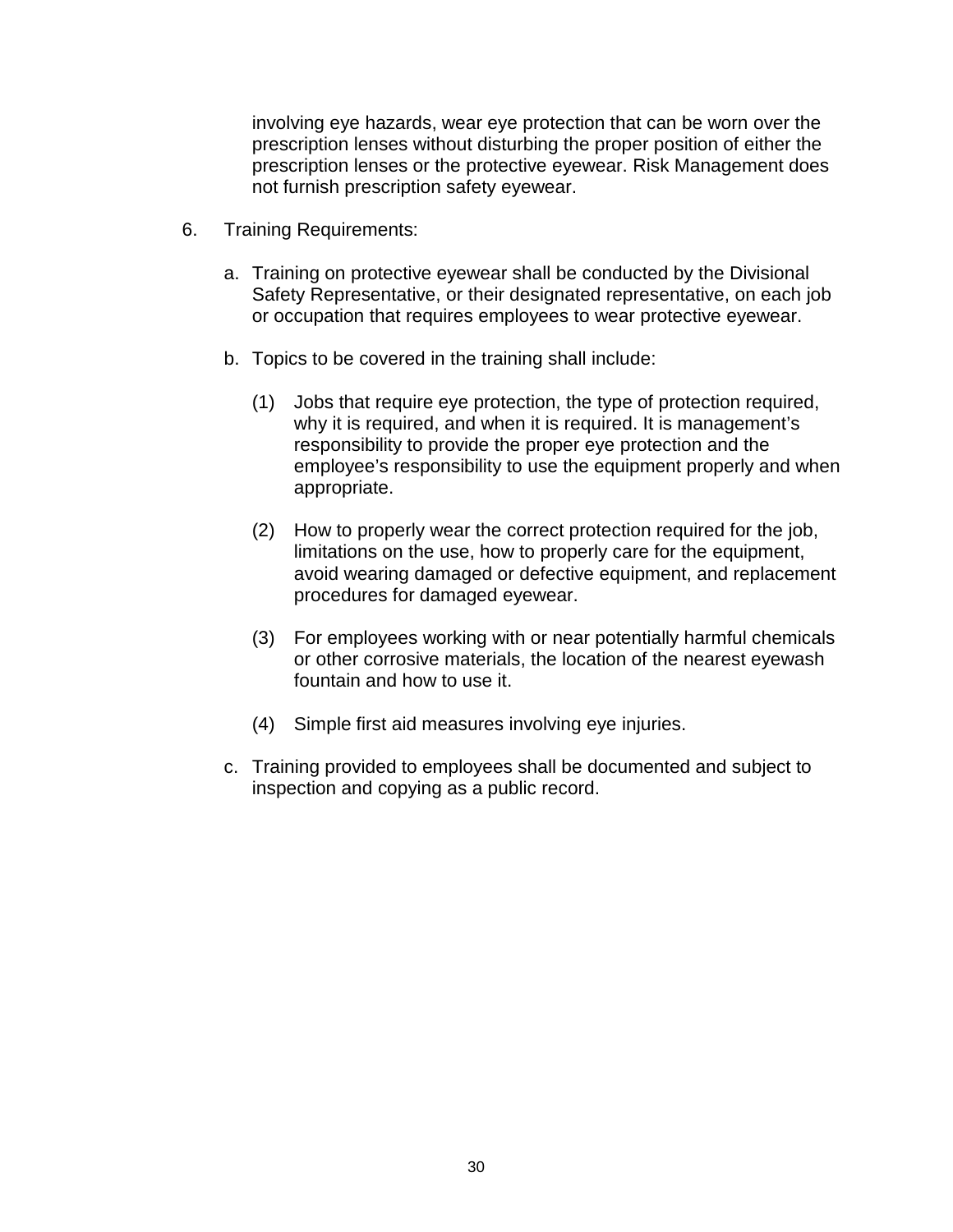involving eye hazards, wear eye protection that can be worn over the prescription lenses without disturbing the proper position of either the prescription lenses or the protective eyewear. Risk Management does not furnish prescription safety eyewear.

6. Training Requirements:

   a. Training on protective eyewear shall be conducted by the Divisional Safety Representative, or their designated representative, on each job or occupation that requires employees to wear protective eyewear.

   b. Topics to be covered in the training shall include:

      (1) Jobs that require eye protection, the type of protection required, why it is required, and when it is required. It is management's responsibility to provide the proper eye protection and the employee's responsibility to use the equipment properly and when appropriate.

      (2) How to properly wear the correct protection required for the job, limitations on the use, how to properly care for the equipment, avoid wearing damaged or defective equipment, and replacement procedures for damaged eyewear.

      (3) For employees working with or near potentially harmful chemicals or other corrosive materials, the location of the nearest eyewash fountain and how to use it.

      (4) Simple first aid measures involving eye injuries.

   c. Training provided to employees shall be documented and subject to inspection and copying as a public record.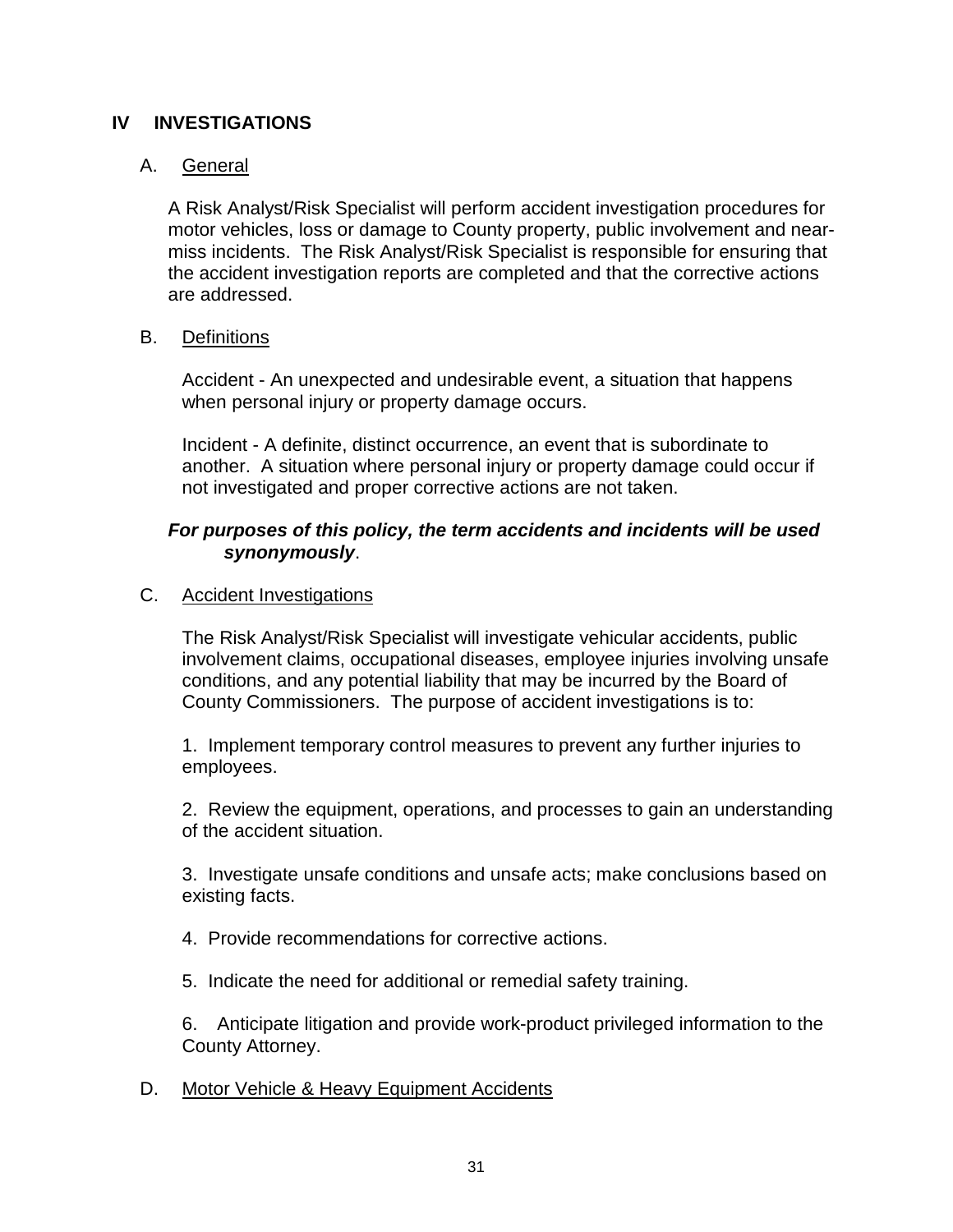## IV INVESTIGATIONS

### A. General

A Risk Analyst/Risk Specialist will perform accident investigation procedures for motor vehicles, loss or damage to County property, public involvement and near-miss incidents. The Risk Analyst/Risk Specialist is responsible for ensuring that the accident investigation reports are completed and that the corrective actions are addressed.

### B. Definitions

Accident - An unexpected and undesirable event, a situation that happens when personal injury or property damage occurs.

Incident - A definite, distinct occurrence, an event that is subordinate to another. A situation where personal injury or property damage could occur if not investigated and proper corrective actions are not taken.

***For purposes of this policy, the term accidents and incidents will be used synonymously***.

### C. Accident Investigations

The Risk Analyst/Risk Specialist will investigate vehicular accidents, public involvement claims, occupational diseases, employee injuries involving unsafe conditions, and any potential liability that may be incurred by the Board of County Commissioners. The purpose of accident investigations is to:

1. Implement temporary control measures to prevent any further injuries to employees.

2. Review the equipment, operations, and processes to gain an understanding of the accident situation.

3. Investigate unsafe conditions and unsafe acts; make conclusions based on existing facts.

4. Provide recommendations for corrective actions.

5. Indicate the need for additional or remedial safety training.

6. Anticipate litigation and provide work-product privileged information to the County Attorney.

### D. Motor Vehicle & Heavy Equipment Accidents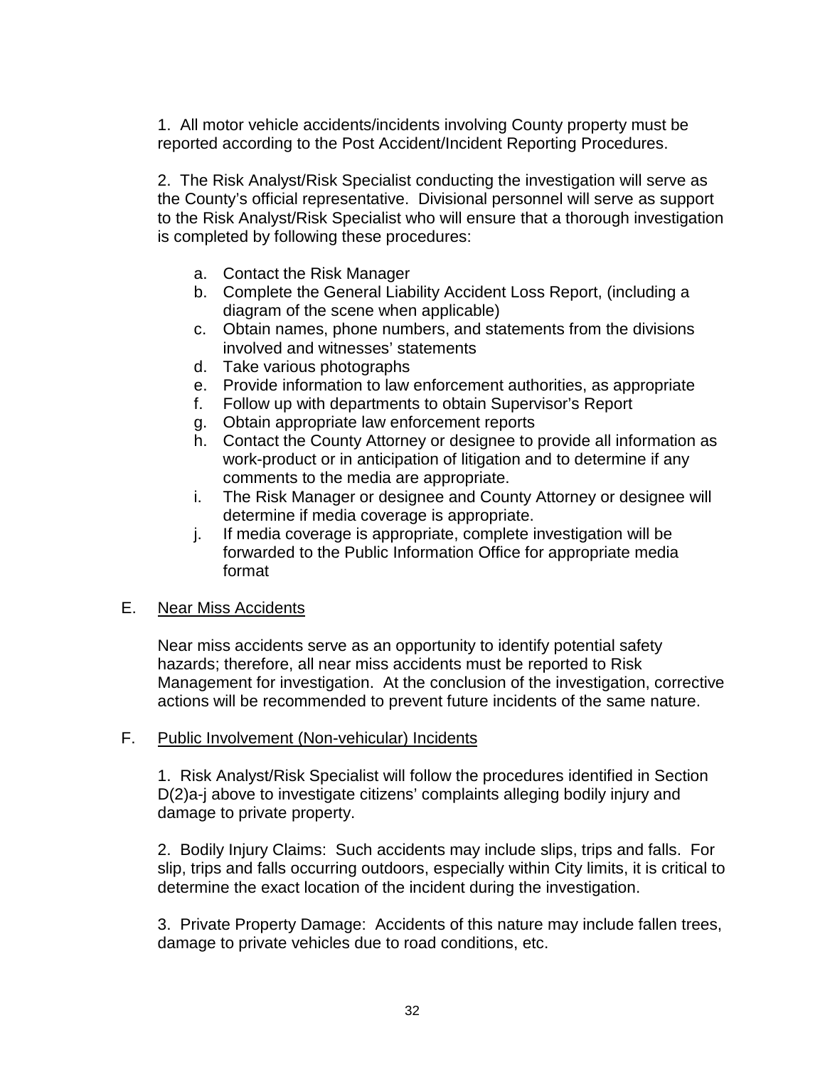1. All motor vehicle accidents/incidents involving County property must be reported according to the Post Accident/Incident Reporting Procedures.

2. The Risk Analyst/Risk Specialist conducting the investigation will serve as the County's official representative. Divisional personnel will serve as support to the Risk Analyst/Risk Specialist who will ensure that a thorough investigation is completed by following these procedures:

   a. Contact the Risk Manager
   b. Complete the General Liability Accident Loss Report, (including a diagram of the scene when applicable)
   c. Obtain names, phone numbers, and statements from the divisions involved and witnesses' statements
   d. Take various photographs
   e. Provide information to law enforcement authorities, as appropriate
   f. Follow up with departments to obtain Supervisor's Report
   g. Obtain appropriate law enforcement reports
   h. Contact the County Attorney or designee to provide all information as work-product or in anticipation of litigation and to determine if any comments to the media are appropriate.
   i. The Risk Manager or designee and County Attorney or designee will determine if media coverage is appropriate.
   j. If media coverage is appropriate, complete investigation will be forwarded to the Public Information Office for appropriate media format

E. <u>Near Miss Accidents</u>

Near miss accidents serve as an opportunity to identify potential safety hazards; therefore, all near miss accidents must be reported to Risk Management for investigation. At the conclusion of the investigation, corrective actions will be recommended to prevent future incidents of the same nature.

F. <u>Public Involvement (Non-vehicular) Incidents</u>

1. Risk Analyst/Risk Specialist will follow the procedures identified in Section D(2)a-j above to investigate citizens' complaints alleging bodily injury and damage to private property.

2. Bodily Injury Claims: Such accidents may include slips, trips and falls. For slip, trips and falls occurring outdoors, especially within City limits, it is critical to determine the exact location of the incident during the investigation.

3. Private Property Damage: Accidents of this nature may include fallen trees, damage to private vehicles due to road conditions, etc.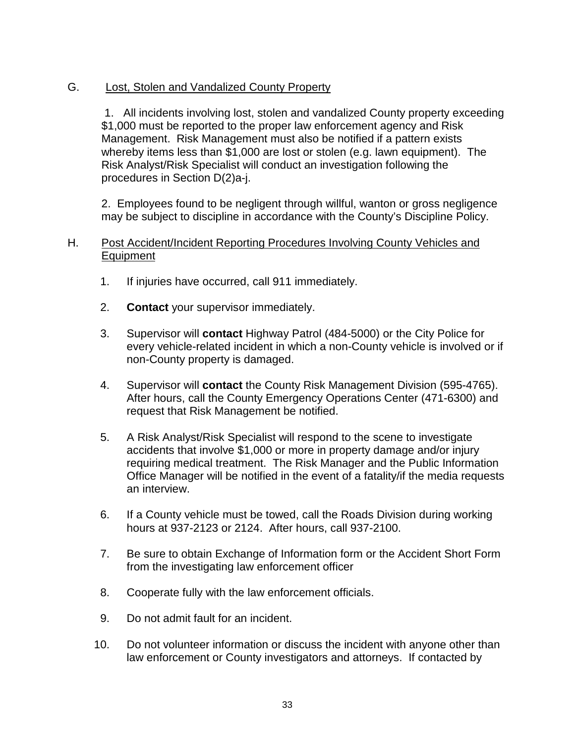G. Lost, Stolen and Vandalized County Property

1. All incidents involving lost, stolen and vandalized County property exceeding $1,000 must be reported to the proper law enforcement agency and Risk Management. Risk Management must also be notified if a pattern exists whereby items less than $1,000 are lost or stolen (e.g. lawn equipment). The Risk Analyst/Risk Specialist will conduct an investigation following the procedures in Section D(2)a-j.

2. Employees found to be negligent through willful, wanton or gross negligence may be subject to discipline in accordance with the County's Discipline Policy.

H. Post Accident/Incident Reporting Procedures Involving County Vehicles and Equipment

1. If injuries have occurred, call 911 immediately.

2. **Contact** your supervisor immediately.

3. Supervisor will **contact** Highway Patrol (484-5000) or the City Police for every vehicle-related incident in which a non-County vehicle is involved or if non-County property is damaged.

4. Supervisor will **contact** the County Risk Management Division (595-4765). After hours, call the County Emergency Operations Center (471-6300) and request that Risk Management be notified.

5. A Risk Analyst/Risk Specialist will respond to the scene to investigate accidents that involve $1,000 or more in property damage and/or injury requiring medical treatment. The Risk Manager and the Public Information Office Manager will be notified in the event of a fatality/if the media requests an interview.

6. If a County vehicle must be towed, call the Roads Division during working hours at 937-2123 or 2124. After hours, call 937-2100.

7. Be sure to obtain Exchange of Information form or the Accident Short Form from the investigating law enforcement officer

8. Cooperate fully with the law enforcement officials.

9. Do not admit fault for an incident.

10. Do not volunteer information or discuss the incident with anyone other than law enforcement or County investigators and attorneys. If contacted by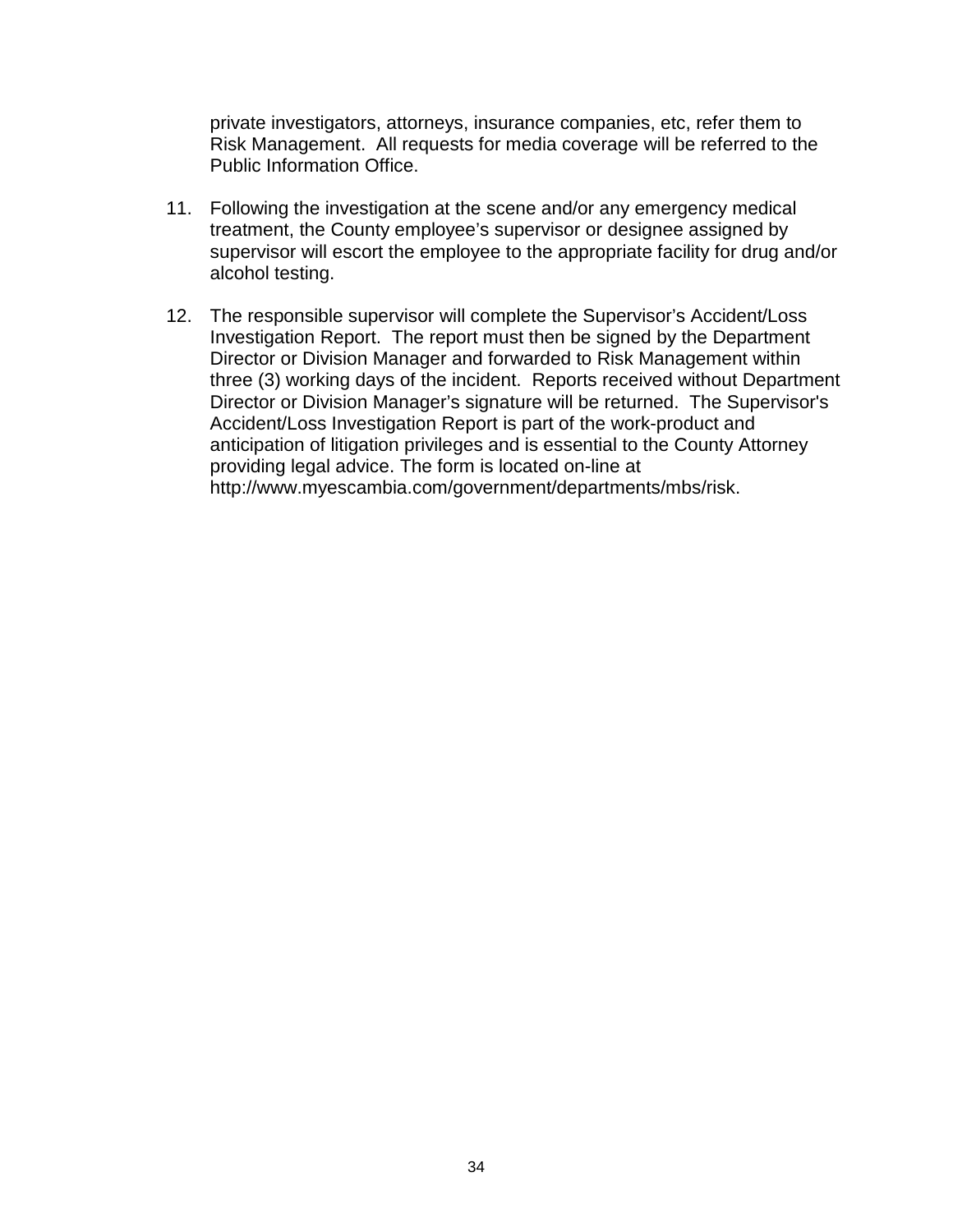private investigators, attorneys, insurance companies, etc, refer them to Risk Management. All requests for media coverage will be referred to the Public Information Office.

11. Following the investigation at the scene and/or any emergency medical treatment, the County employee's supervisor or designee assigned by supervisor will escort the employee to the appropriate facility for drug and/or alcohol testing.

12. The responsible supervisor will complete the Supervisor's Accident/Loss Investigation Report. The report must then be signed by the Department Director or Division Manager and forwarded to Risk Management within three (3) working days of the incident. Reports received without Department Director or Division Manager's signature will be returned. The Supervisor's Accident/Loss Investigation Report is part of the work-product and anticipation of litigation privileges and is essential to the County Attorney providing legal advice. The form is located on-line at http://www.myescambia.com/government/departments/mbs/risk.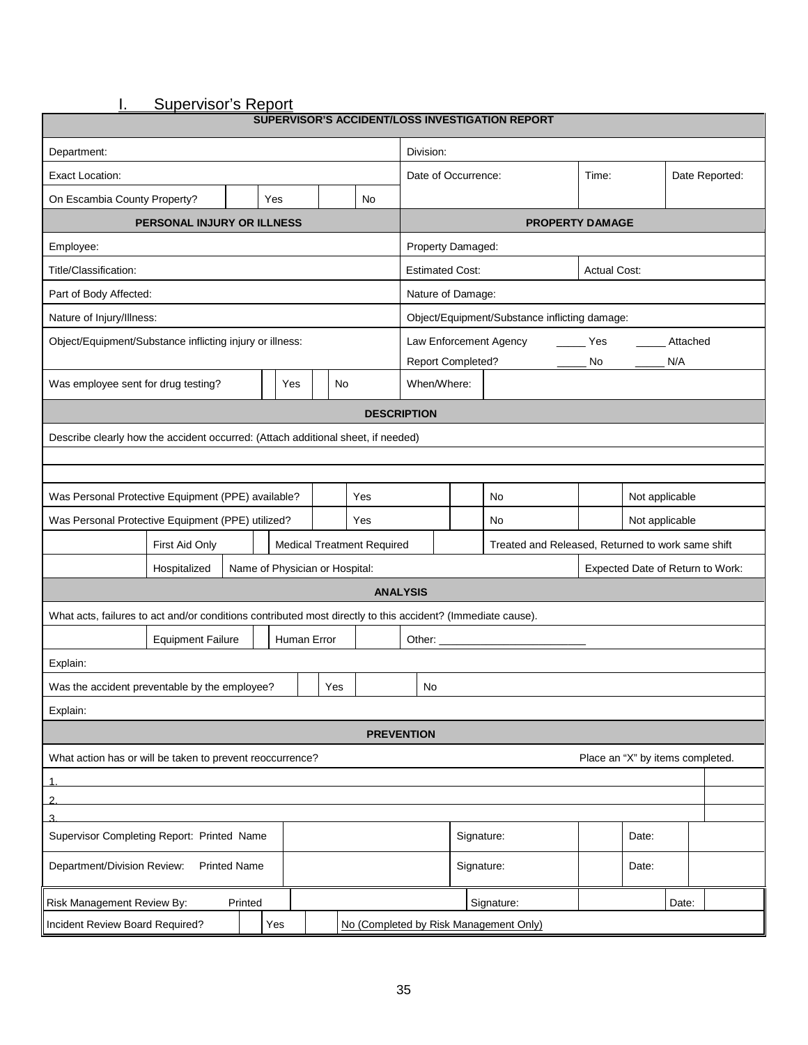## I. Supervisor's Report

| SUPERVISOR'S ACCIDENT/LOSS INVESTIGATION REPORT | | | |
|---|---|---|---|
| Department: | Division: | | |
| Exact Location: | Date of Occurrence: | Time: | Date Reported: |
| On Escambia County Property? ☐ Yes ☐ No | | | |
| **PERSONAL INJURY OR ILLNESS** | **PROPERTY DAMAGE** | | |
| Employee: | Property Damaged: | | |
| Title/Classification: | Estimated Cost: | Actual Cost: | |
| Part of Body Affected: | Nature of Damage: | | |
| Nature of Injury/Illness: | Object/Equipment/Substance inflicting damage: | | |
| Object/Equipment/Substance inflicting injury or illness: | Law Enforcement Agency Report Completed? _____ Yes _____ No _____ Attached _____ N/A | | |
| Was employee sent for drug testing? ☐ Yes ☐ No | When/Where: | | |

| DESCRIPTION | | | |
|---|---|---|---|
| Describe clearly how the accident occurred: (Attach additional sheet, if needed) | | | |
| | | | |
| | | | |
| Was Personal Protective Equipment (PPE) available? | ☐ Yes | ☐ No | ☐ Not applicable |
| Was Personal Protective Equipment (PPE) utilized? | ☐ Yes | ☐ No | ☐ Not applicable |
| ☐ First Aid Only | ☐ Medical Treatment Required | ☐ Treated and Released, Returned to work same shift | |
| ☐ Hospitalized | Name of Physician or Hospital: | | Expected Date of Return to Work: |

| ANALYSIS | | | |
|---|---|---|---|
| What acts, failures to act and/or conditions contributed most directly to this accident? (Immediate cause). | | | |
| ☐ Equipment Failure | ☐ Human Error | ☐ Other: ____________________ | |
| Explain: | | | |
| Was the accident preventable by the employee? | ☐ Yes | ☐ No | |
| Explain: | | | |

| PREVENTION | |
|---|---|
| What action has or will be taken to prevent reoccurrence? | Place an "X" by items completed. |
| 1. | |
| 2. | |
| 3. | |

| | | | | | |
|---|---|---|---|---|---|
| Supervisor Completing Report: Printed Name | | Signature: | | Date: | |
| Department/Division Review: Printed Name | | Signature: | | Date: | |
| Risk Management Review By: Printed | | Signature: | | Date: | |
| Incident Review Board Required? ☐ Yes ☐ No (Completed by Risk Management Only) | | | | | |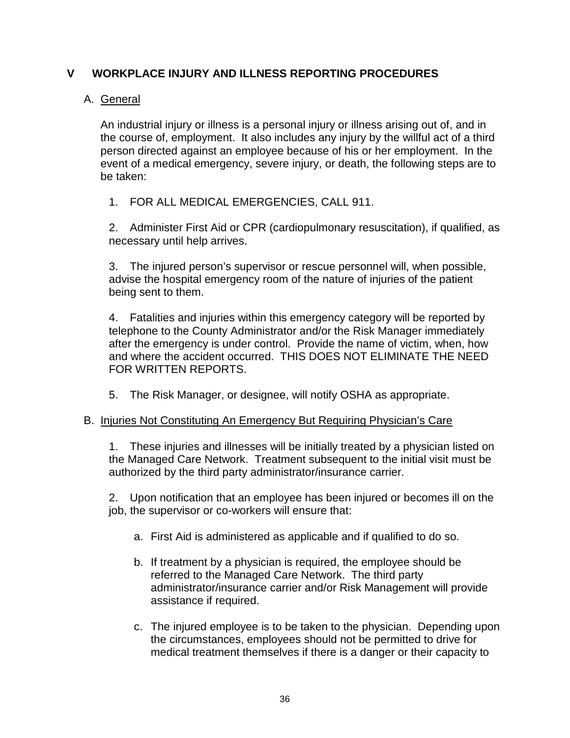## V WORKPLACE INJURY AND ILLNESS REPORTING PROCEDURES

### A. General

An industrial injury or illness is a personal injury or illness arising out of, and in the course of, employment. It also includes any injury by the willful act of a third person directed against an employee because of his or her employment. In the event of a medical emergency, severe injury, or death, the following steps are to be taken:

1. FOR ALL MEDICAL EMERGENCIES, CALL 911.

2. Administer First Aid or CPR (cardiopulmonary resuscitation), if qualified, as necessary until help arrives.

3. The injured person's supervisor or rescue personnel will, when possible, advise the hospital emergency room of the nature of injuries of the patient being sent to them.

4. Fatalities and injuries within this emergency category will be reported by telephone to the County Administrator and/or the Risk Manager immediately after the emergency is under control. Provide the name of victim, when, how and where the accident occurred. THIS DOES NOT ELIMINATE THE NEED FOR WRITTEN REPORTS.

5. The Risk Manager, or designee, will notify OSHA as appropriate.

### B. Injuries Not Constituting An Emergency But Requiring Physician's Care

1. These injuries and illnesses will be initially treated by a physician listed on the Managed Care Network. Treatment subsequent to the initial visit must be authorized by the third party administrator/insurance carrier.

2. Upon notification that an employee has been injured or becomes ill on the job, the supervisor or co-workers will ensure that:

   a. First Aid is administered as applicable and if qualified to do so.

   b. If treatment by a physician is required, the employee should be referred to the Managed Care Network. The third party administrator/insurance carrier and/or Risk Management will provide assistance if required.

   c. The injured employee is to be taken to the physician. Depending upon the circumstances, employees should not be permitted to drive for medical treatment themselves if there is a danger or their capacity to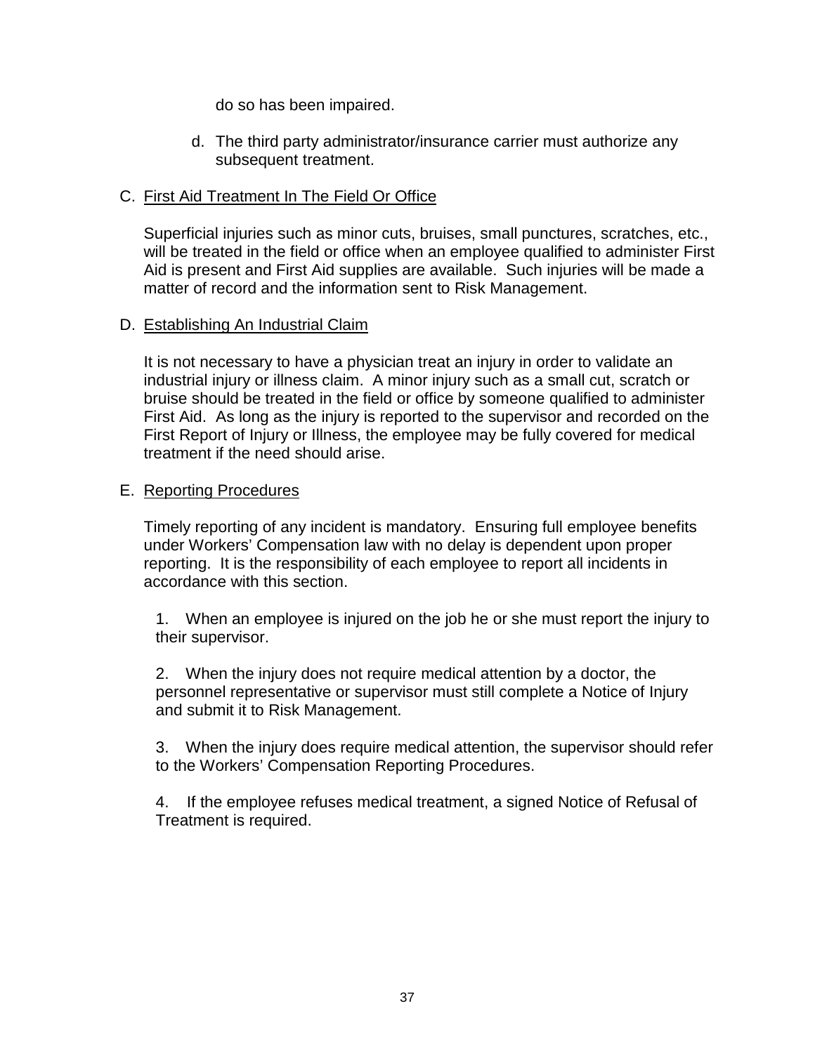do so has been impaired.

d. The third party administrator/insurance carrier must authorize any subsequent treatment.

C. <u>First Aid Treatment In The Field Or Office</u>

Superficial injuries such as minor cuts, bruises, small punctures, scratches, etc., will be treated in the field or office when an employee qualified to administer First Aid is present and First Aid supplies are available. Such injuries will be made a matter of record and the information sent to Risk Management.

D. <u>Establishing An Industrial Claim</u>

It is not necessary to have a physician treat an injury in order to validate an industrial injury or illness claim. A minor injury such as a small cut, scratch or bruise should be treated in the field or office by someone qualified to administer First Aid. As long as the injury is reported to the supervisor and recorded on the First Report of Injury or Illness, the employee may be fully covered for medical treatment if the need should arise.

E. <u>Reporting Procedures</u>

Timely reporting of any incident is mandatory. Ensuring full employee benefits under Workers' Compensation law with no delay is dependent upon proper reporting. It is the responsibility of each employee to report all incidents in accordance with this section.

1. When an employee is injured on the job he or she must report the injury to their supervisor.

2. When the injury does not require medical attention by a doctor, the personnel representative or supervisor must still complete a Notice of Injury and submit it to Risk Management.

3. When the injury does require medical attention, the supervisor should refer to the Workers' Compensation Reporting Procedures.

4. If the employee refuses medical treatment, a signed Notice of Refusal of Treatment is required.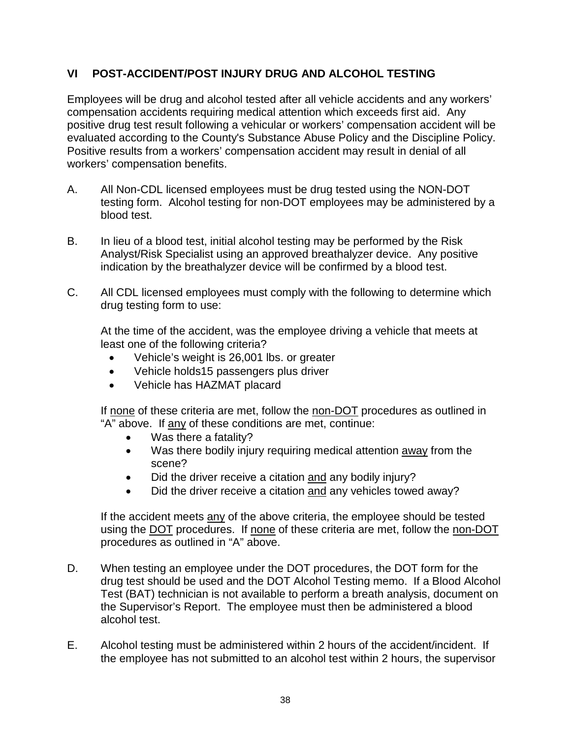## VI POST-ACCIDENT/POST INJURY DRUG AND ALCOHOL TESTING

Employees will be drug and alcohol tested after all vehicle accidents and any workers' compensation accidents requiring medical attention which exceeds first aid. Any positive drug test result following a vehicular or workers' compensation accident will be evaluated according to the County's Substance Abuse Policy and the Discipline Policy. Positive results from a workers' compensation accident may result in denial of all workers' compensation benefits.

A. All Non-CDL licensed employees must be drug tested using the NON-DOT testing form. Alcohol testing for non-DOT employees may be administered by a blood test.

B. In lieu of a blood test, initial alcohol testing may be performed by the Risk Analyst/Risk Specialist using an approved breathalyzer device. Any positive indication by the breathalyzer device will be confirmed by a blood test.

C. All CDL licensed employees must comply with the following to determine which drug testing form to use:

   At the time of the accident, was the employee driving a vehicle that meets at least one of the following criteria?

   - Vehicle's weight is 26,001 lbs. or greater
   - Vehicle holds15 passengers plus driver
   - Vehicle has HAZMAT placard

   If <u>none</u> of these criteria are met, follow the <u>non-DOT</u> procedures as outlined in "A" above. If <u>any</u> of these conditions are met, continue:

   - Was there a fatality?
   - Was there bodily injury requiring medical attention <u>away</u> from the scene?
   - Did the driver receive a citation <u>and</u> any bodily injury?
   - Did the driver receive a citation <u>and</u> any vehicles towed away?

   If the accident meets <u>any</u> of the above criteria, the employee should be tested using the <u>DOT</u> procedures. If <u>none</u> of these criteria are met, follow the <u>non-DOT</u> procedures as outlined in "A" above.

D. When testing an employee under the DOT procedures, the DOT form for the drug test should be used and the DOT Alcohol Testing memo. If a Blood Alcohol Test (BAT) technician is not available to perform a breath analysis, document on the Supervisor's Report. The employee must then be administered a blood alcohol test.

E. Alcohol testing must be administered within 2 hours of the accident/incident. If the employee has not submitted to an alcohol test within 2 hours, the supervisor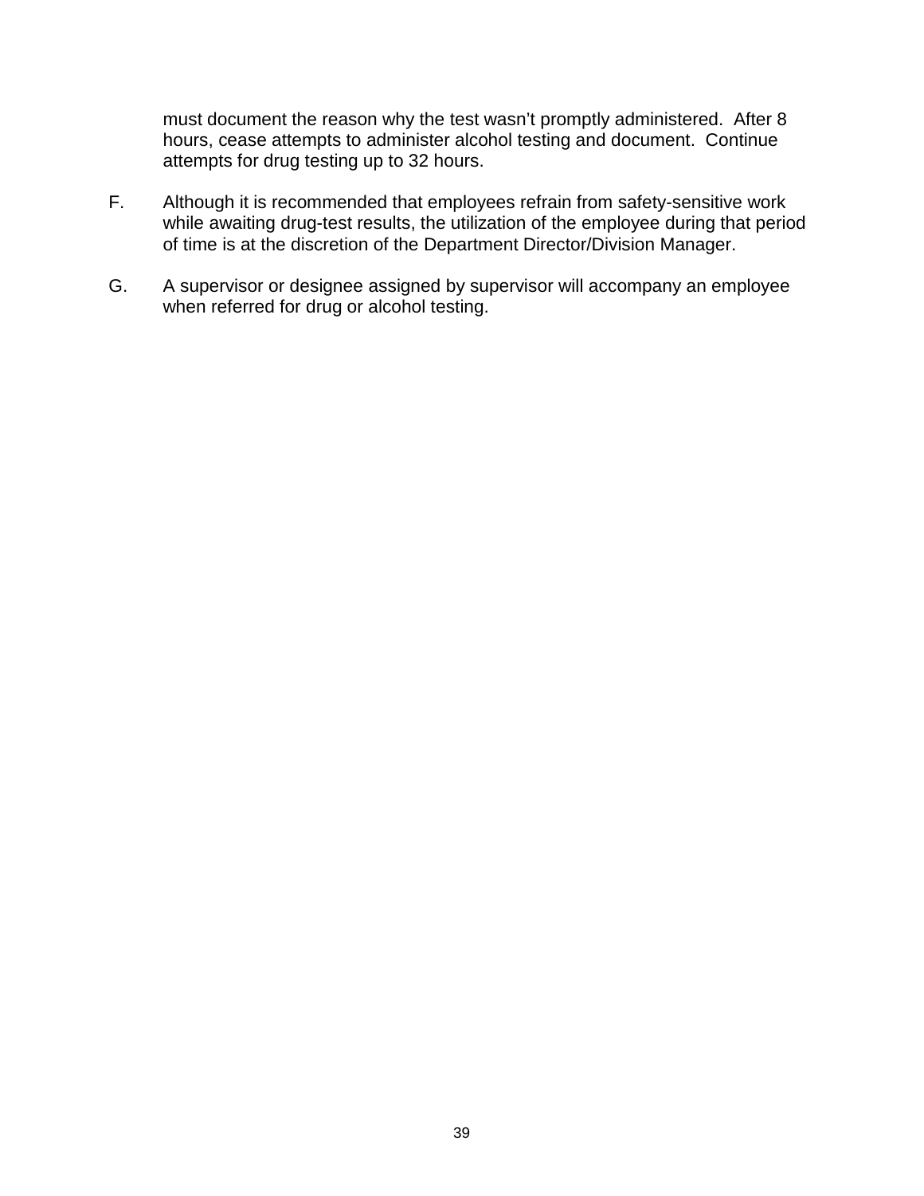must document the reason why the test wasn't promptly administered. After 8 hours, cease attempts to administer alcohol testing and document. Continue attempts for drug testing up to 32 hours.

F. Although it is recommended that employees refrain from safety-sensitive work while awaiting drug-test results, the utilization of the employee during that period of time is at the discretion of the Department Director/Division Manager.

G. A supervisor or designee assigned by supervisor will accompany an employee when referred for drug or alcohol testing.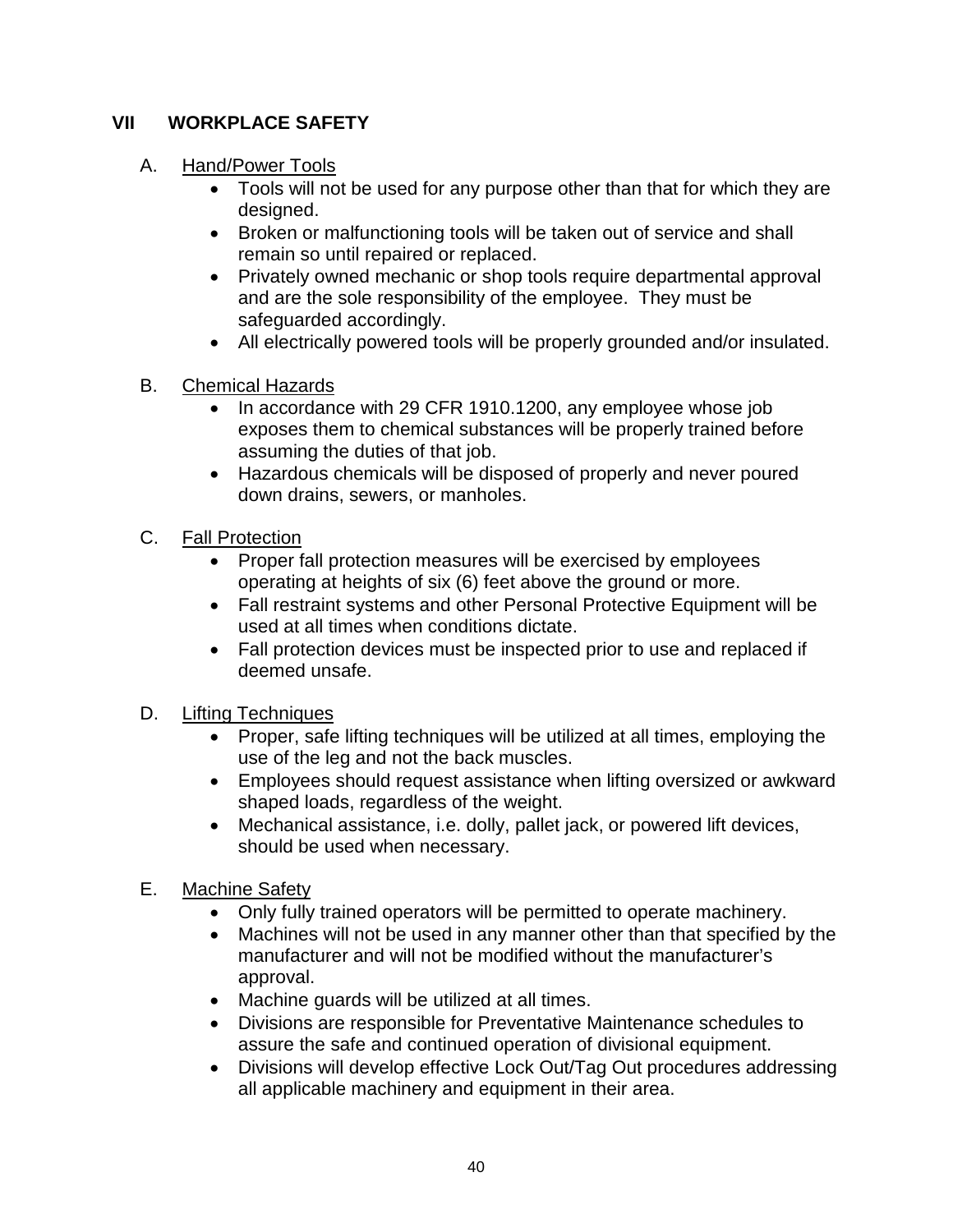## VII WORKPLACE SAFETY

A. Hand/Power Tools

- Tools will not be used for any purpose other than that for which they are designed.
- Broken or malfunctioning tools will be taken out of service and shall remain so until repaired or replaced.
- Privately owned mechanic or shop tools require departmental approval and are the sole responsibility of the employee. They must be safeguarded accordingly.
- All electrically powered tools will be properly grounded and/or insulated.

B. Chemical Hazards

- In accordance with 29 CFR 1910.1200, any employee whose job exposes them to chemical substances will be properly trained before assuming the duties of that job.
- Hazardous chemicals will be disposed of properly and never poured down drains, sewers, or manholes.

C. Fall Protection

- Proper fall protection measures will be exercised by employees operating at heights of six (6) feet above the ground or more.
- Fall restraint systems and other Personal Protective Equipment will be used at all times when conditions dictate.
- Fall protection devices must be inspected prior to use and replaced if deemed unsafe.

D. Lifting Techniques

- Proper, safe lifting techniques will be utilized at all times, employing the use of the leg and not the back muscles.
- Employees should request assistance when lifting oversized or awkward shaped loads, regardless of the weight.
- Mechanical assistance, i.e. dolly, pallet jack, or powered lift devices, should be used when necessary.

E. Machine Safety

- Only fully trained operators will be permitted to operate machinery.
- Machines will not be used in any manner other than that specified by the manufacturer and will not be modified without the manufacturer's approval.
- Machine guards will be utilized at all times.
- Divisions are responsible for Preventative Maintenance schedules to assure the safe and continued operation of divisional equipment.
- Divisions will develop effective Lock Out/Tag Out procedures addressing all applicable machinery and equipment in their area.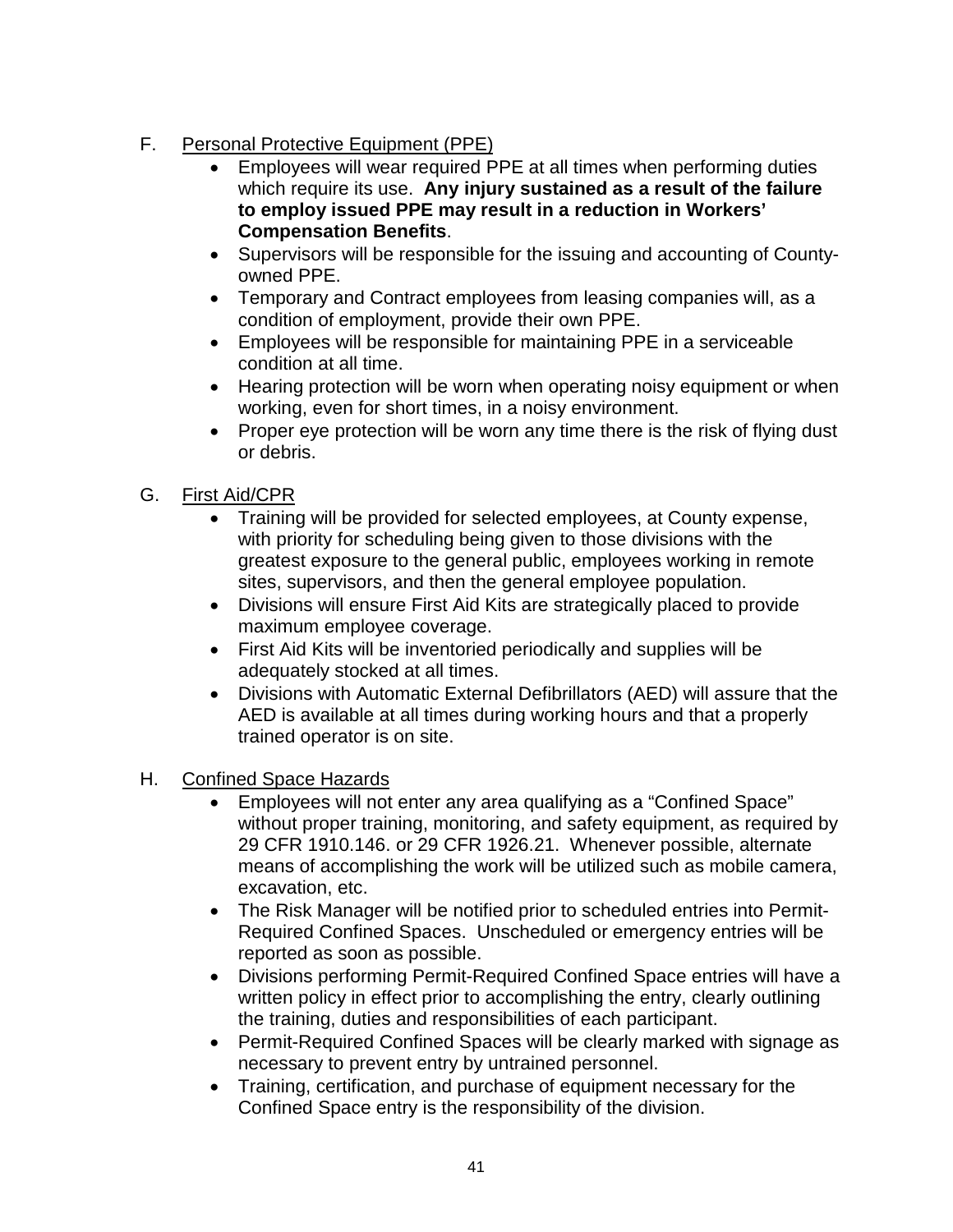F. Personal Protective Equipment (PPE)

- Employees will wear required PPE at all times when performing duties which require its use. **Any injury sustained as a result of the failure to employ issued PPE may result in a reduction in Workers' Compensation Benefits**.
- Supervisors will be responsible for the issuing and accounting of County-owned PPE.
- Temporary and Contract employees from leasing companies will, as a condition of employment, provide their own PPE.
- Employees will be responsible for maintaining PPE in a serviceable condition at all time.
- Hearing protection will be worn when operating noisy equipment or when working, even for short times, in a noisy environment.
- Proper eye protection will be worn any time there is the risk of flying dust or debris.

G. First Aid/CPR

- Training will be provided for selected employees, at County expense, with priority for scheduling being given to those divisions with the greatest exposure to the general public, employees working in remote sites, supervisors, and then the general employee population.
- Divisions will ensure First Aid Kits are strategically placed to provide maximum employee coverage.
- First Aid Kits will be inventoried periodically and supplies will be adequately stocked at all times.
- Divisions with Automatic External Defibrillators (AED) will assure that the AED is available at all times during working hours and that a properly trained operator is on site.

H. Confined Space Hazards

- Employees will not enter any area qualifying as a "Confined Space" without proper training, monitoring, and safety equipment, as required by 29 CFR 1910.146. or 29 CFR 1926.21. Whenever possible, alternate means of accomplishing the work will be utilized such as mobile camera, excavation, etc.
- The Risk Manager will be notified prior to scheduled entries into Permit-Required Confined Spaces. Unscheduled or emergency entries will be reported as soon as possible.
- Divisions performing Permit-Required Confined Space entries will have a written policy in effect prior to accomplishing the entry, clearly outlining the training, duties and responsibilities of each participant.
- Permit-Required Confined Spaces will be clearly marked with signage as necessary to prevent entry by untrained personnel.
- Training, certification, and purchase of equipment necessary for the Confined Space entry is the responsibility of the division.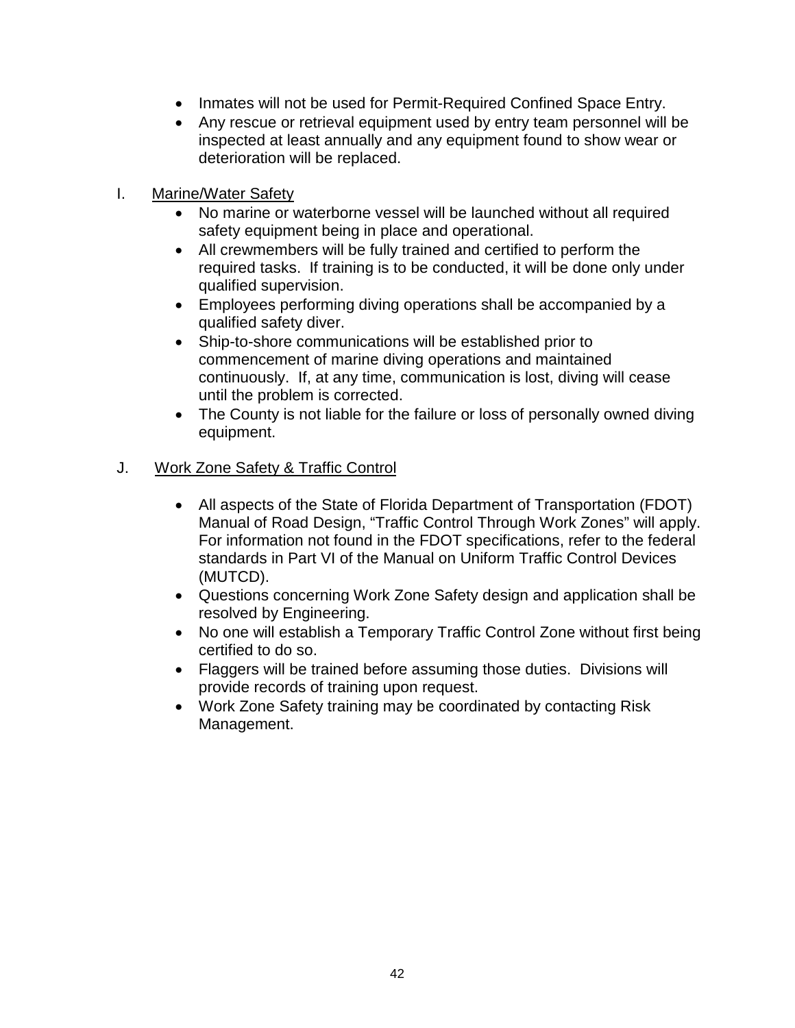- Inmates will not be used for Permit-Required Confined Space Entry.
- Any rescue or retrieval equipment used by entry team personnel will be inspected at least annually and any equipment found to show wear or deterioration will be replaced.

I. Marine/Water Safety

- No marine or waterborne vessel will be launched without all required safety equipment being in place and operational.
- All crewmembers will be fully trained and certified to perform the required tasks. If training is to be conducted, it will be done only under qualified supervision.
- Employees performing diving operations shall be accompanied by a qualified safety diver.
- Ship-to-shore communications will be established prior to commencement of marine diving operations and maintained continuously. If, at any time, communication is lost, diving will cease until the problem is corrected.
- The County is not liable for the failure or loss of personally owned diving equipment.

J. Work Zone Safety & Traffic Control

- All aspects of the State of Florida Department of Transportation (FDOT) Manual of Road Design, "Traffic Control Through Work Zones" will apply. For information not found in the FDOT specifications, refer to the federal standards in Part VI of the Manual on Uniform Traffic Control Devices (MUTCD).
- Questions concerning Work Zone Safety design and application shall be resolved by Engineering.
- No one will establish a Temporary Traffic Control Zone without first being certified to do so.
- Flaggers will be trained before assuming those duties. Divisions will provide records of training upon request.
- Work Zone Safety training may be coordinated by contacting Risk Management.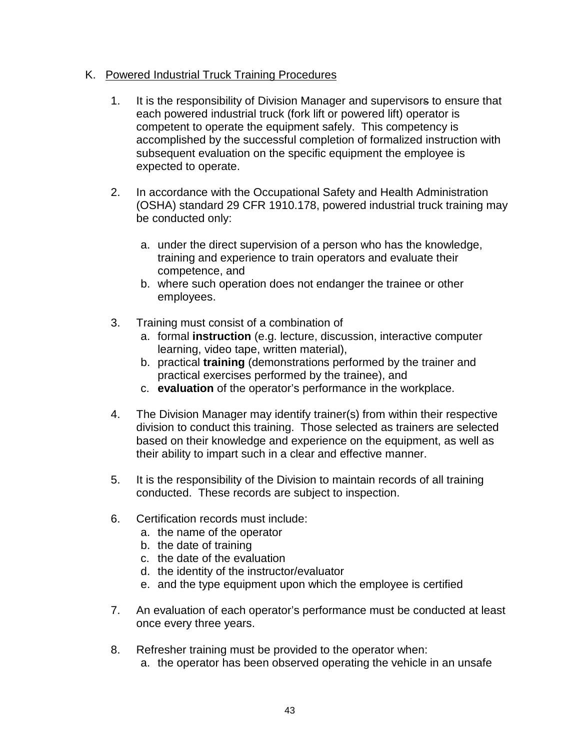## K. Powered Industrial Truck Training Procedures

1. It is the responsibility of Division Manager and supervisors to ensure that each powered industrial truck (fork lift or powered lift) operator is competent to operate the equipment safely. This competency is accomplished by the successful completion of formalized instruction with subsequent evaluation on the specific equipment the employee is expected to operate.

2. In accordance with the Occupational Safety and Health Administration (OSHA) standard 29 CFR 1910.178, powered industrial truck training may be conducted only:

   a. under the direct supervision of a person who has the knowledge, training and experience to train operators and evaluate their competence, and
   b. where such operation does not endanger the trainee or other employees.

3. Training must consist of a combination of
   a. formal **instruction** (e.g. lecture, discussion, interactive computer learning, video tape, written material),
   b. practical **training** (demonstrations performed by the trainer and practical exercises performed by the trainee), and
   c. **evaluation** of the operator's performance in the workplace.

4. The Division Manager may identify trainer(s) from within their respective division to conduct this training. Those selected as trainers are selected based on their knowledge and experience on the equipment, as well as their ability to impart such in a clear and effective manner.

5. It is the responsibility of the Division to maintain records of all training conducted. These records are subject to inspection.

6. Certification records must include:
   a. the name of the operator
   b. the date of training
   c. the date of the evaluation
   d. the identity of the instructor/evaluator
   e. and the type equipment upon which the employee is certified

7. An evaluation of each operator's performance must be conducted at least once every three years.

8. Refresher training must be provided to the operator when:
   a. the operator has been observed operating the vehicle in an unsafe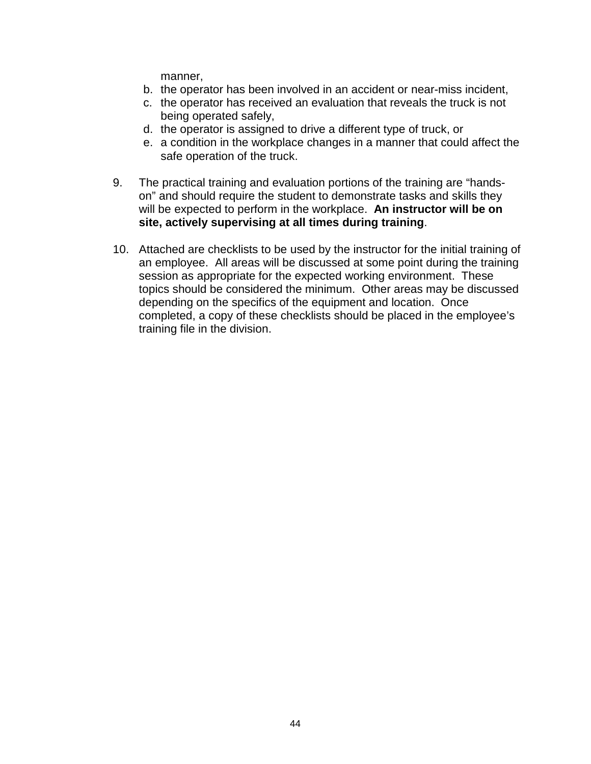manner,

b. the operator has been involved in an accident or near-miss incident,
c. the operator has received an evaluation that reveals the truck is not being operated safely,
d. the operator is assigned to drive a different type of truck, or
e. a condition in the workplace changes in a manner that could affect the safe operation of the truck.

9. The practical training and evaluation portions of the training are “hands-on” and should require the student to demonstrate tasks and skills they will be expected to perform in the workplace. **An instructor will be on site, actively supervising at all times during training**.

10. Attached are checklists to be used by the instructor for the initial training of an employee. All areas will be discussed at some point during the training session as appropriate for the expected working environment. These topics should be considered the minimum. Other areas may be discussed depending on the specifics of the equipment and location. Once completed, a copy of these checklists should be placed in the employee’s training file in the division.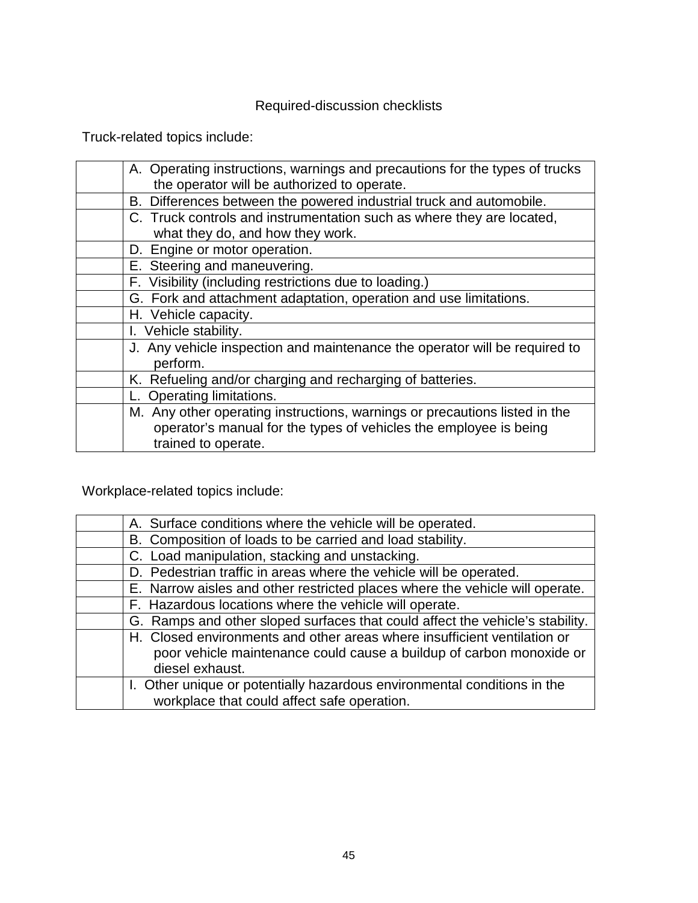## Required-discussion checklists

Truck-related topics include:

| | |
|---|---|
| | A. Operating instructions, warnings and precautions for the types of trucks the operator will be authorized to operate. |
| | B. Differences between the powered industrial truck and automobile. |
| | C. Truck controls and instrumentation such as where they are located, what they do, and how they work. |
| | D. Engine or motor operation. |
| | E. Steering and maneuvering. |
| | F. Visibility (including restrictions due to loading.) |
| | G. Fork and attachment adaptation, operation and use limitations. |
| | H. Vehicle capacity. |
| | I. Vehicle stability. |
| | J. Any vehicle inspection and maintenance the operator will be required to perform. |
| | K. Refueling and/or charging and recharging of batteries. |
| | L. Operating limitations. |
| | M. Any other operating instructions, warnings or precautions listed in the operator's manual for the types of vehicles the employee is being trained to operate. |

Workplace-related topics include:

| | |
|---|---|
| | A. Surface conditions where the vehicle will be operated. |
| | B. Composition of loads to be carried and load stability. |
| | C. Load manipulation, stacking and unstacking. |
| | D. Pedestrian traffic in areas where the vehicle will be operated. |
| | E. Narrow aisles and other restricted places where the vehicle will operate. |
| | F. Hazardous locations where the vehicle will operate. |
| | G. Ramps and other sloped surfaces that could affect the vehicle's stability. |
| | H. Closed environments and other areas where insufficient ventilation or poor vehicle maintenance could cause a buildup of carbon monoxide or diesel exhaust. |
| | I. Other unique or potentially hazardous environmental conditions in the workplace that could affect safe operation. |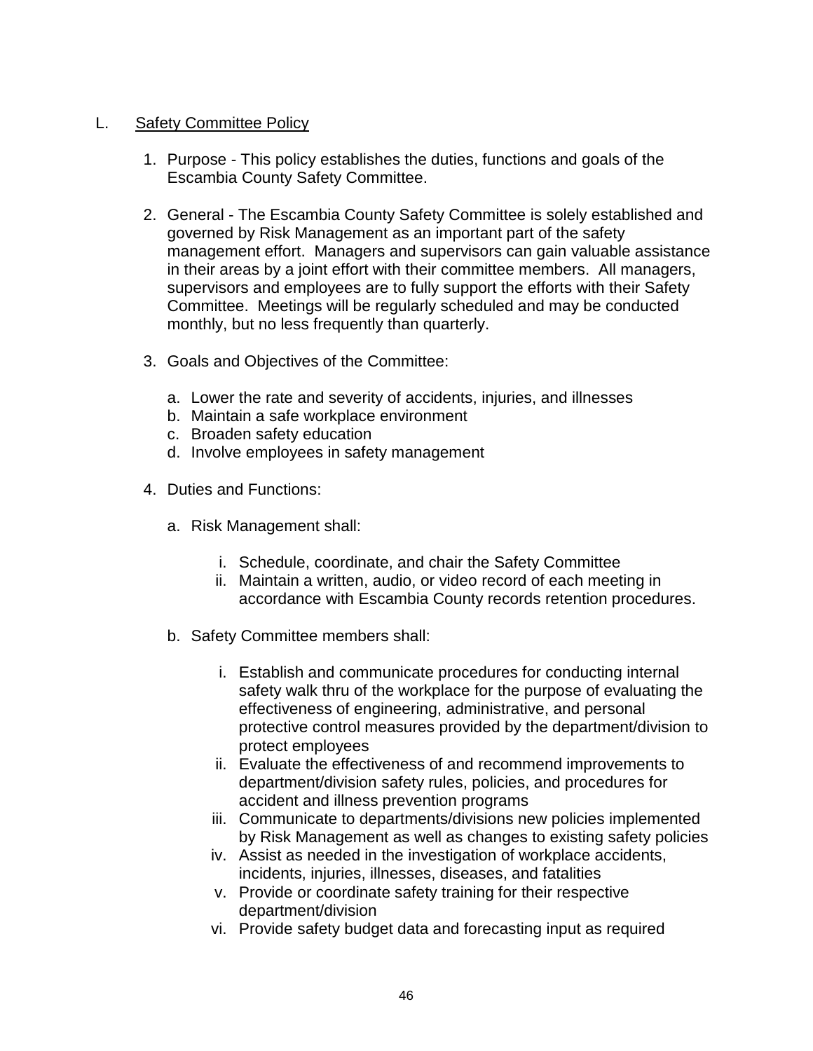L. <u>Safety Committee Policy</u>

1. Purpose - This policy establishes the duties, functions and goals of the Escambia County Safety Committee.

2. General - The Escambia County Safety Committee is solely established and governed by Risk Management as an important part of the safety management effort. Managers and supervisors can gain valuable assistance in their areas by a joint effort with their committee members. All managers, supervisors and employees are to fully support the efforts with their Safety Committee. Meetings will be regularly scheduled and may be conducted monthly, but no less frequently than quarterly.

3. Goals and Objectives of the Committee:

   a. Lower the rate and severity of accidents, injuries, and illnesses
   b. Maintain a safe workplace environment
   c. Broaden safety education
   d. Involve employees in safety management

4. Duties and Functions:

   a. Risk Management shall:

      i. Schedule, coordinate, and chair the Safety Committee
      ii. Maintain a written, audio, or video record of each meeting in accordance with Escambia County records retention procedures.

   b. Safety Committee members shall:

      i. Establish and communicate procedures for conducting internal safety walk thru of the workplace for the purpose of evaluating the effectiveness of engineering, administrative, and personal protective control measures provided by the department/division to protect employees
      ii. Evaluate the effectiveness of and recommend improvements to department/division safety rules, policies, and procedures for accident and illness prevention programs
      iii. Communicate to departments/divisions new policies implemented by Risk Management as well as changes to existing safety policies
      iv. Assist as needed in the investigation of workplace accidents, incidents, injuries, illnesses, diseases, and fatalities
      v. Provide or coordinate safety training for their respective department/division
      vi. Provide safety budget data and forecasting input as required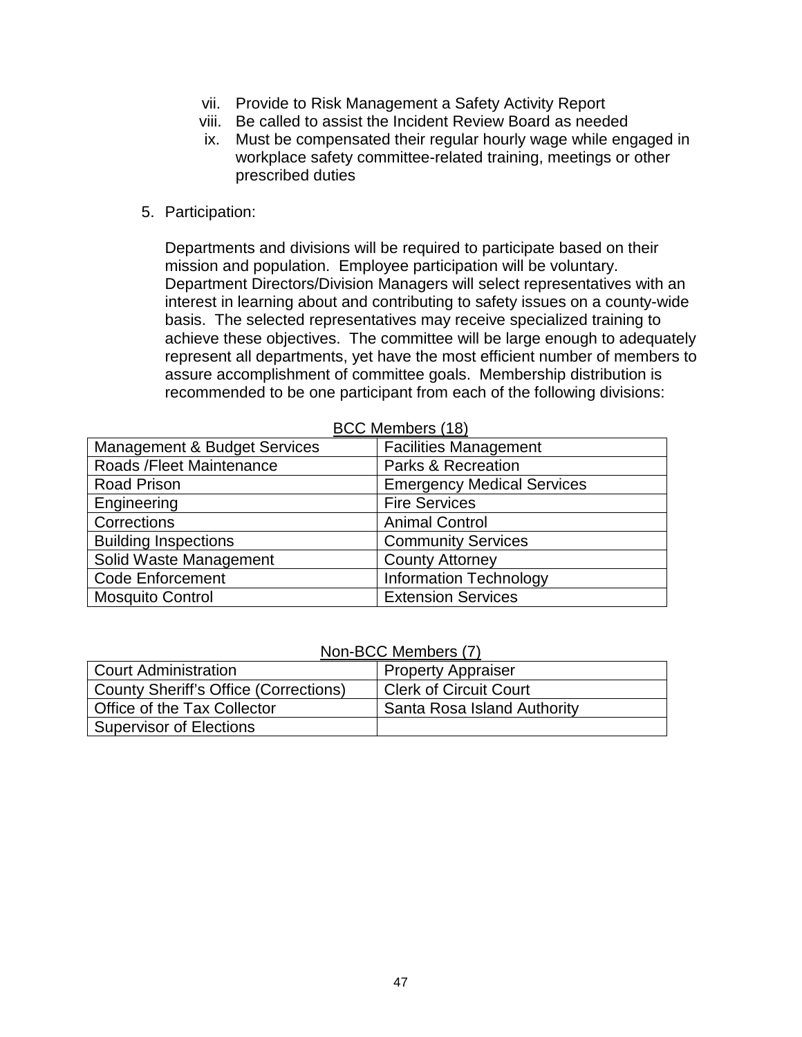vii. Provide to Risk Management a Safety Activity Report
viii. Be called to assist the Incident Review Board as needed
ix. Must be compensated their regular hourly wage while engaged in workplace safety committee-related training, meetings or other prescribed duties

5. Participation:

   Departments and divisions will be required to participate based on their mission and population. Employee participation will be voluntary. Department Directors/Division Managers will select representatives with an interest in learning about and contributing to safety issues on a county-wide basis. The selected representatives may receive specialized training to achieve these objectives. The committee will be large enough to adequately represent all departments, yet have the most efficient number of members to assure accomplishment of committee goals. Membership distribution is recommended to be one participant from each of the following divisions:

BCC Members (18)

| | |
|---|---|
| Management & Budget Services | Facilities Management |
| Roads /Fleet Maintenance | Parks & Recreation |
| Road Prison | Emergency Medical Services |
| Engineering | Fire Services |
| Corrections | Animal Control |
| Building Inspections | Community Services |
| Solid Waste Management | County Attorney |
| Code Enforcement | Information Technology |
| Mosquito Control | Extension Services |

Non-BCC Members (7)

| | |
|---|---|
| Court Administration | Property Appraiser |
| County Sheriff's Office (Corrections) | Clerk of Circuit Court |
| Office of the Tax Collector | Santa Rosa Island Authority |
| Supervisor of Elections | |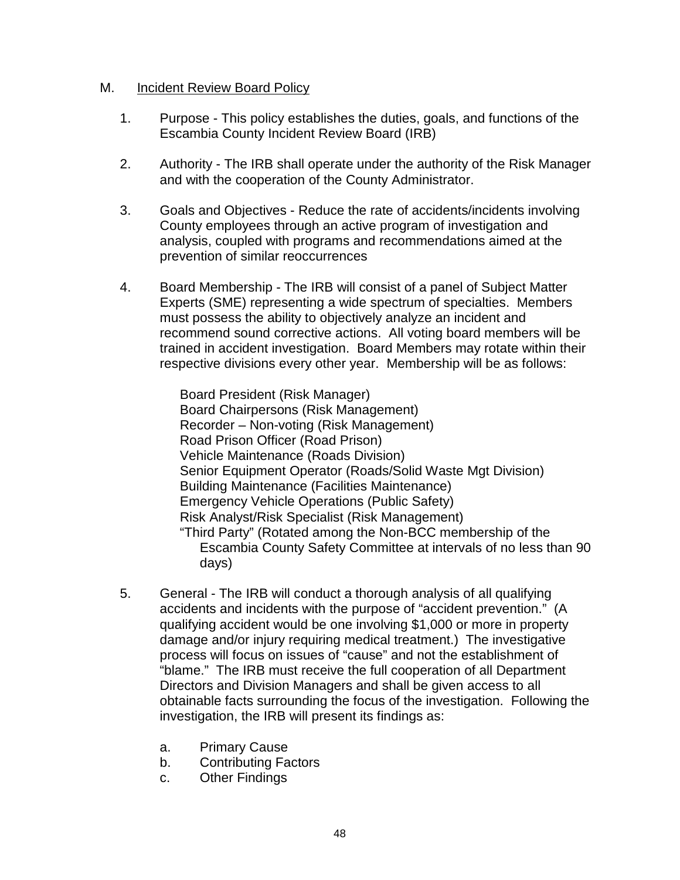## M. <u>Incident Review Board Policy</u>

1. Purpose - This policy establishes the duties, goals, and functions of the Escambia County Incident Review Board (IRB)

2. Authority - The IRB shall operate under the authority of the Risk Manager and with the cooperation of the County Administrator.

3. Goals and Objectives - Reduce the rate of accidents/incidents involving County employees through an active program of investigation and analysis, coupled with programs and recommendations aimed at the prevention of similar reoccurrences

4. Board Membership - The IRB will consist of a panel of Subject Matter Experts (SME) representing a wide spectrum of specialties. Members must possess the ability to objectively analyze an incident and recommend sound corrective actions. All voting board members will be trained in accident investigation. Board Members may rotate within their respective divisions every other year. Membership will be as follows:

   Board President (Risk Manager)
   Board Chairpersons (Risk Management)
   Recorder – Non-voting (Risk Management)
   Road Prison Officer (Road Prison)
   Vehicle Maintenance (Roads Division)
   Senior Equipment Operator (Roads/Solid Waste Mgt Division)
   Building Maintenance (Facilities Maintenance)
   Emergency Vehicle Operations (Public Safety)
   Risk Analyst/Risk Specialist (Risk Management)
   "Third Party" (Rotated among the Non-BCC membership of the Escambia County Safety Committee at intervals of no less than 90 days)

5. General - The IRB will conduct a thorough analysis of all qualifying accidents and incidents with the purpose of "accident prevention." (A qualifying accident would be one involving $1,000 or more in property damage and/or injury requiring medical treatment.) The investigative process will focus on issues of "cause" and not the establishment of "blame." The IRB must receive the full cooperation of all Department Directors and Division Managers and shall be given access to all obtainable facts surrounding the focus of the investigation. Following the investigation, the IRB will present its findings as:

   a. Primary Cause
   b. Contributing Factors
   c. Other Findings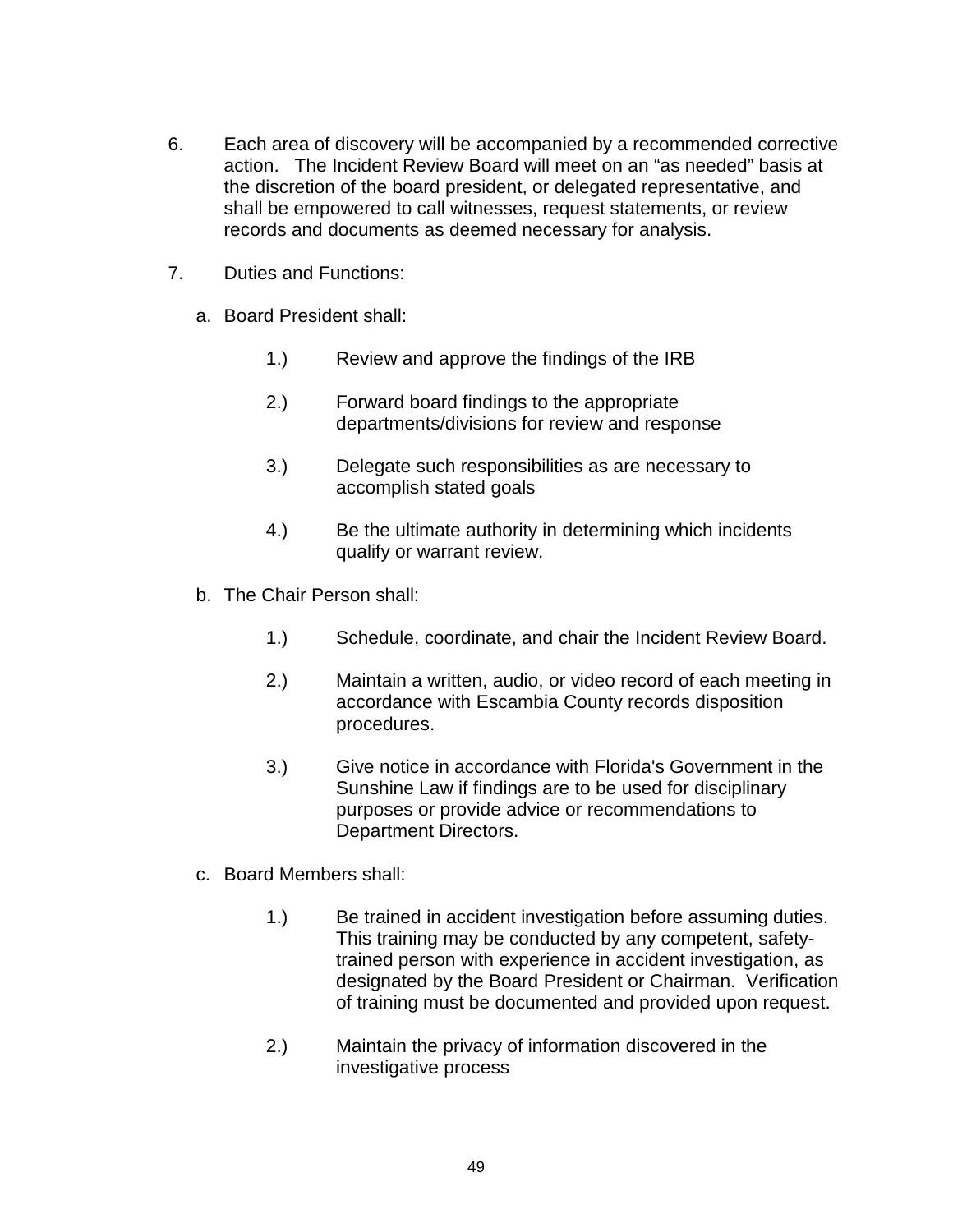6. Each area of discovery will be accompanied by a recommended corrective action. The Incident Review Board will meet on an "as needed" basis at the discretion of the board president, or delegated representative, and shall be empowered to call witnesses, request statements, or review records and documents as deemed necessary for analysis.

7. Duties and Functions:

   a. Board President shall:

      1.) Review and approve the findings of the IRB

      2.) Forward board findings to the appropriate departments/divisions for review and response

      3.) Delegate such responsibilities as are necessary to accomplish stated goals

      4.) Be the ultimate authority in determining which incidents qualify or warrant review.

   b. The Chair Person shall:

      1.) Schedule, coordinate, and chair the Incident Review Board.

      2.) Maintain a written, audio, or video record of each meeting in accordance with Escambia County records disposition procedures.

      3.) Give notice in accordance with Florida's Government in the Sunshine Law if findings are to be used for disciplinary purposes or provide advice or recommendations to Department Directors.

   c. Board Members shall:

      1.) Be trained in accident investigation before assuming duties. This training may be conducted by any competent, safety-trained person with experience in accident investigation, as designated by the Board President or Chairman. Verification of training must be documented and provided upon request.

      2.) Maintain the privacy of information discovered in the investigative process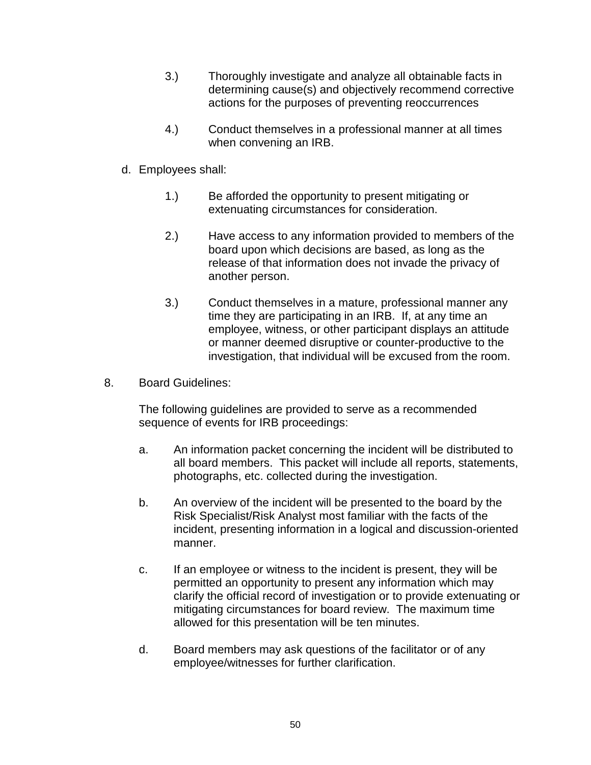3.) Thoroughly investigate and analyze all obtainable facts in determining cause(s) and objectively recommend corrective actions for the purposes of preventing reoccurrences

4.) Conduct themselves in a professional manner at all times when convening an IRB.

d. Employees shall:

1.) Be afforded the opportunity to present mitigating or extenuating circumstances for consideration.

2.) Have access to any information provided to members of the board upon which decisions are based, as long as the release of that information does not invade the privacy of another person.

3.) Conduct themselves in a mature, professional manner any time they are participating in an IRB. If, at any time an employee, witness, or other participant displays an attitude or manner deemed disruptive or counter-productive to the investigation, that individual will be excused from the room.

8. Board Guidelines:

The following guidelines are provided to serve as a recommended sequence of events for IRB proceedings:

a. An information packet concerning the incident will be distributed to all board members. This packet will include all reports, statements, photographs, etc. collected during the investigation.

b. An overview of the incident will be presented to the board by the Risk Specialist/Risk Analyst most familiar with the facts of the incident, presenting information in a logical and discussion-oriented manner.

c. If an employee or witness to the incident is present, they will be permitted an opportunity to present any information which may clarify the official record of investigation or to provide extenuating or mitigating circumstances for board review. The maximum time allowed for this presentation will be ten minutes.

d. Board members may ask questions of the facilitator or of any employee/witnesses for further clarification.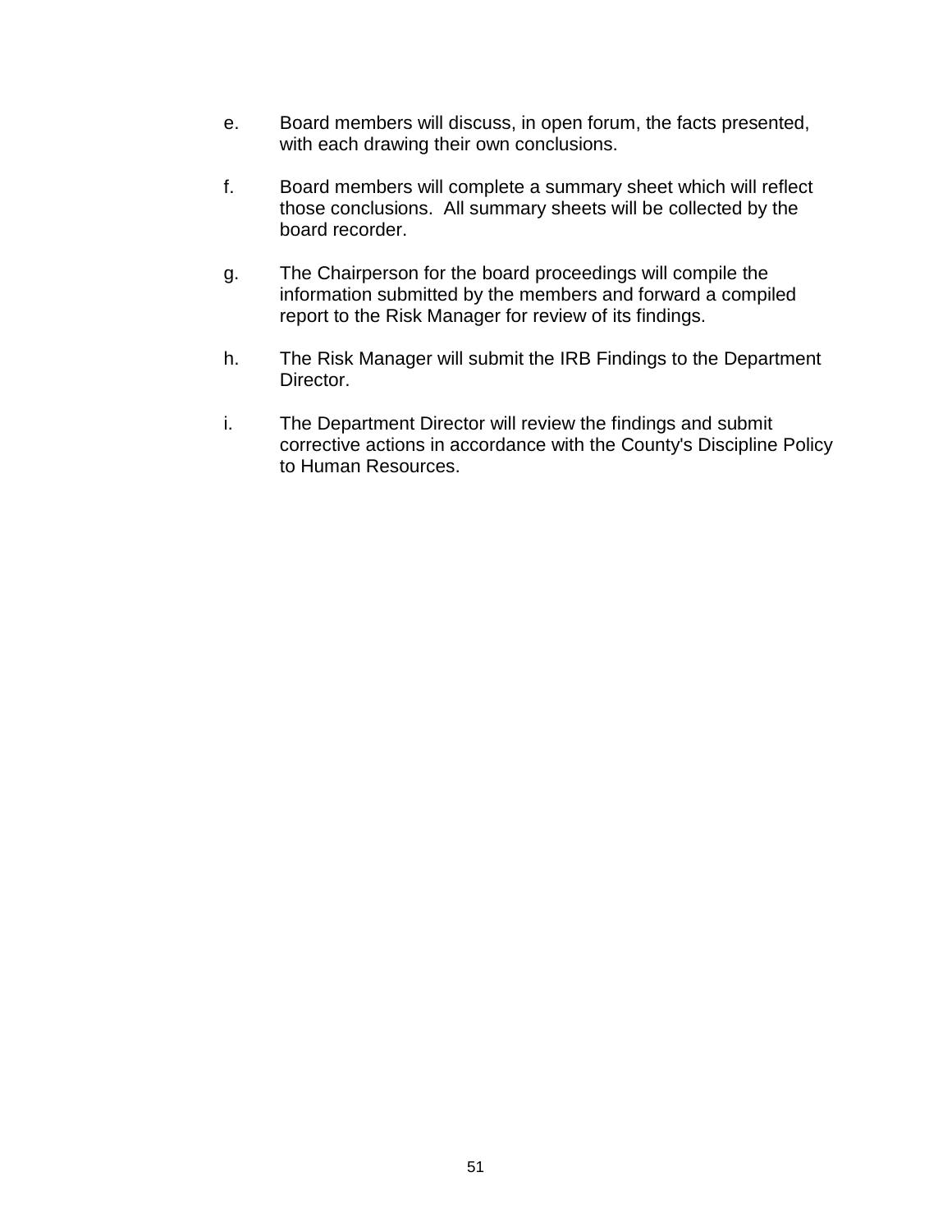e. Board members will discuss, in open forum, the facts presented, with each drawing their own conclusions.

f. Board members will complete a summary sheet which will reflect those conclusions. All summary sheets will be collected by the board recorder.

g. The Chairperson for the board proceedings will compile the information submitted by the members and forward a compiled report to the Risk Manager for review of its findings.

h. The Risk Manager will submit the IRB Findings to the Department Director.

i. The Department Director will review the findings and submit corrective actions in accordance with the County's Discipline Policy to Human Resources.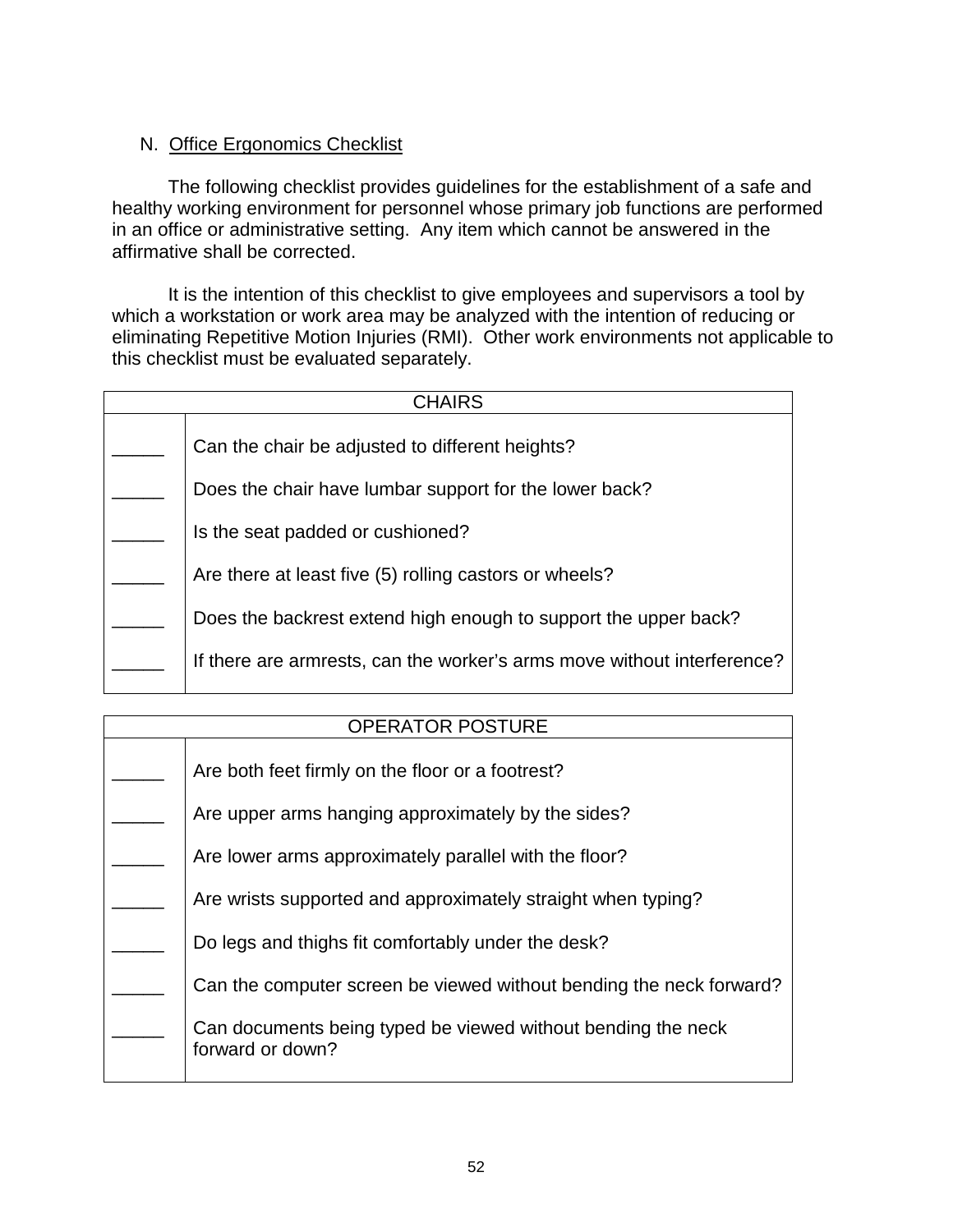N. <u>Office Ergonomics Checklist</u>

The following checklist provides guidelines for the establishment of a safe and healthy working environment for personnel whose primary job functions are performed in an office or administrative setting. Any item which cannot be answered in the affirmative shall be corrected.

It is the intention of this checklist to give employees and supervisors a tool by which a workstation or work area may be analyzed with the intention of reducing or eliminating Repetitive Motion Injuries (RMI). Other work environments not applicable to this checklist must be evaluated separately.

| CHAIRS | |
|---|---|
| _____ | Can the chair be adjusted to different heights? |
| _____ | Does the chair have lumbar support for the lower back? |
| _____ | Is the seat padded or cushioned? |
| _____ | Are there at least five (5) rolling castors or wheels? |
| _____ | Does the backrest extend high enough to support the upper back? |
| _____ | If there are armrests, can the worker's arms move without interference? |

| OPERATOR POSTURE | |
|---|---|
| _____ | Are both feet firmly on the floor or a footrest? |
| _____ | Are upper arms hanging approximately by the sides? |
| _____ | Are lower arms approximately parallel with the floor? |
| _____ | Are wrists supported and approximately straight when typing? |
| _____ | Do legs and thighs fit comfortably under the desk? |
| _____ | Can the computer screen be viewed without bending the neck forward? |
| _____ | Can documents being typed be viewed without bending the neck forward or down? |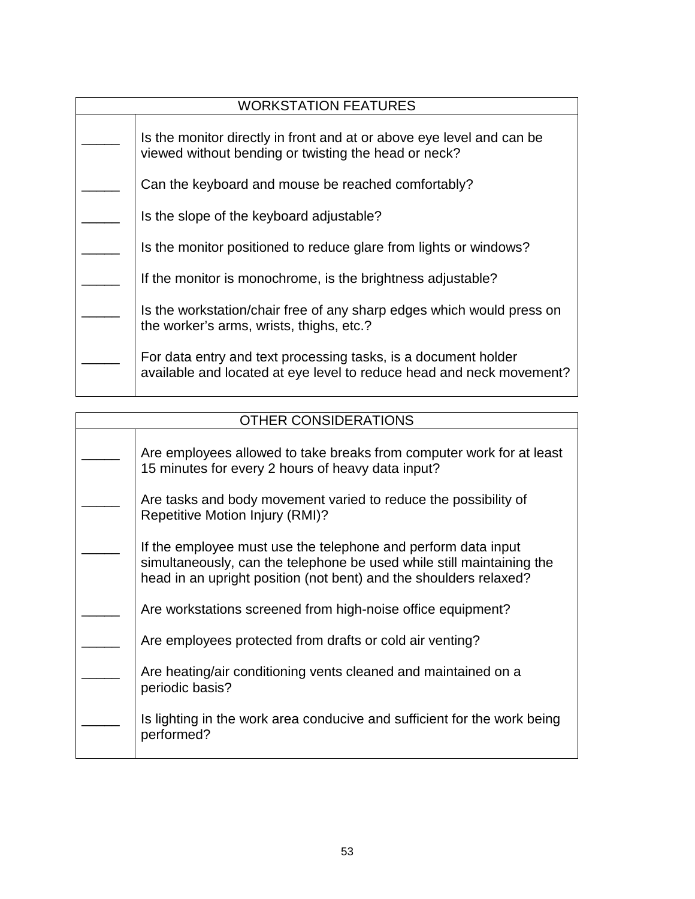| WORKSTATION FEATURES | |
|---|---|
| _____ | Is the monitor directly in front and at or above eye level and can be viewed without bending or twisting the head or neck? |
| _____ | Can the keyboard and mouse be reached comfortably? |
| _____ | Is the slope of the keyboard adjustable? |
| _____ | Is the monitor positioned to reduce glare from lights or windows? |
| _____ | If the monitor is monochrome, is the brightness adjustable? |
| _____ | Is the workstation/chair free of any sharp edges which would press on the worker's arms, wrists, thighs, etc.? |
| _____ | For data entry and text processing tasks, is a document holder available and located at eye level to reduce head and neck movement? |

| OTHER CONSIDERATIONS | |
|---|---|
| _____ | Are employees allowed to take breaks from computer work for at least 15 minutes for every 2 hours of heavy data input? |
| _____ | Are tasks and body movement varied to reduce the possibility of Repetitive Motion Injury (RMI)? |
| _____ | If the employee must use the telephone and perform data input simultaneously, can the telephone be used while still maintaining the head in an upright position (not bent) and the shoulders relaxed? |
| _____ | Are workstations screened from high-noise office equipment? |
| _____ | Are employees protected from drafts or cold air venting? |
| _____ | Are heating/air conditioning vents cleaned and maintained on a periodic basis? |
| _____ | Is lighting in the work area conducive and sufficient for the work being performed? |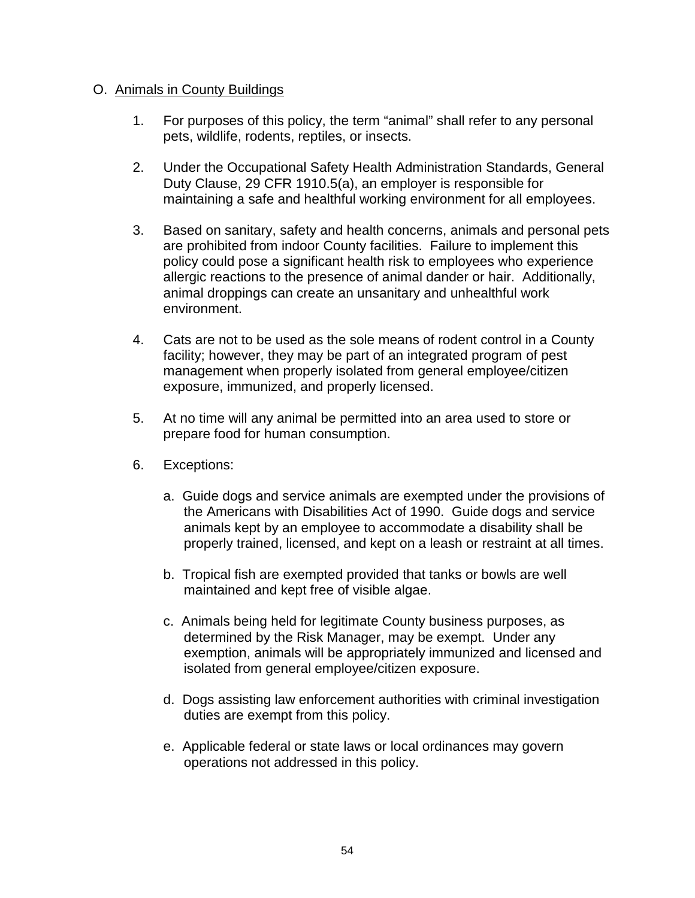O. <u>Animals in County Buildings</u>

1. For purposes of this policy, the term "animal" shall refer to any personal pets, wildlife, rodents, reptiles, or insects.

2. Under the Occupational Safety Health Administration Standards, General Duty Clause, 29 CFR 1910.5(a), an employer is responsible for maintaining a safe and healthful working environment for all employees.

3. Based on sanitary, safety and health concerns, animals and personal pets are prohibited from indoor County facilities. Failure to implement this policy could pose a significant health risk to employees who experience allergic reactions to the presence of animal dander or hair. Additionally, animal droppings can create an unsanitary and unhealthful work environment.

4. Cats are not to be used as the sole means of rodent control in a County facility; however, they may be part of an integrated program of pest management when properly isolated from general employee/citizen exposure, immunized, and properly licensed.

5. At no time will any animal be permitted into an area used to store or prepare food for human consumption.

6. Exceptions:

   a. Guide dogs and service animals are exempted under the provisions of the Americans with Disabilities Act of 1990. Guide dogs and service animals kept by an employee to accommodate a disability shall be properly trained, licensed, and kept on a leash or restraint at all times.

   b. Tropical fish are exempted provided that tanks or bowls are well maintained and kept free of visible algae.

   c. Animals being held for legitimate County business purposes, as determined by the Risk Manager, may be exempt. Under any exemption, animals will be appropriately immunized and licensed and isolated from general employee/citizen exposure.

   d. Dogs assisting law enforcement authorities with criminal investigation duties are exempt from this policy.

   e. Applicable federal or state laws or local ordinances may govern operations not addressed in this policy.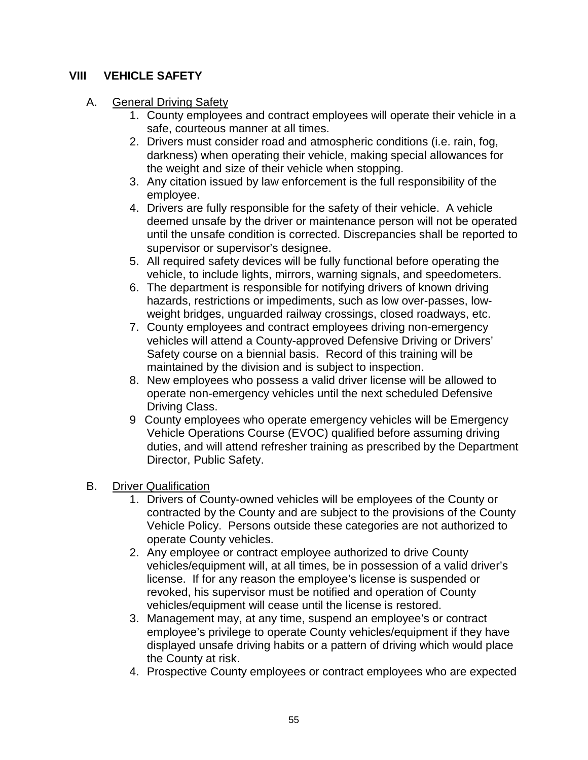# VIII VEHICLE SAFETY

A. <u>General Driving Safety</u>

1. County employees and contract employees will operate their vehicle in a safe, courteous manner at all times.
2. Drivers must consider road and atmospheric conditions (i.e. rain, fog, darkness) when operating their vehicle, making special allowances for the weight and size of their vehicle when stopping.
3. Any citation issued by law enforcement is the full responsibility of the employee.
4. Drivers are fully responsible for the safety of their vehicle. A vehicle deemed unsafe by the driver or maintenance person will not be operated until the unsafe condition is corrected. Discrepancies shall be reported to supervisor or supervisor's designee.
5. All required safety devices will be fully functional before operating the vehicle, to include lights, mirrors, warning signals, and speedometers.
6. The department is responsible for notifying drivers of known driving hazards, restrictions or impediments, such as low over-passes, low-weight bridges, unguarded railway crossings, closed roadways, etc.
7. County employees and contract employees driving non-emergency vehicles will attend a County-approved Defensive Driving or Drivers' Safety course on a biennial basis. Record of this training will be maintained by the division and is subject to inspection.
8. New employees who possess a valid driver license will be allowed to operate non-emergency vehicles until the next scheduled Defensive Driving Class.
9. County employees who operate emergency vehicles will be Emergency Vehicle Operations Course (EVOC) qualified before assuming driving duties, and will attend refresher training as prescribed by the Department Director, Public Safety.

B. <u>Driver Qualification</u>

1. Drivers of County-owned vehicles will be employees of the County or contracted by the County and are subject to the provisions of the County Vehicle Policy. Persons outside these categories are not authorized to operate County vehicles.
2. Any employee or contract employee authorized to drive County vehicles/equipment will, at all times, be in possession of a valid driver's license. If for any reason the employee's license is suspended or revoked, his supervisor must be notified and operation of County vehicles/equipment will cease until the license is restored.
3. Management may, at any time, suspend an employee's or contract employee's privilege to operate County vehicles/equipment if they have displayed unsafe driving habits or a pattern of driving which would place the County at risk.
4. Prospective County employees or contract employees who are expected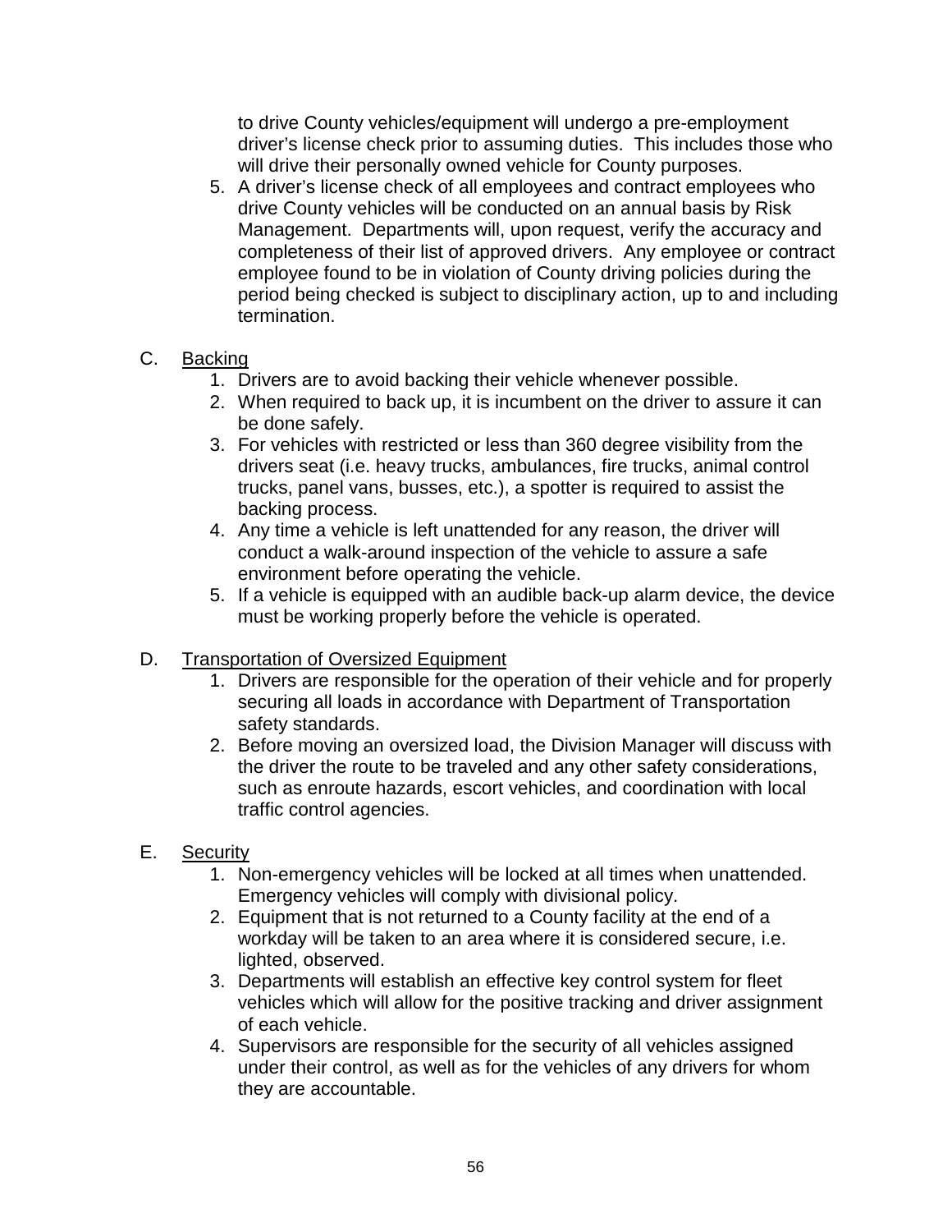to drive County vehicles/equipment will undergo a pre-employment driver's license check prior to assuming duties. This includes those who will drive their personally owned vehicle for County purposes.

5. A driver's license check of all employees and contract employees who drive County vehicles will be conducted on an annual basis by Risk Management. Departments will, upon request, verify the accuracy and completeness of their list of approved drivers. Any employee or contract employee found to be in violation of County driving policies during the period being checked is subject to disciplinary action, up to and including termination.

C. <u>Backing</u>

1. Drivers are to avoid backing their vehicle whenever possible.
2. When required to back up, it is incumbent on the driver to assure it can be done safely.
3. For vehicles with restricted or less than 360 degree visibility from the drivers seat (i.e. heavy trucks, ambulances, fire trucks, animal control trucks, panel vans, busses, etc.), a spotter is required to assist the backing process.
4. Any time a vehicle is left unattended for any reason, the driver will conduct a walk-around inspection of the vehicle to assure a safe environment before operating the vehicle.
5. If a vehicle is equipped with an audible back-up alarm device, the device must be working properly before the vehicle is operated.

D. <u>Transportation of Oversized Equipment</u>

1. Drivers are responsible for the operation of their vehicle and for properly securing all loads in accordance with Department of Transportation safety standards.
2. Before moving an oversized load, the Division Manager will discuss with the driver the route to be traveled and any other safety considerations, such as enroute hazards, escort vehicles, and coordination with local traffic control agencies.

E. <u>Security</u>

1. Non-emergency vehicles will be locked at all times when unattended. Emergency vehicles will comply with divisional policy.
2. Equipment that is not returned to a County facility at the end of a workday will be taken to an area where it is considered secure, i.e. lighted, observed.
3. Departments will establish an effective key control system for fleet vehicles which will allow for the positive tracking and driver assignment of each vehicle.
4. Supervisors are responsible for the security of all vehicles assigned under their control, as well as for the vehicles of any drivers for whom they are accountable.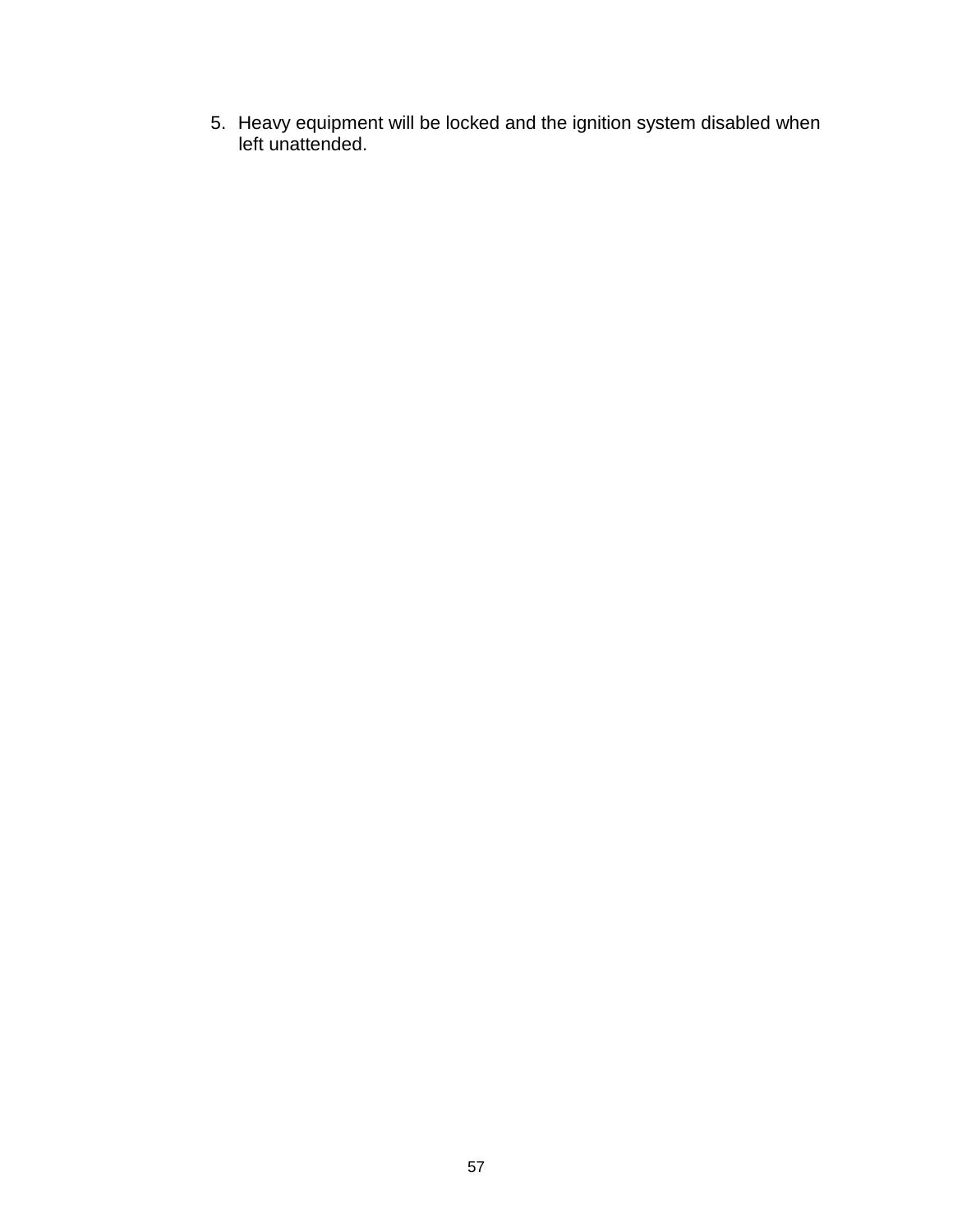5. Heavy equipment will be locked and the ignition system disabled when left unattended.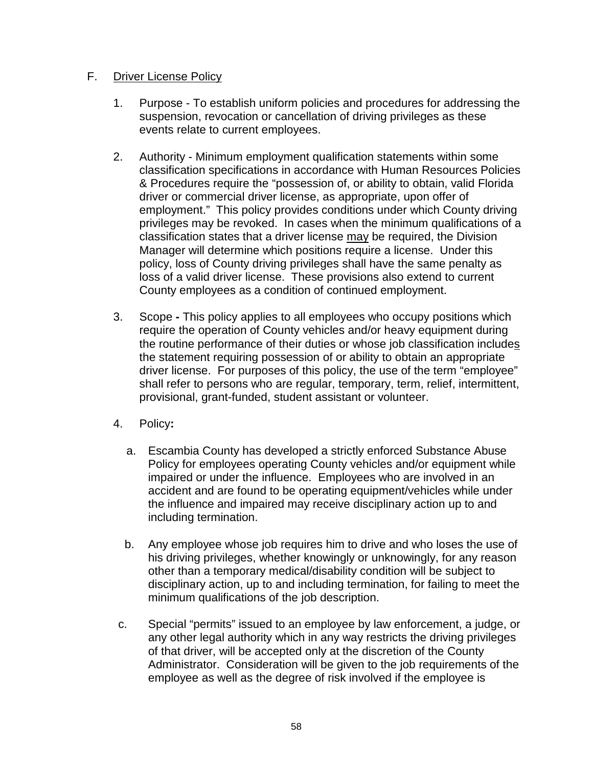F. Driver License Policy

1. Purpose - To establish uniform policies and procedures for addressing the suspension, revocation or cancellation of driving privileges as these events relate to current employees.

2. Authority - Minimum employment qualification statements within some classification specifications in accordance with Human Resources Policies & Procedures require the "possession of, or ability to obtain, valid Florida driver or commercial driver license, as appropriate, upon offer of employment." This policy provides conditions under which County driving privileges may be revoked. In cases when the minimum qualifications of a classification states that a driver license may be required, the Division Manager will determine which positions require a license. Under this policy, loss of County driving privileges shall have the same penalty as loss of a valid driver license. These provisions also extend to current County employees as a condition of continued employment.

3. Scope **-** This policy applies to all employees who occupy positions which require the operation of County vehicles and/or heavy equipment during the routine performance of their duties or whose job classification includes the statement requiring possession of or ability to obtain an appropriate driver license. For purposes of this policy, the use of the term "employee" shall refer to persons who are regular, temporary, term, relief, intermittent, provisional, grant-funded, student assistant or volunteer.

4. Policy**:**

   a. Escambia County has developed a strictly enforced Substance Abuse Policy for employees operating County vehicles and/or equipment while impaired or under the influence. Employees who are involved in an accident and are found to be operating equipment/vehicles while under the influence and impaired may receive disciplinary action up to and including termination.

   b. Any employee whose job requires him to drive and who loses the use of his driving privileges, whether knowingly or unknowingly, for any reason other than a temporary medical/disability condition will be subject to disciplinary action, up to and including termination, for failing to meet the minimum qualifications of the job description.

   c. Special "permits" issued to an employee by law enforcement, a judge, or any other legal authority which in any way restricts the driving privileges of that driver, will be accepted only at the discretion of the County Administrator. Consideration will be given to the job requirements of the employee as well as the degree of risk involved if the employee is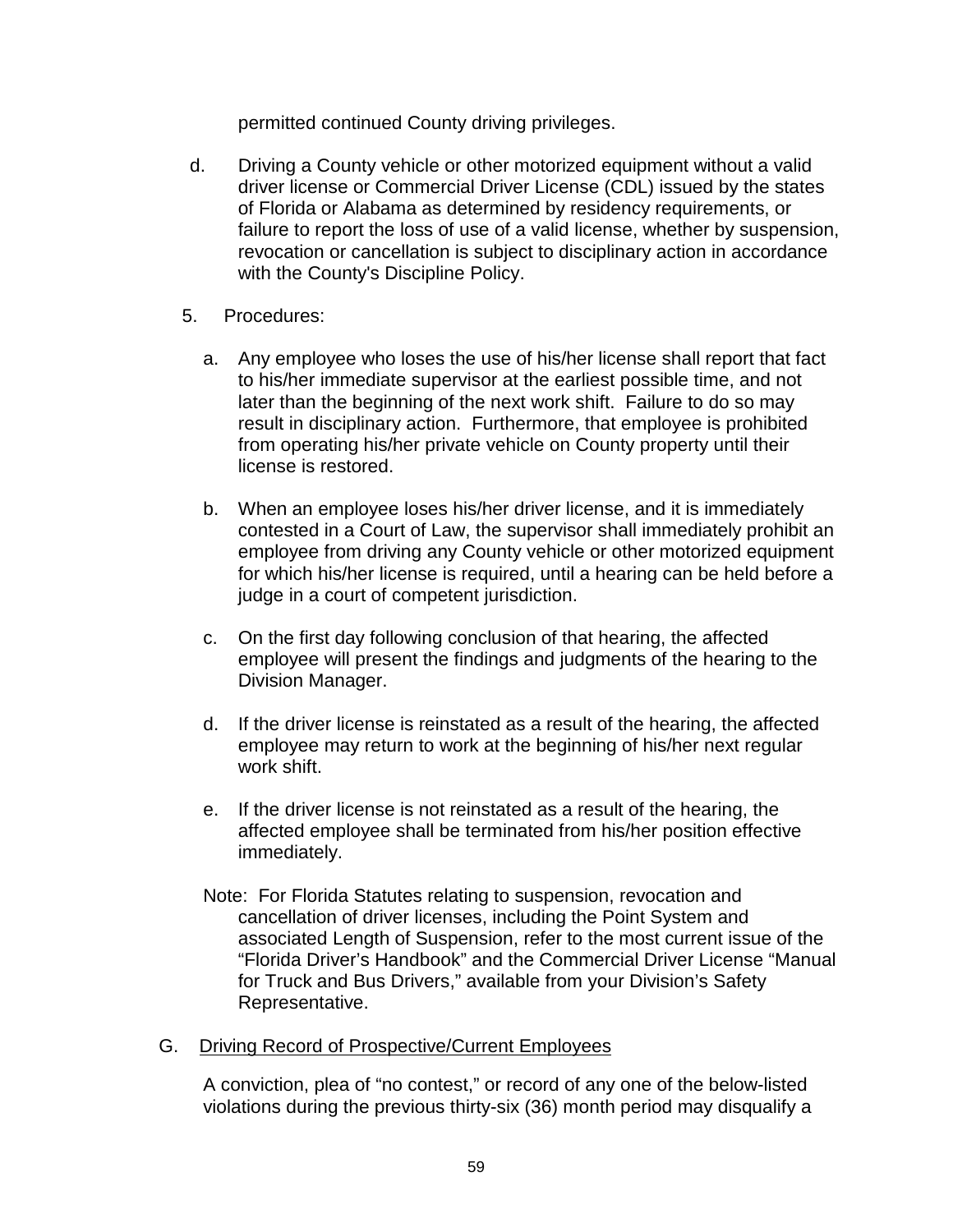permitted continued County driving privileges.

d. Driving a County vehicle or other motorized equipment without a valid driver license or Commercial Driver License (CDL) issued by the states of Florida or Alabama as determined by residency requirements, or failure to report the loss of use of a valid license, whether by suspension, revocation or cancellation is subject to disciplinary action in accordance with the County's Discipline Policy.

5. Procedures:

   a. Any employee who loses the use of his/her license shall report that fact to his/her immediate supervisor at the earliest possible time, and not later than the beginning of the next work shift. Failure to do so may result in disciplinary action. Furthermore, that employee is prohibited from operating his/her private vehicle on County property until their license is restored.

   b. When an employee loses his/her driver license, and it is immediately contested in a Court of Law, the supervisor shall immediately prohibit an employee from driving any County vehicle or other motorized equipment for which his/her license is required, until a hearing can be held before a judge in a court of competent jurisdiction.

   c. On the first day following conclusion of that hearing, the affected employee will present the findings and judgments of the hearing to the Division Manager.

   d. If the driver license is reinstated as a result of the hearing, the affected employee may return to work at the beginning of his/her next regular work shift.

   e. If the driver license is not reinstated as a result of the hearing, the affected employee shall be terminated from his/her position effective immediately.

   Note: For Florida Statutes relating to suspension, revocation and cancellation of driver licenses, including the Point System and associated Length of Suspension, refer to the most current issue of the "Florida Driver's Handbook" and the Commercial Driver License "Manual for Truck and Bus Drivers," available from your Division's Safety Representative.

G. Driving Record of Prospective/Current Employees

A conviction, plea of "no contest," or record of any one of the below-listed violations during the previous thirty-six (36) month period may disqualify a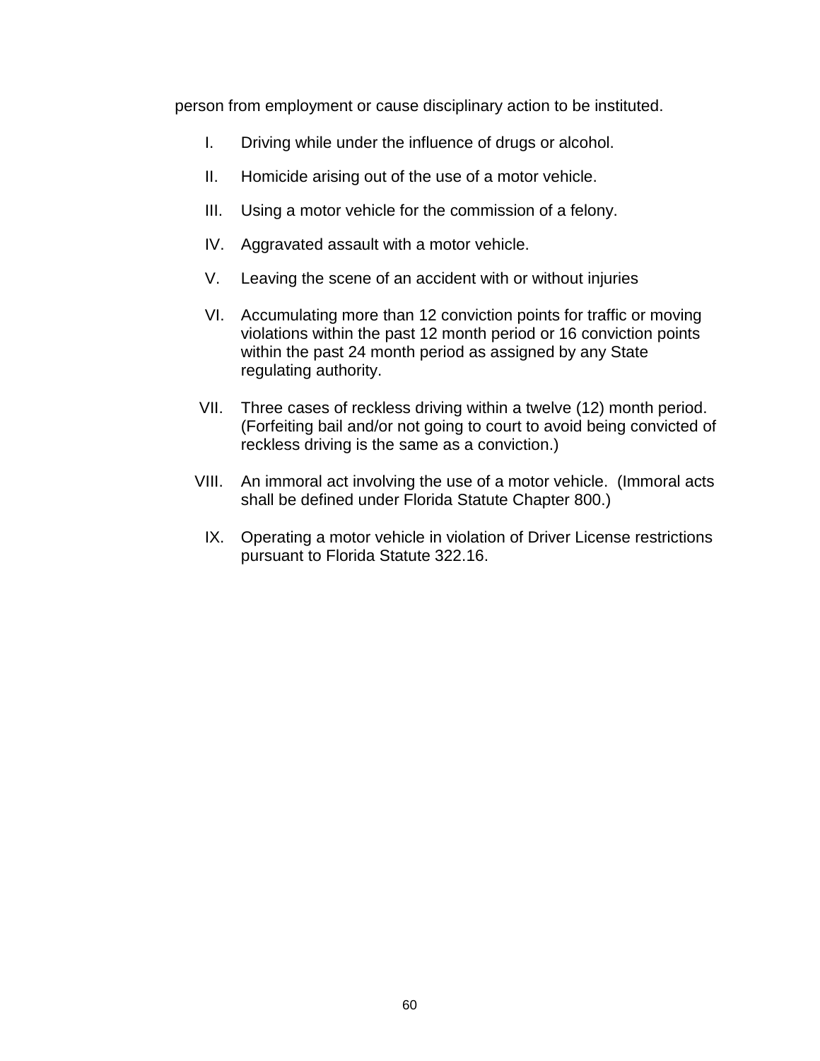person from employment or cause disciplinary action to be instituted.

I. Driving while under the influence of drugs or alcohol.

II. Homicide arising out of the use of a motor vehicle.

III. Using a motor vehicle for the commission of a felony.

IV. Aggravated assault with a motor vehicle.

V. Leaving the scene of an accident with or without injuries

VI. Accumulating more than 12 conviction points for traffic or moving violations within the past 12 month period or 16 conviction points within the past 24 month period as assigned by any State regulating authority.

VII. Three cases of reckless driving within a twelve (12) month period. (Forfeiting bail and/or not going to court to avoid being convicted of reckless driving is the same as a conviction.)

VIII. An immoral act involving the use of a motor vehicle. (Immoral acts shall be defined under Florida Statute Chapter 800.)

IX. Operating a motor vehicle in violation of Driver License restrictions pursuant to Florida Statute 322.16.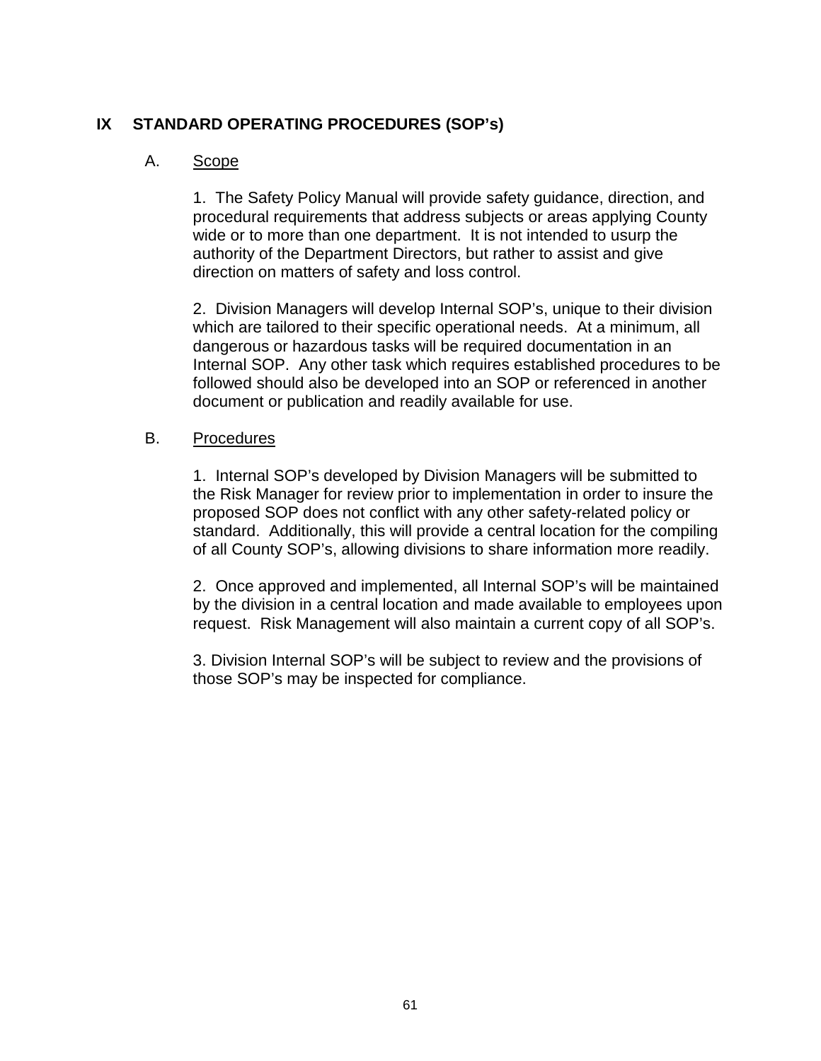# IX STANDARD OPERATING PROCEDURES (SOP's)

## A. Scope

1. The Safety Policy Manual will provide safety guidance, direction, and procedural requirements that address subjects or areas applying County wide or to more than one department. It is not intended to usurp the authority of the Department Directors, but rather to assist and give direction on matters of safety and loss control.

2. Division Managers will develop Internal SOP's, unique to their division which are tailored to their specific operational needs. At a minimum, all dangerous or hazardous tasks will be required documentation in an Internal SOP. Any other task which requires established procedures to be followed should also be developed into an SOP or referenced in another document or publication and readily available for use.

## B. Procedures

1. Internal SOP's developed by Division Managers will be submitted to the Risk Manager for review prior to implementation in order to insure the proposed SOP does not conflict with any other safety-related policy or standard. Additionally, this will provide a central location for the compiling of all County SOP's, allowing divisions to share information more readily.

2. Once approved and implemented, all Internal SOP's will be maintained by the division in a central location and made available to employees upon request. Risk Management will also maintain a current copy of all SOP's.

3. Division Internal SOP's will be subject to review and the provisions of those SOP's may be inspected for compliance.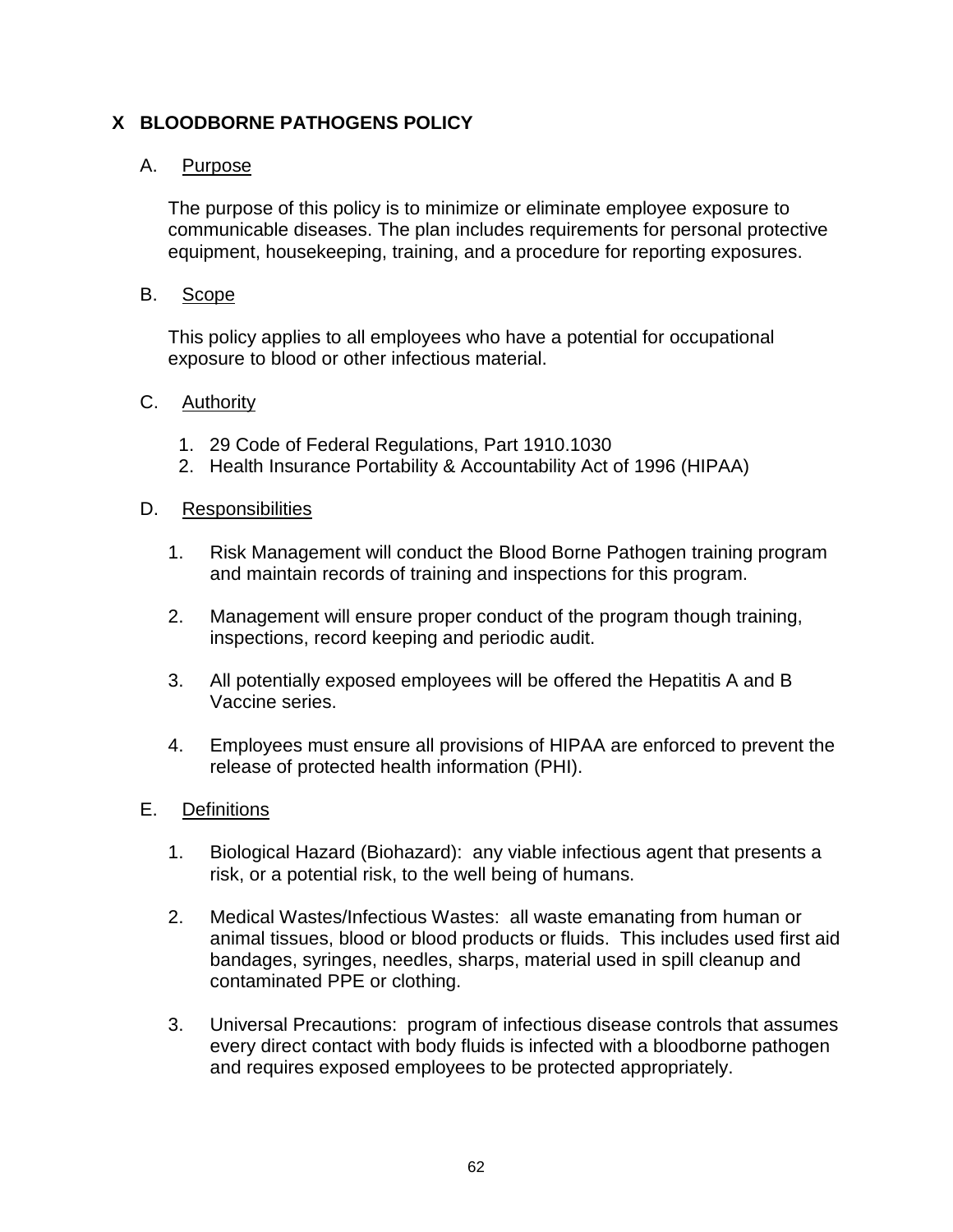# X BLOODBORNE PATHOGENS POLICY

## A. Purpose

The purpose of this policy is to minimize or eliminate employee exposure to communicable diseases. The plan includes requirements for personal protective equipment, housekeeping, training, and a procedure for reporting exposures.

## B. Scope

This policy applies to all employees who have a potential for occupational exposure to blood or other infectious material.

## C. Authority

1. 29 Code of Federal Regulations, Part 1910.1030
2. Health Insurance Portability & Accountability Act of 1996 (HIPAA)

## D. Responsibilities

1. Risk Management will conduct the Blood Borne Pathogen training program and maintain records of training and inspections for this program.

2. Management will ensure proper conduct of the program though training, inspections, record keeping and periodic audit.

3. All potentially exposed employees will be offered the Hepatitis A and B Vaccine series.

4. Employees must ensure all provisions of HIPAA are enforced to prevent the release of protected health information (PHI).

## E. Definitions

1. Biological Hazard (Biohazard): any viable infectious agent that presents a risk, or a potential risk, to the well being of humans.

2. Medical Wastes/Infectious Wastes: all waste emanating from human or animal tissues, blood or blood products or fluids. This includes used first aid bandages, syringes, needles, sharps, material used in spill cleanup and contaminated PPE or clothing.

3. Universal Precautions: program of infectious disease controls that assumes every direct contact with body fluids is infected with a bloodborne pathogen and requires exposed employees to be protected appropriately.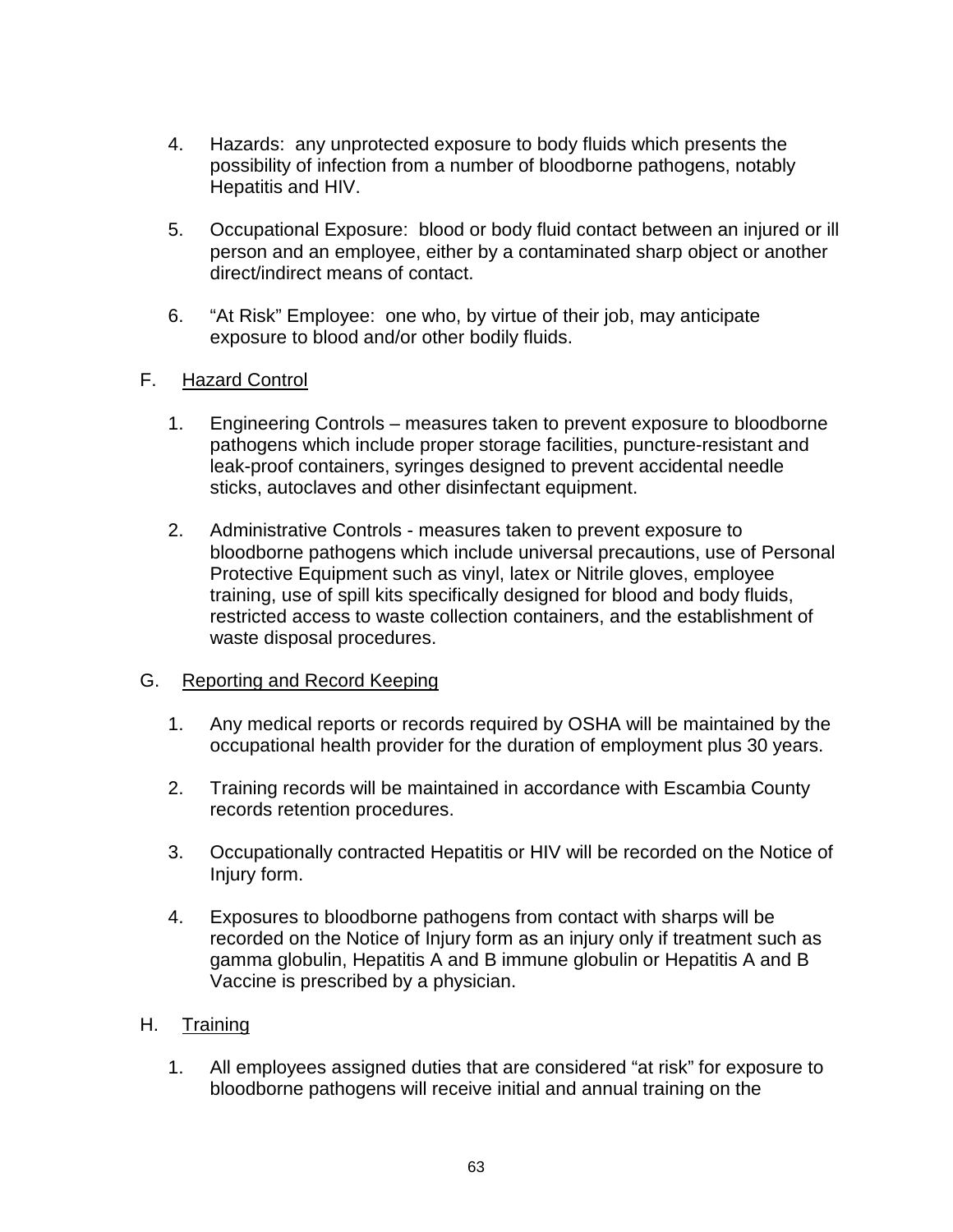4. Hazards: any unprotected exposure to body fluids which presents the possibility of infection from a number of bloodborne pathogens, notably Hepatitis and HIV.

5. Occupational Exposure: blood or body fluid contact between an injured or ill person and an employee, either by a contaminated sharp object or another direct/indirect means of contact.

6. “At Risk” Employee: one who, by virtue of their job, may anticipate exposure to blood and/or other bodily fluids.

F. <u>Hazard Control</u>

1. Engineering Controls – measures taken to prevent exposure to bloodborne pathogens which include proper storage facilities, puncture-resistant and leak-proof containers, syringes designed to prevent accidental needle sticks, autoclaves and other disinfectant equipment.

2. Administrative Controls - measures taken to prevent exposure to bloodborne pathogens which include universal precautions, use of Personal Protective Equipment such as vinyl, latex or Nitrile gloves, employee training, use of spill kits specifically designed for blood and body fluids, restricted access to waste collection containers, and the establishment of waste disposal procedures.

G. <u>Reporting and Record Keeping</u>

1. Any medical reports or records required by OSHA will be maintained by the occupational health provider for the duration of employment plus 30 years.

2. Training records will be maintained in accordance with Escambia County records retention procedures.

3. Occupationally contracted Hepatitis or HIV will be recorded on the Notice of Injury form.

4. Exposures to bloodborne pathogens from contact with sharps will be recorded on the Notice of Injury form as an injury only if treatment such as gamma globulin, Hepatitis A and B immune globulin or Hepatitis A and B Vaccine is prescribed by a physician.

H. <u>Training</u>

1. All employees assigned duties that are considered “at risk” for exposure to bloodborne pathogens will receive initial and annual training on the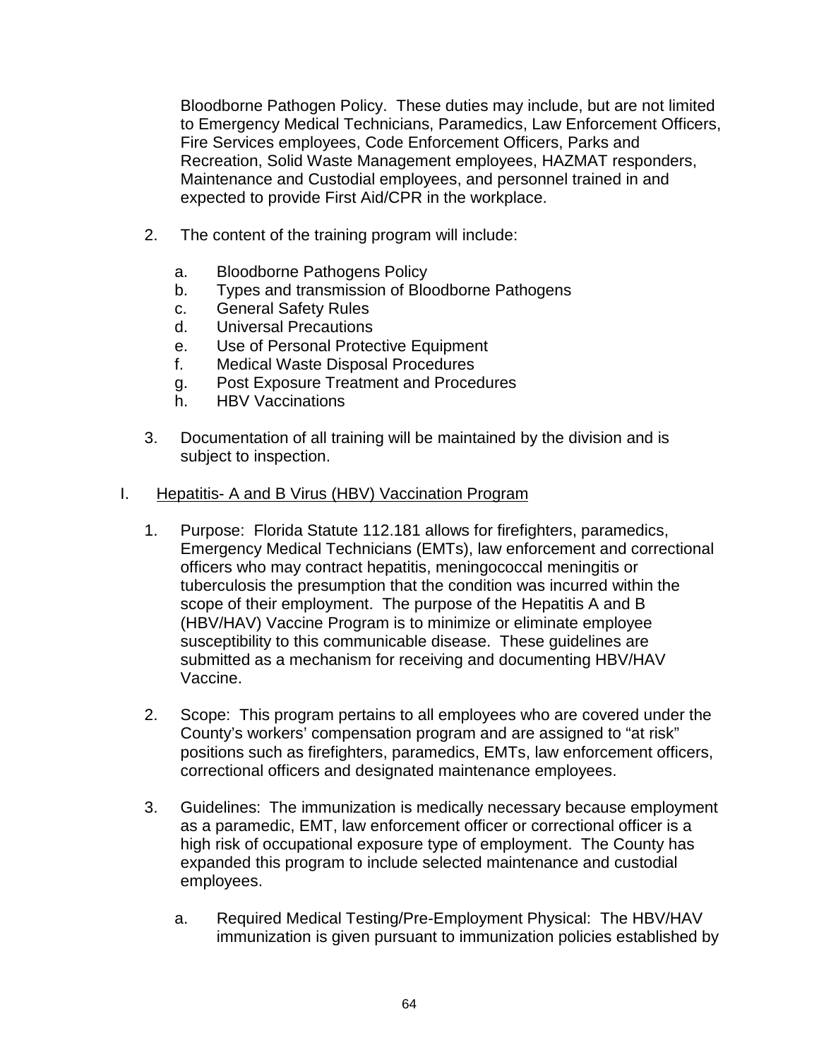Bloodborne Pathogen Policy. These duties may include, but are not limited to Emergency Medical Technicians, Paramedics, Law Enforcement Officers, Fire Services employees, Code Enforcement Officers, Parks and Recreation, Solid Waste Management employees, HAZMAT responders, Maintenance and Custodial employees, and personnel trained in and expected to provide First Aid/CPR in the workplace.

2. The content of the training program will include:

   a. Bloodborne Pathogens Policy
   b. Types and transmission of Bloodborne Pathogens
   c. General Safety Rules
   d. Universal Precautions
   e. Use of Personal Protective Equipment
   f. Medical Waste Disposal Procedures
   g. Post Exposure Treatment and Procedures
   h. HBV Vaccinations

3. Documentation of all training will be maintained by the division and is subject to inspection.

I. <u>Hepatitis- A and B Virus (HBV) Vaccination Program</u>

1. Purpose: Florida Statute 112.181 allows for firefighters, paramedics, Emergency Medical Technicians (EMTs), law enforcement and correctional officers who may contract hepatitis, meningococcal meningitis or tuberculosis the presumption that the condition was incurred within the scope of their employment. The purpose of the Hepatitis A and B (HBV/HAV) Vaccine Program is to minimize or eliminate employee susceptibility to this communicable disease. These guidelines are submitted as a mechanism for receiving and documenting HBV/HAV Vaccine.

2. Scope: This program pertains to all employees who are covered under the County's workers' compensation program and are assigned to "at risk" positions such as firefighters, paramedics, EMTs, law enforcement officers, correctional officers and designated maintenance employees.

3. Guidelines: The immunization is medically necessary because employment as a paramedic, EMT, law enforcement officer or correctional officer is a high risk of occupational exposure type of employment. The County has expanded this program to include selected maintenance and custodial employees.

   a. Required Medical Testing/Pre-Employment Physical: The HBV/HAV immunization is given pursuant to immunization policies established by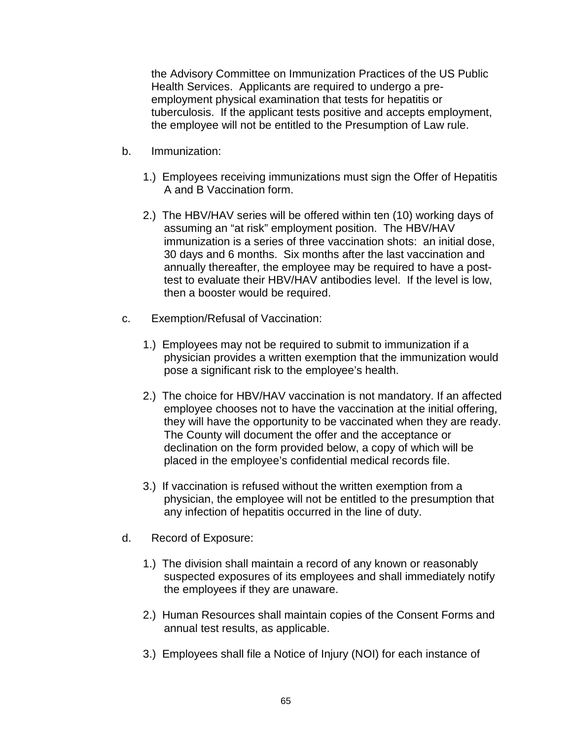the Advisory Committee on Immunization Practices of the US Public Health Services. Applicants are required to undergo a pre-employment physical examination that tests for hepatitis or tuberculosis. If the applicant tests positive and accepts employment, the employee will not be entitled to the Presumption of Law rule.

b. Immunization:

1.) Employees receiving immunizations must sign the Offer of Hepatitis A and B Vaccination form.

2.) The HBV/HAV series will be offered within ten (10) working days of assuming an "at risk" employment position. The HBV/HAV immunization is a series of three vaccination shots: an initial dose, 30 days and 6 months. Six months after the last vaccination and annually thereafter, the employee may be required to have a post-test to evaluate their HBV/HAV antibodies level. If the level is low, then a booster would be required.

c. Exemption/Refusal of Vaccination:

1.) Employees may not be required to submit to immunization if a physician provides a written exemption that the immunization would pose a significant risk to the employee's health.

2.) The choice for HBV/HAV vaccination is not mandatory. If an affected employee chooses not to have the vaccination at the initial offering, they will have the opportunity to be vaccinated when they are ready. The County will document the offer and the acceptance or declination on the form provided below, a copy of which will be placed in the employee's confidential medical records file.

3.) If vaccination is refused without the written exemption from a physician, the employee will not be entitled to the presumption that any infection of hepatitis occurred in the line of duty.

d. Record of Exposure:

1.) The division shall maintain a record of any known or reasonably suspected exposures of its employees and shall immediately notify the employees if they are unaware.

2.) Human Resources shall maintain copies of the Consent Forms and annual test results, as applicable.

3.) Employees shall file a Notice of Injury (NOI) for each instance of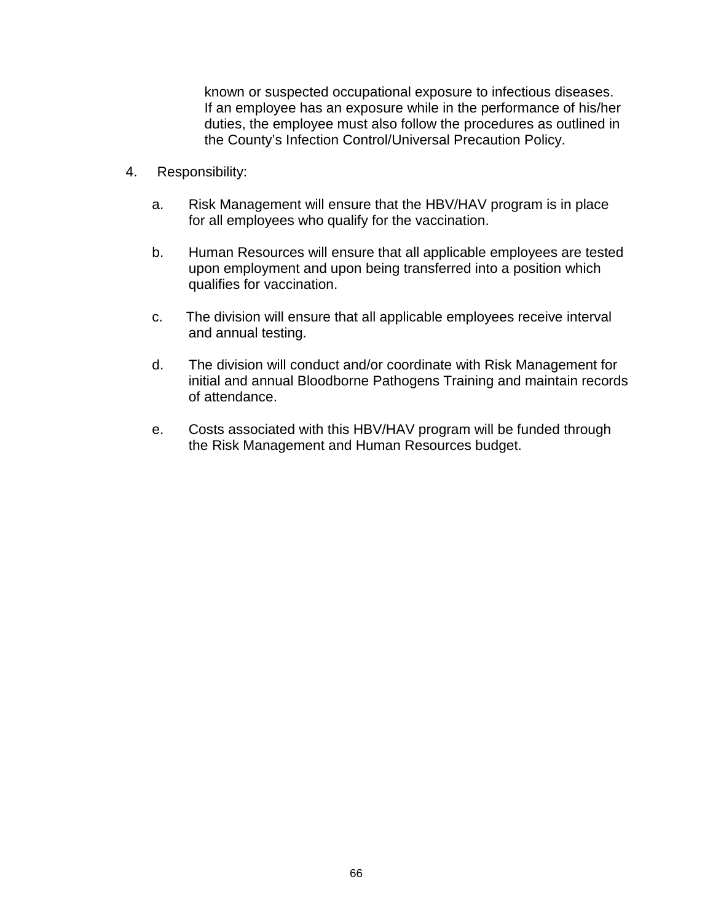known or suspected occupational exposure to infectious diseases. If an employee has an exposure while in the performance of his/her duties, the employee must also follow the procedures as outlined in the County's Infection Control/Universal Precaution Policy.

4. Responsibility:

   a. Risk Management will ensure that the HBV/HAV program is in place for all employees who qualify for the vaccination.

   b. Human Resources will ensure that all applicable employees are tested upon employment and upon being transferred into a position which qualifies for vaccination.

   c. The division will ensure that all applicable employees receive interval and annual testing.

   d. The division will conduct and/or coordinate with Risk Management for initial and annual Bloodborne Pathogens Training and maintain records of attendance.

   e. Costs associated with this HBV/HAV program will be funded through the Risk Management and Human Resources budget.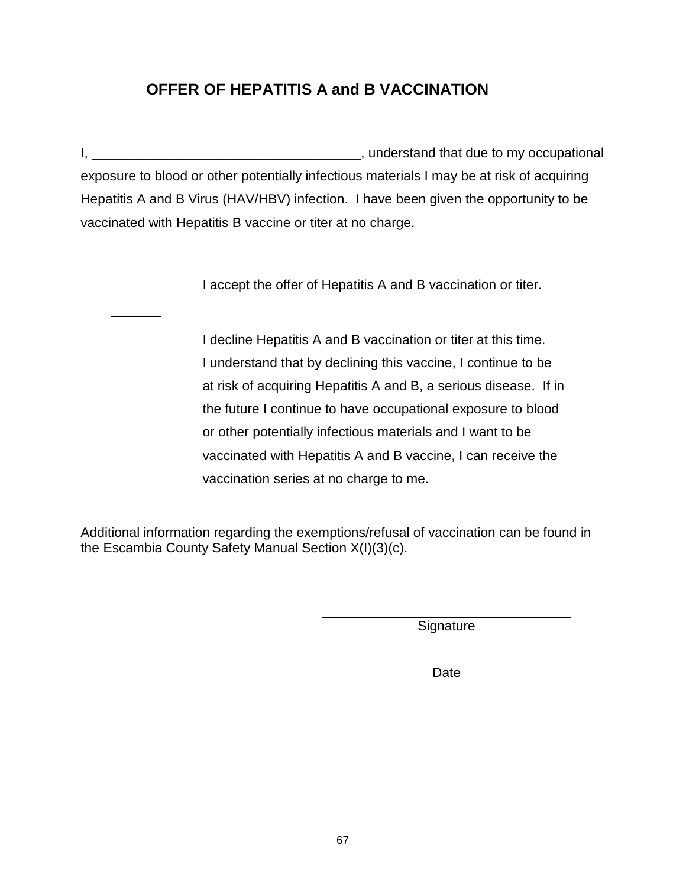# OFFER OF HEPATITIS A and B VACCINATION

I, ____________________________________, understand that due to my occupational exposure to blood or other potentially infectious materials I may be at risk of acquiring Hepatitis A and B Virus (HAV/HBV) infection. I have been given the opportunity to be vaccinated with Hepatitis B vaccine or titer at no charge.

☐ I accept the offer of Hepatitis A and B vaccination or titer.

☐ I decline Hepatitis A and B vaccination or titer at this time. I understand that by declining this vaccine, I continue to be at risk of acquiring Hepatitis A and B, a serious disease. If in the future I continue to have occupational exposure to blood or other potentially infectious materials and I want to be vaccinated with Hepatitis A and B vaccine, I can receive the vaccination series at no charge to me.

Additional information regarding the exemptions/refusal of vaccination can be found in the Escambia County Safety Manual Section X(I)(3)(c).

____________________________________
Signature

____________________________________
Date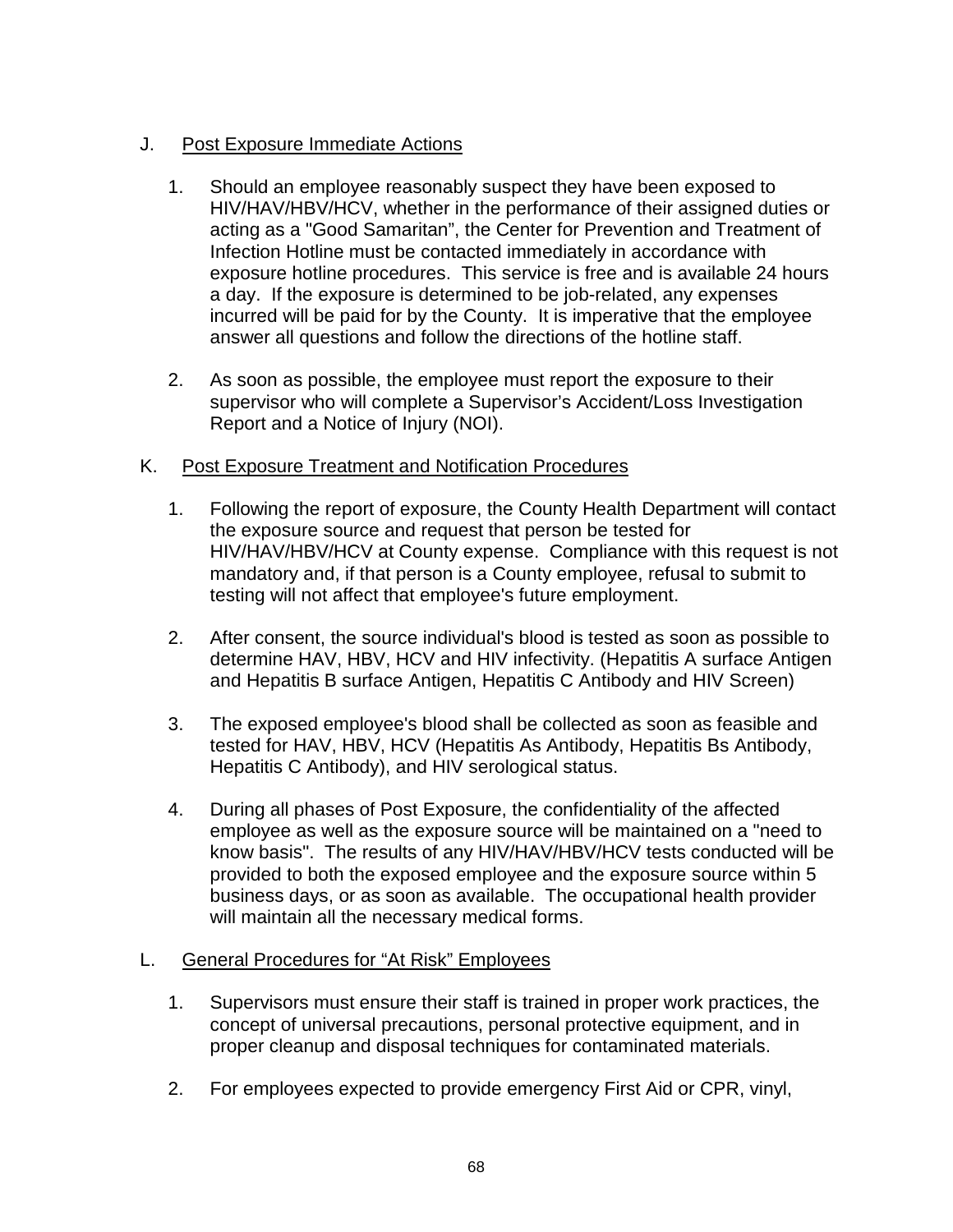J. Post Exposure Immediate Actions

1. Should an employee reasonably suspect they have been exposed to HIV/HAV/HBV/HCV, whether in the performance of their assigned duties or acting as a "Good Samaritan", the Center for Prevention and Treatment of Infection Hotline must be contacted immediately in accordance with exposure hotline procedures. This service is free and is available 24 hours a day. If the exposure is determined to be job-related, any expenses incurred will be paid for by the County. It is imperative that the employee answer all questions and follow the directions of the hotline staff.

2. As soon as possible, the employee must report the exposure to their supervisor who will complete a Supervisor's Accident/Loss Investigation Report and a Notice of Injury (NOI).

K. Post Exposure Treatment and Notification Procedures

1. Following the report of exposure, the County Health Department will contact the exposure source and request that person be tested for HIV/HAV/HBV/HCV at County expense. Compliance with this request is not mandatory and, if that person is a County employee, refusal to submit to testing will not affect that employee's future employment.

2. After consent, the source individual's blood is tested as soon as possible to determine HAV, HBV, HCV and HIV infectivity. (Hepatitis A surface Antigen and Hepatitis B surface Antigen, Hepatitis C Antibody and HIV Screen)

3. The exposed employee's blood shall be collected as soon as feasible and tested for HAV, HBV, HCV (Hepatitis As Antibody, Hepatitis Bs Antibody, Hepatitis C Antibody), and HIV serological status.

4. During all phases of Post Exposure, the confidentiality of the affected employee as well as the exposure source will be maintained on a "need to know basis". The results of any HIV/HAV/HBV/HCV tests conducted will be provided to both the exposed employee and the exposure source within 5 business days, or as soon as available. The occupational health provider will maintain all the necessary medical forms.

L. General Procedures for "At Risk" Employees

1. Supervisors must ensure their staff is trained in proper work practices, the concept of universal precautions, personal protective equipment, and in proper cleanup and disposal techniques for contaminated materials.

2. For employees expected to provide emergency First Aid or CPR, vinyl,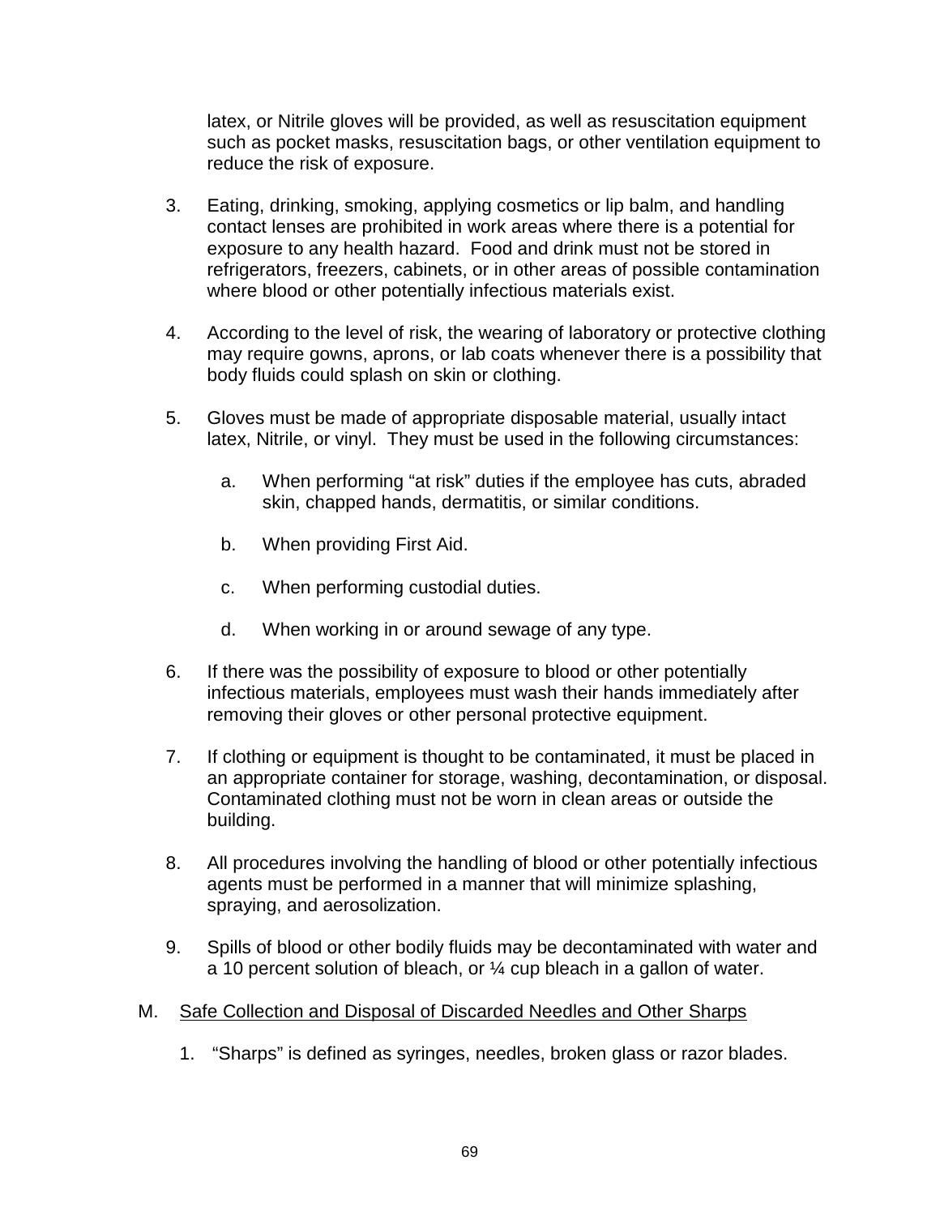latex, or Nitrile gloves will be provided, as well as resuscitation equipment such as pocket masks, resuscitation bags, or other ventilation equipment to reduce the risk of exposure.

3. Eating, drinking, smoking, applying cosmetics or lip balm, and handling contact lenses are prohibited in work areas where there is a potential for exposure to any health hazard. Food and drink must not be stored in refrigerators, freezers, cabinets, or in other areas of possible contamination where blood or other potentially infectious materials exist.

4. According to the level of risk, the wearing of laboratory or protective clothing may require gowns, aprons, or lab coats whenever there is a possibility that body fluids could splash on skin or clothing.

5. Gloves must be made of appropriate disposable material, usually intact latex, Nitrile, or vinyl. They must be used in the following circumstances:

   a. When performing "at risk" duties if the employee has cuts, abraded skin, chapped hands, dermatitis, or similar conditions.

   b. When providing First Aid.

   c. When performing custodial duties.

   d. When working in or around sewage of any type.

6. If there was the possibility of exposure to blood or other potentially infectious materials, employees must wash their hands immediately after removing their gloves or other personal protective equipment.

7. If clothing or equipment is thought to be contaminated, it must be placed in an appropriate container for storage, washing, decontamination, or disposal. Contaminated clothing must not be worn in clean areas or outside the building.

8. All procedures involving the handling of blood or other potentially infectious agents must be performed in a manner that will minimize splashing, spraying, and aerosolization.

9. Spills of blood or other bodily fluids may be decontaminated with water and a 10 percent solution of bleach, or ¼ cup bleach in a gallon of water.

M. <u>Safe Collection and Disposal of Discarded Needles and Other Sharps</u>

   1. "Sharps" is defined as syringes, needles, broken glass or razor blades.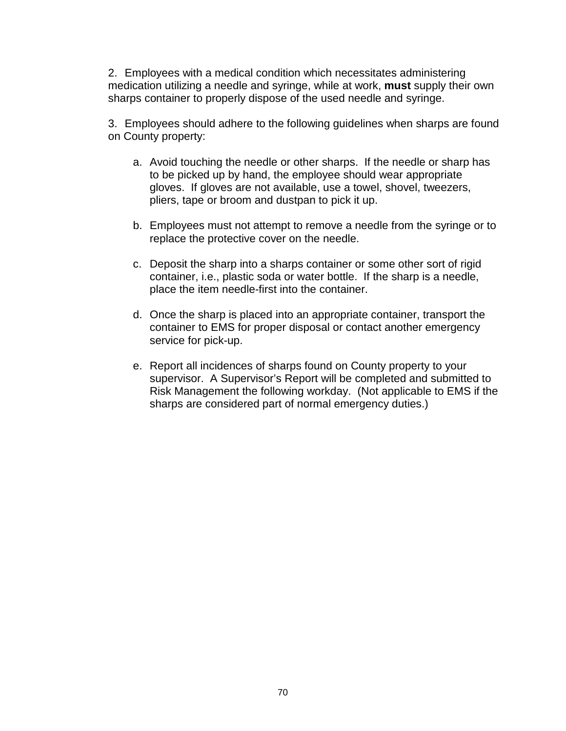2. Employees with a medical condition which necessitates administering medication utilizing a needle and syringe, while at work, **must** supply their own sharps container to properly dispose of the used needle and syringe.

3. Employees should adhere to the following guidelines when sharps are found on County property:

   a. Avoid touching the needle or other sharps. If the needle or sharp has to be picked up by hand, the employee should wear appropriate gloves. If gloves are not available, use a towel, shovel, tweezers, pliers, tape or broom and dustpan to pick it up.

   b. Employees must not attempt to remove a needle from the syringe or to replace the protective cover on the needle.

   c. Deposit the sharp into a sharps container or some other sort of rigid container, i.e., plastic soda or water bottle. If the sharp is a needle, place the item needle-first into the container.

   d. Once the sharp is placed into an appropriate container, transport the container to EMS for proper disposal or contact another emergency service for pick-up.

   e. Report all incidences of sharps found on County property to your supervisor. A Supervisor's Report will be completed and submitted to Risk Management the following workday. (Not applicable to EMS if the sharps are considered part of normal emergency duties.)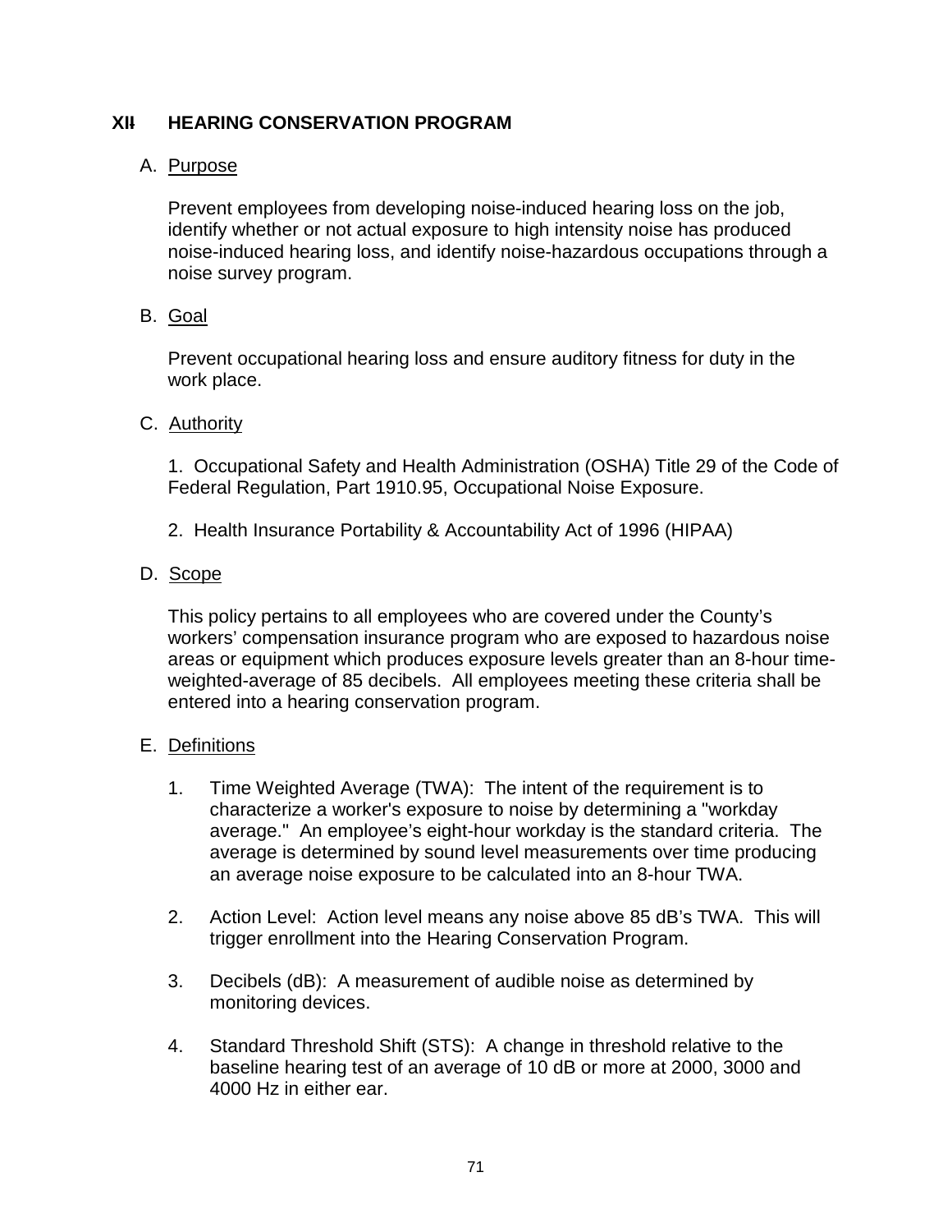## XII HEARING CONSERVATION PROGRAM

A. Purpose

Prevent employees from developing noise-induced hearing loss on the job, identify whether or not actual exposure to high intensity noise has produced noise-induced hearing loss, and identify noise-hazardous occupations through a noise survey program.

B. Goal

Prevent occupational hearing loss and ensure auditory fitness for duty in the work place.

C. Authority

1. Occupational Safety and Health Administration (OSHA) Title 29 of the Code of Federal Regulation, Part 1910.95, Occupational Noise Exposure.

2. Health Insurance Portability & Accountability Act of 1996 (HIPAA)

D. Scope

This policy pertains to all employees who are covered under the County's workers' compensation insurance program who are exposed to hazardous noise areas or equipment which produces exposure levels greater than an 8-hour time-weighted-average of 85 decibels. All employees meeting these criteria shall be entered into a hearing conservation program.

E. Definitions

1. Time Weighted Average (TWA): The intent of the requirement is to characterize a worker's exposure to noise by determining a "workday average." An employee's eight-hour workday is the standard criteria. The average is determined by sound level measurements over time producing an average noise exposure to be calculated into an 8-hour TWA.

2. Action Level: Action level means any noise above 85 dB's TWA. This will trigger enrollment into the Hearing Conservation Program.

3. Decibels (dB): A measurement of audible noise as determined by monitoring devices.

4. Standard Threshold Shift (STS): A change in threshold relative to the baseline hearing test of an average of 10 dB or more at 2000, 3000 and 4000 Hz in either ear.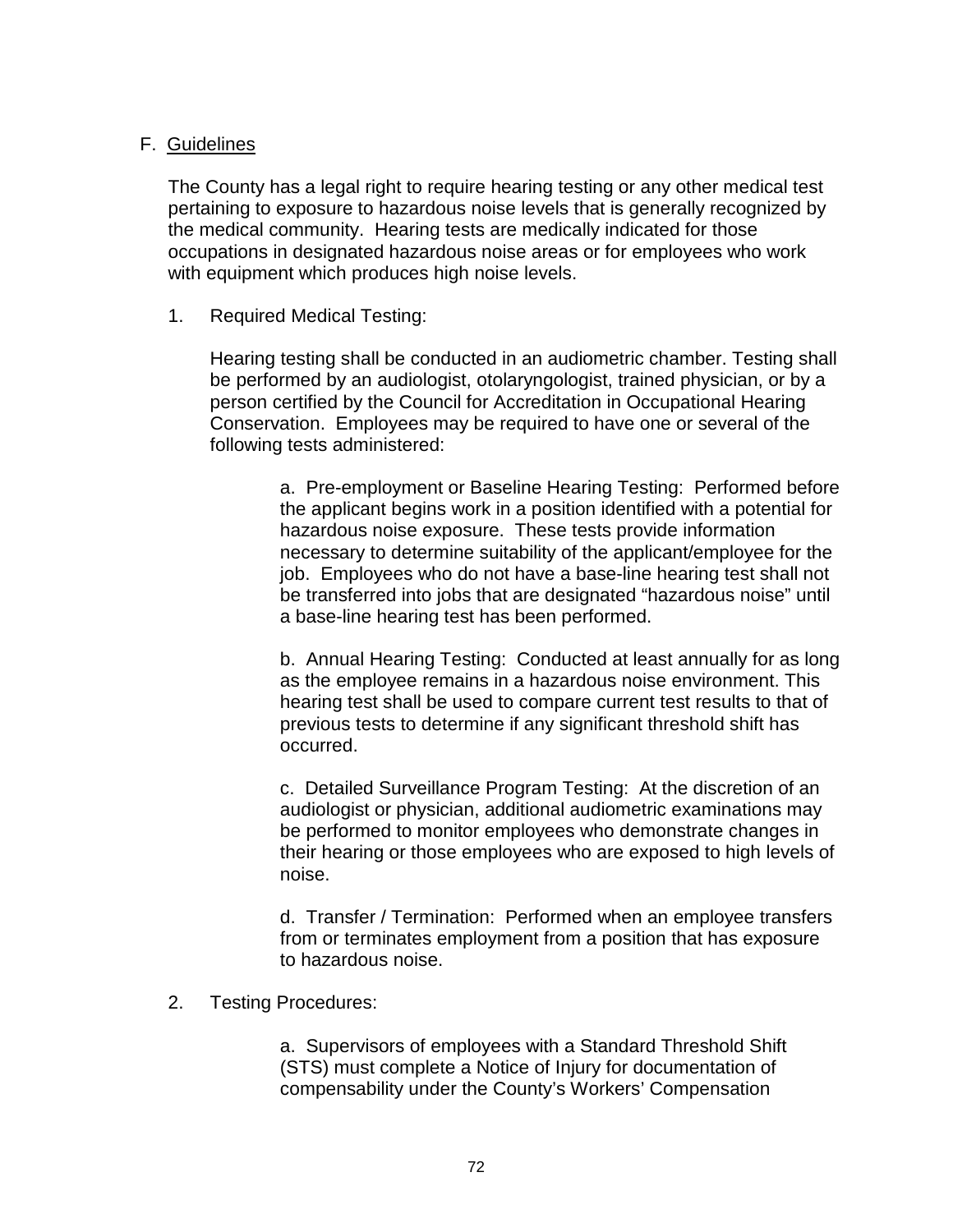## F. <u>Guidelines</u>

The County has a legal right to require hearing testing or any other medical test pertaining to exposure to hazardous noise levels that is generally recognized by the medical community. Hearing tests are medically indicated for those occupations in designated hazardous noise areas or for employees who work with equipment which produces high noise levels.

1. Required Medical Testing:

   Hearing testing shall be conducted in an audiometric chamber. Testing shall be performed by an audiologist, otolaryngologist, trained physician, or by a person certified by the Council for Accreditation in Occupational Hearing Conservation. Employees may be required to have one or several of the following tests administered:

   a. Pre-employment or Baseline Hearing Testing: Performed before the applicant begins work in a position identified with a potential for hazardous noise exposure. These tests provide information necessary to determine suitability of the applicant/employee for the job. Employees who do not have a base-line hearing test shall not be transferred into jobs that are designated "hazardous noise" until a base-line hearing test has been performed.

   b. Annual Hearing Testing: Conducted at least annually for as long as the employee remains in a hazardous noise environment. This hearing test shall be used to compare current test results to that of previous tests to determine if any significant threshold shift has occurred.

   c. Detailed Surveillance Program Testing: At the discretion of an audiologist or physician, additional audiometric examinations may be performed to monitor employees who demonstrate changes in their hearing or those employees who are exposed to high levels of noise.

   d. Transfer / Termination: Performed when an employee transfers from or terminates employment from a position that has exposure to hazardous noise.

2. Testing Procedures:

   a. Supervisors of employees with a Standard Threshold Shift (STS) must complete a Notice of Injury for documentation of compensability under the County's Workers' Compensation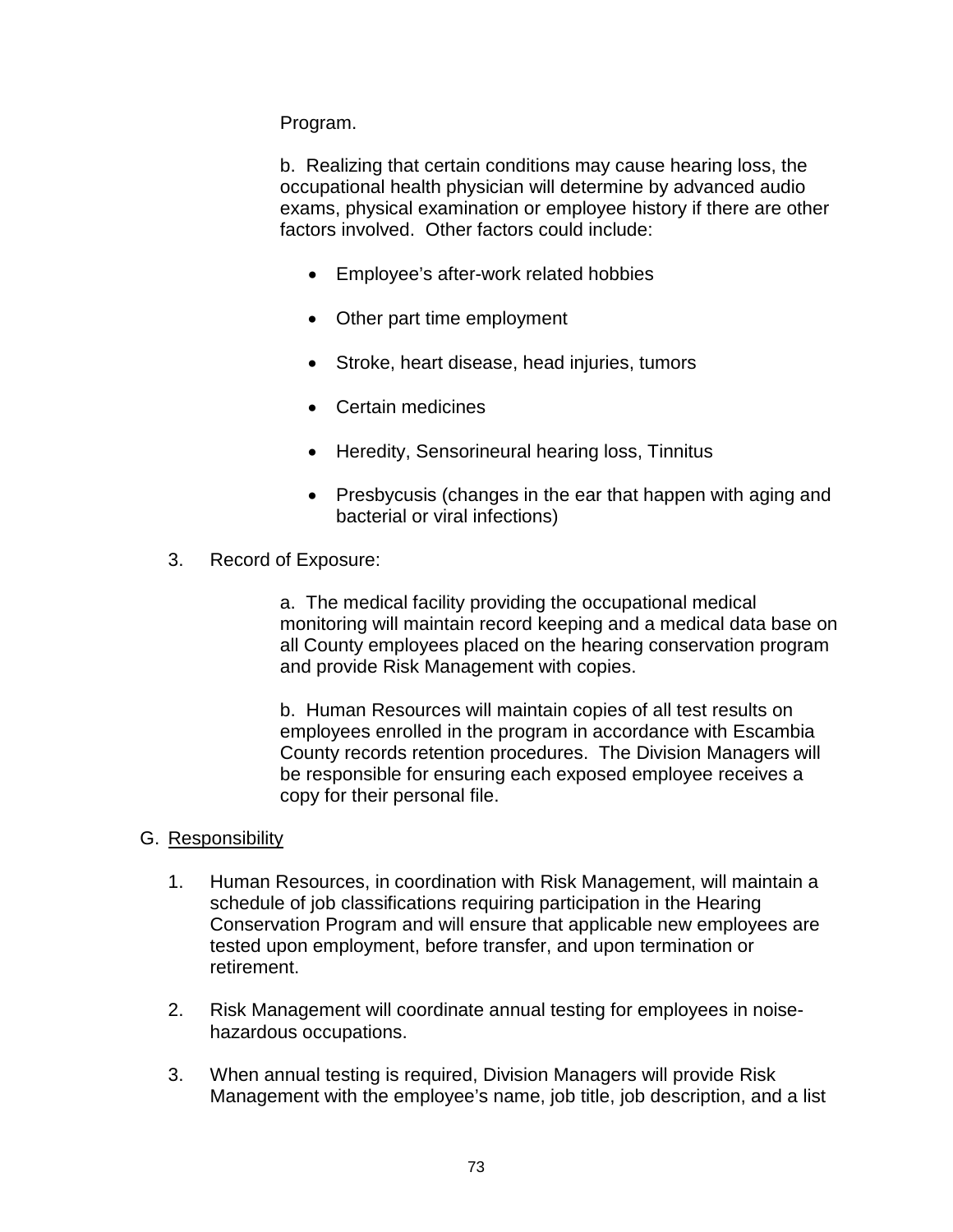Program.

b. Realizing that certain conditions may cause hearing loss, the occupational health physician will determine by advanced audio exams, physical examination or employee history if there are other factors involved. Other factors could include:

- Employee's after-work related hobbies
- Other part time employment
- Stroke, heart disease, head injuries, tumors
- Certain medicines
- Heredity, Sensorineural hearing loss, Tinnitus
- Presbycusis (changes in the ear that happen with aging and bacterial or viral infections)

3. Record of Exposure:

a. The medical facility providing the occupational medical monitoring will maintain record keeping and a medical data base on all County employees placed on the hearing conservation program and provide Risk Management with copies.

b. Human Resources will maintain copies of all test results on employees enrolled in the program in accordance with Escambia County records retention procedures. The Division Managers will be responsible for ensuring each exposed employee receives a copy for their personal file.

G. <u>Responsibility</u>

1. Human Resources, in coordination with Risk Management, will maintain a schedule of job classifications requiring participation in the Hearing Conservation Program and will ensure that applicable new employees are tested upon employment, before transfer, and upon termination or retirement.

2. Risk Management will coordinate annual testing for employees in noise-hazardous occupations.

3. When annual testing is required, Division Managers will provide Risk Management with the employee's name, job title, job description, and a list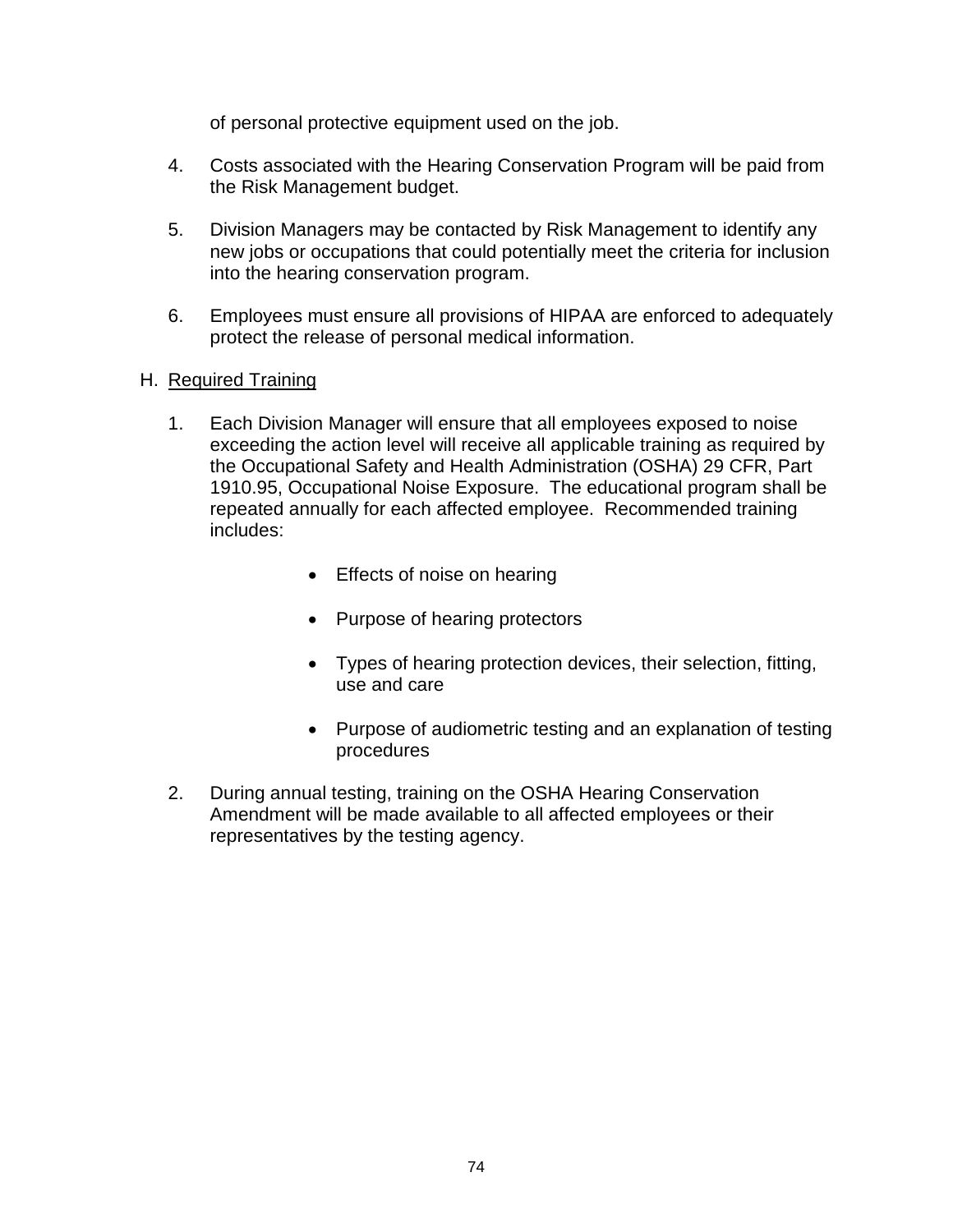of personal protective equipment used on the job.

4. Costs associated with the Hearing Conservation Program will be paid from the Risk Management budget.

5. Division Managers may be contacted by Risk Management to identify any new jobs or occupations that could potentially meet the criteria for inclusion into the hearing conservation program.

6. Employees must ensure all provisions of HIPAA are enforced to adequately protect the release of personal medical information.

H. <u>Required Training</u>

1. Each Division Manager will ensure that all employees exposed to noise exceeding the action level will receive all applicable training as required by the Occupational Safety and Health Administration (OSHA) 29 CFR, Part 1910.95, Occupational Noise Exposure. The educational program shall be repeated annually for each affected employee. Recommended training includes:

   - Effects of noise on hearing
   - Purpose of hearing protectors
   - Types of hearing protection devices, their selection, fitting, use and care
   - Purpose of audiometric testing and an explanation of testing procedures

2. During annual testing, training on the OSHA Hearing Conservation Amendment will be made available to all affected employees or their representatives by the testing agency.